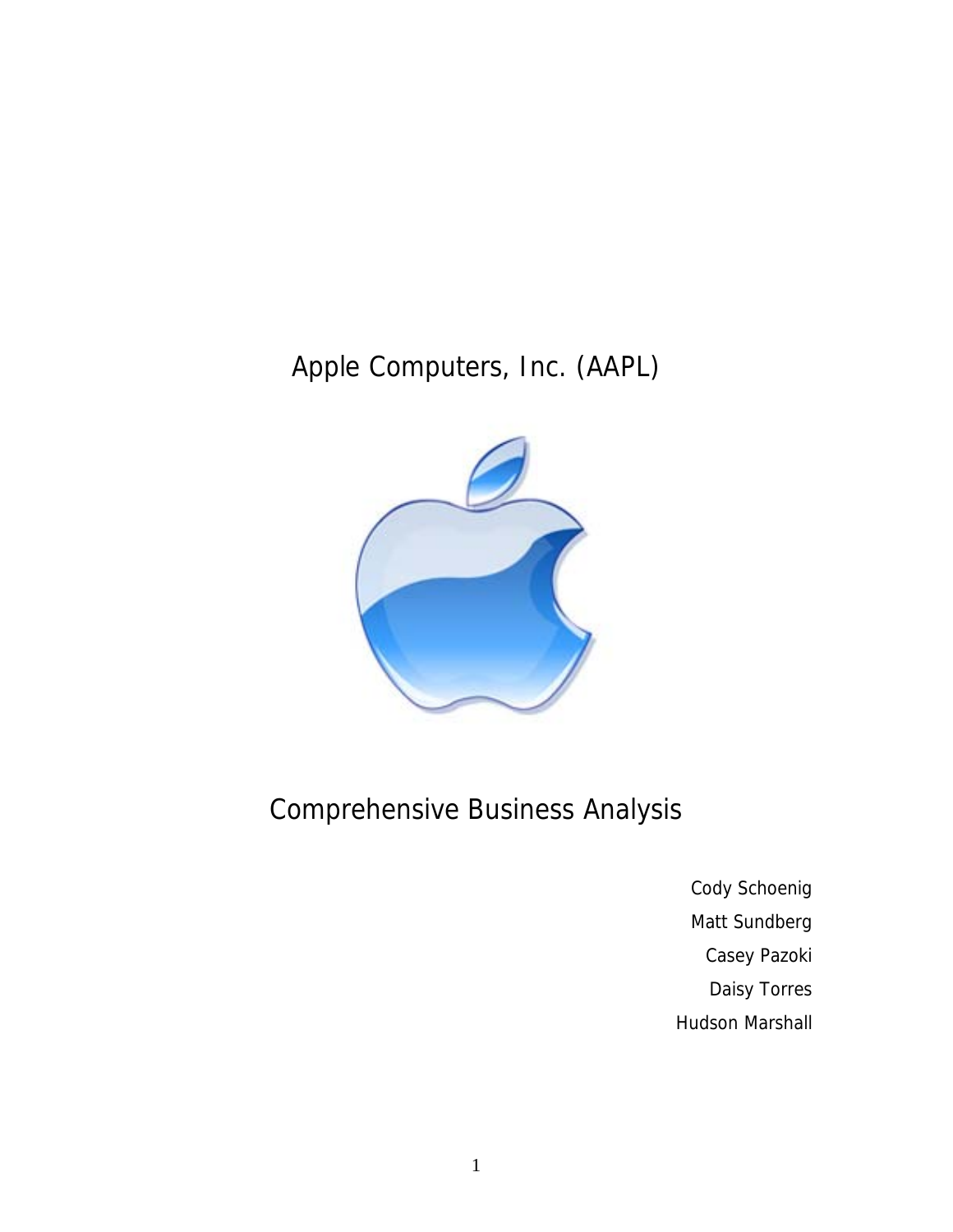# Apple Computers, Inc. (AAPL)

# Comprehensive Business Analysis

Cody Schoenig
Matt Sundberg
Casey Pazoki
Daisy Torres
Hudson Marshall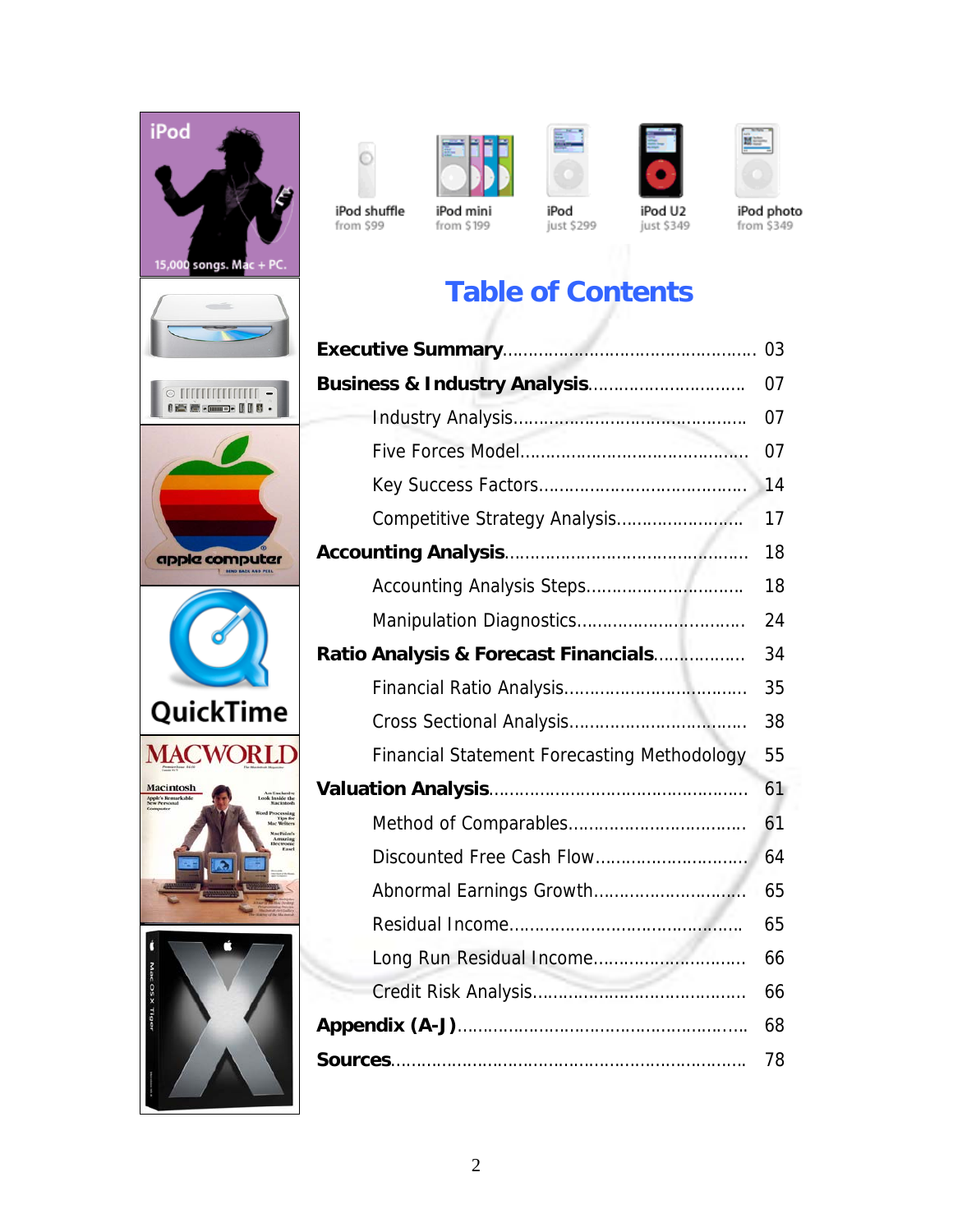iPod shuffle from $99

iPod mini from $199

iPod just $299

iPod U2 just $349

iPod photo from $349

# Table of Contents

**Executive Summary**................................................ 03

**Business & Industry Analysis**.............................. 07

- Industry Analysis............................................ 07
- Five Forces Model........................................... 07
- Key Success Factors........................................ 14
- Competitive Strategy Analysis......................... 17

**Accounting Analysis**.............................................. 18

- Accounting Analysis Steps.............................. 18
- Manipulation Diagnostics................................ 24

**Ratio Analysis & Forecast Financials**................. 34

- Financial Ratio Analysis.................................. 35
- Cross Sectional Analysis................................. 38
- Financial Statement Forecasting Methodology 55

**Valuation Analysis**................................................ 61

- Method of Comparables.................................. 61
- Discounted Free Cash Flow............................. 64
- Abnormal Earnings Growth............................. 65
- Residual Income............................................ 65
- Long Run Residual Income............................. 66
- Credit Risk Analysis....................................... 66

**Appendix (A-J)**...................................................... 68

**Sources**................................................................. 78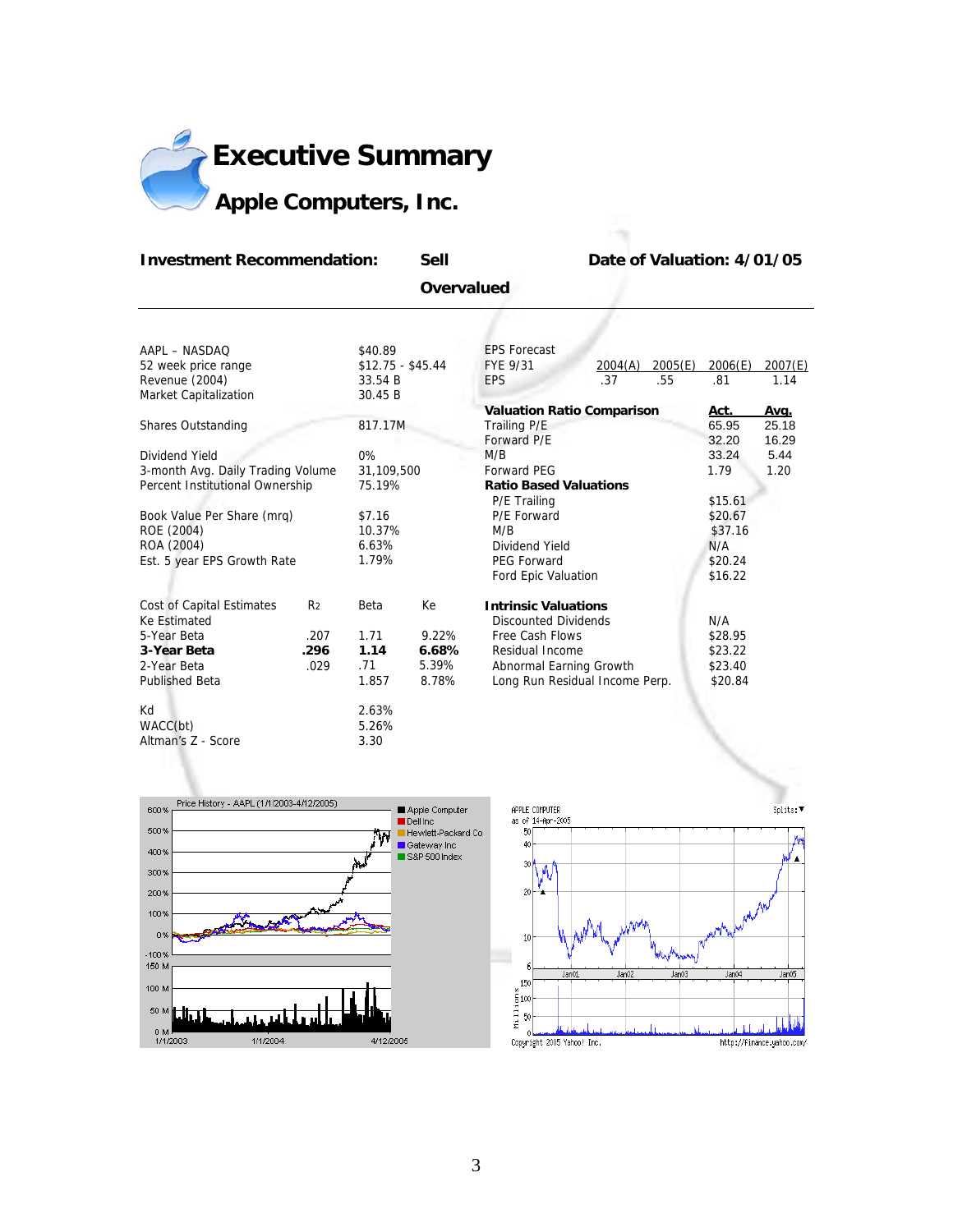# Executive Summary

## Apple Computers, Inc.

**Investment Recommendation: Sell**

**Overvalued**

**Date of Valuation: 4/01/05**

| | |
|---|---|
| AAPL – NASDAQ | $40.89 |
| 52 week price range | $12.75 - $45.44 |
| Revenue (2004) | 33.54 B |
| Market Capitalization | 30.45 B |
| Shares Outstanding | 817.17M |
| Dividend Yield | 0% |
| 3-month Avg. Daily Trading Volume | 31,109,500 |
| Percent Institutional Ownership | 75.19% |
| Book Value Per Share (mrq) | $7.16 |
| ROE (2004) | 10.37% |
| ROA (2004) | 6.63% |
| Est. 5 year EPS Growth Rate | 1.79% |

| Cost of Capital Estimates | $R^2$ | Beta | Ke |
|---|---|---|---|
| Ke Estimated | | | |
| 5-Year Beta | .207 | 1.71 | 9.22% |
| **3-Year Beta** | **.296** | **1.14** | **6.68%** |
| 2-Year Beta | .029 | .71 | 5.39% |
| Published Beta | | 1.857 | 8.78% |

| | |
|---|---|
| Kd | 2.63% |
| WACC(bt) | 5.26% |
| Altman's Z - Score | 3.30 |

| EPS Forecast FYE 9/31 | 2004(A) | 2005(E) | 2006(E) | 2007(E) |
|---|---|---|---|---|
| EPS | .37 | .55 | .81 | 1.14 |

| **Valuation Ratio Comparison** | **Act.** | **Avg.** |
|---|---|---|
| Trailing P/E | 65.95 | 25.18 |
| Forward P/E | 32.20 | 16.29 |
| M/B | 33.24 | 5.44 |
| Forward PEG | 1.79 | 1.20 |

| **Ratio Based Valuations** | |
|---|---|
| P/E Trailing | $15.61 |
| P/E Forward | $20.67 |
| M/B | $37.16 |
| Dividend Yield | N/A |
| PEG Forward | $20.24 |
| Ford Epic Valuation | $16.22 |

| **Intrinsic Valuations** | |
|---|---|
| Discounted Dividends | N/A |
| Free Cash Flows | $28.95 |
| Residual Income | $23.22 |
| Abnormal Earning Growth | $23.40 |
| Long Run Residual Income Perp. | $20.84 |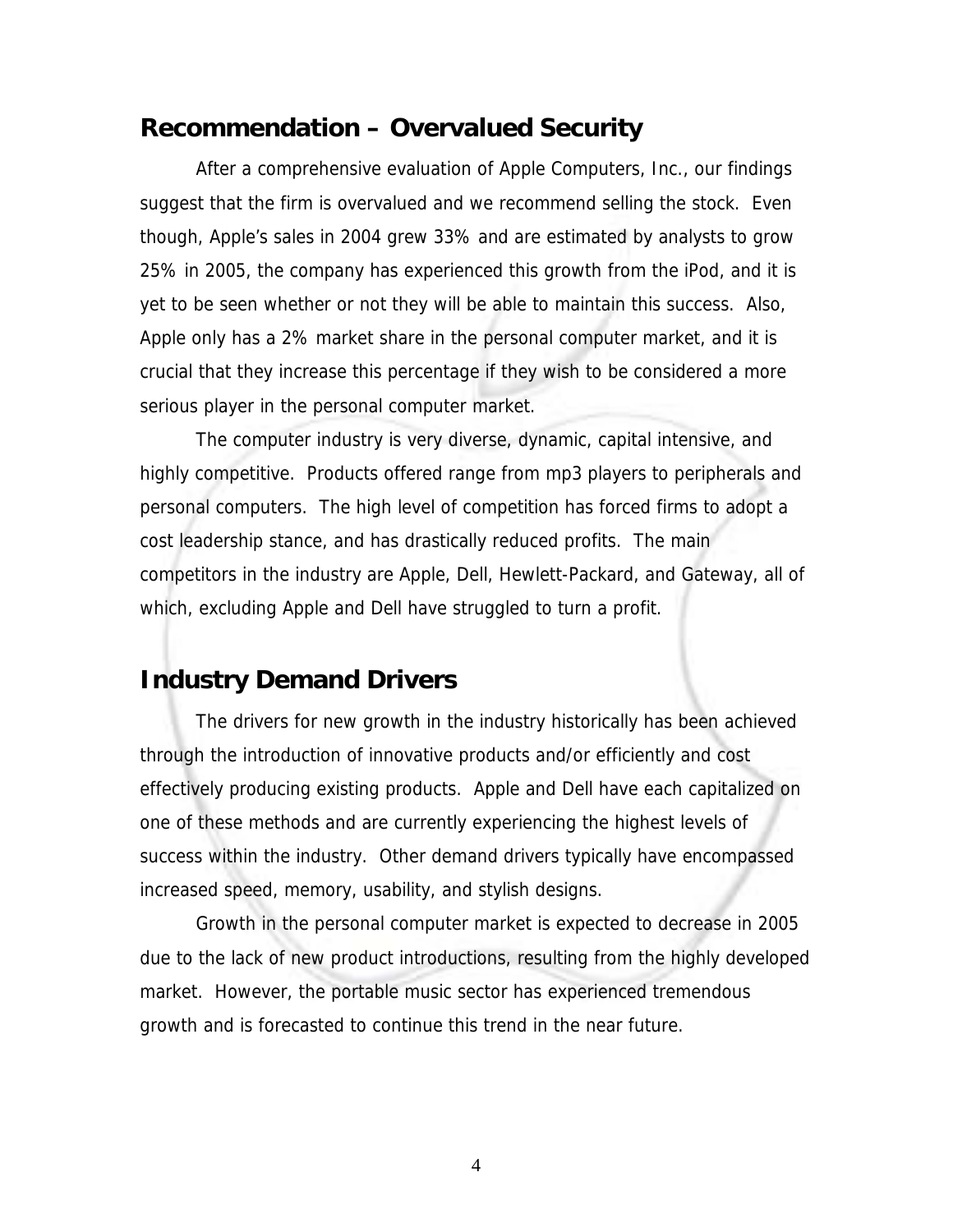## Recommendation – Overvalued Security

After a comprehensive evaluation of Apple Computers, Inc., our findings suggest that the firm is overvalued and we recommend selling the stock. Even though, Apple's sales in 2004 grew 33% and are estimated by analysts to grow 25% in 2005, the company has experienced this growth from the iPod, and it is yet to be seen whether or not they will be able to maintain this success. Also, Apple only has a 2% market share in the personal computer market, and it is crucial that they increase this percentage if they wish to be considered a more serious player in the personal computer market.

The computer industry is very diverse, dynamic, capital intensive, and highly competitive. Products offered range from mp3 players to peripherals and personal computers. The high level of competition has forced firms to adopt a cost leadership stance, and has drastically reduced profits. The main competitors in the industry are Apple, Dell, Hewlett-Packard, and Gateway, all of which, excluding Apple and Dell have struggled to turn a profit.

## Industry Demand Drivers

The drivers for new growth in the industry historically has been achieved through the introduction of innovative products and/or efficiently and cost effectively producing existing products. Apple and Dell have each capitalized on one of these methods and are currently experiencing the highest levels of success within the industry. Other demand drivers typically have encompassed increased speed, memory, usability, and stylish designs.

Growth in the personal computer market is expected to decrease in 2005 due to the lack of new product introductions, resulting from the highly developed market. However, the portable music sector has experienced tremendous growth and is forecasted to continue this trend in the near future.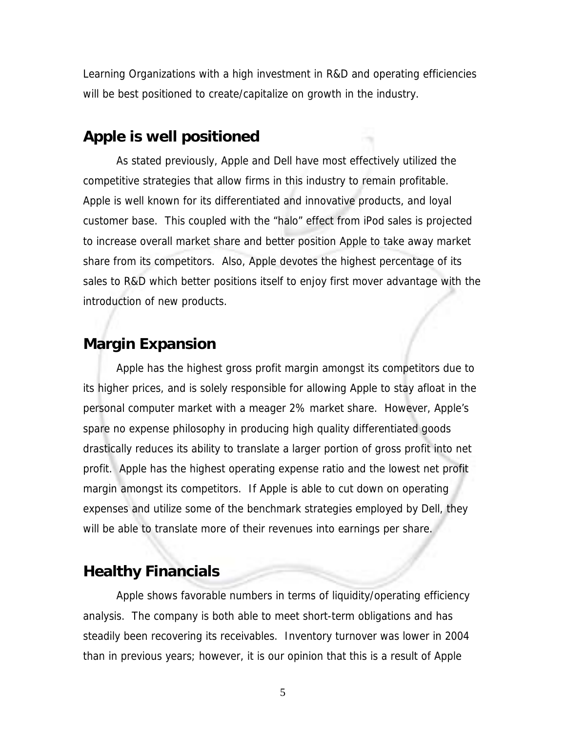Learning Organizations with a high investment in R&D and operating efficiencies will be best positioned to create/capitalize on growth in the industry.

## Apple is well positioned

As stated previously, Apple and Dell have most effectively utilized the competitive strategies that allow firms in this industry to remain profitable. Apple is well known for its differentiated and innovative products, and loyal customer base. This coupled with the "halo" effect from iPod sales is projected to increase overall market share and better position Apple to take away market share from its competitors. Also, Apple devotes the highest percentage of its sales to R&D which better positions itself to enjoy first mover advantage with the introduction of new products.

## Margin Expansion

Apple has the highest gross profit margin amongst its competitors due to its higher prices, and is solely responsible for allowing Apple to stay afloat in the personal computer market with a meager 2% market share. However, Apple's spare no expense philosophy in producing high quality differentiated goods drastically reduces its ability to translate a larger portion of gross profit into net profit. Apple has the highest operating expense ratio and the lowest net profit margin amongst its competitors. If Apple is able to cut down on operating expenses and utilize some of the benchmark strategies employed by Dell, they will be able to translate more of their revenues into earnings per share.

## Healthy Financials

Apple shows favorable numbers in terms of liquidity/operating efficiency analysis. The company is both able to meet short-term obligations and has steadily been recovering its receivables. Inventory turnover was lower in 2004 than in previous years; however, it is our opinion that this is a result of Apple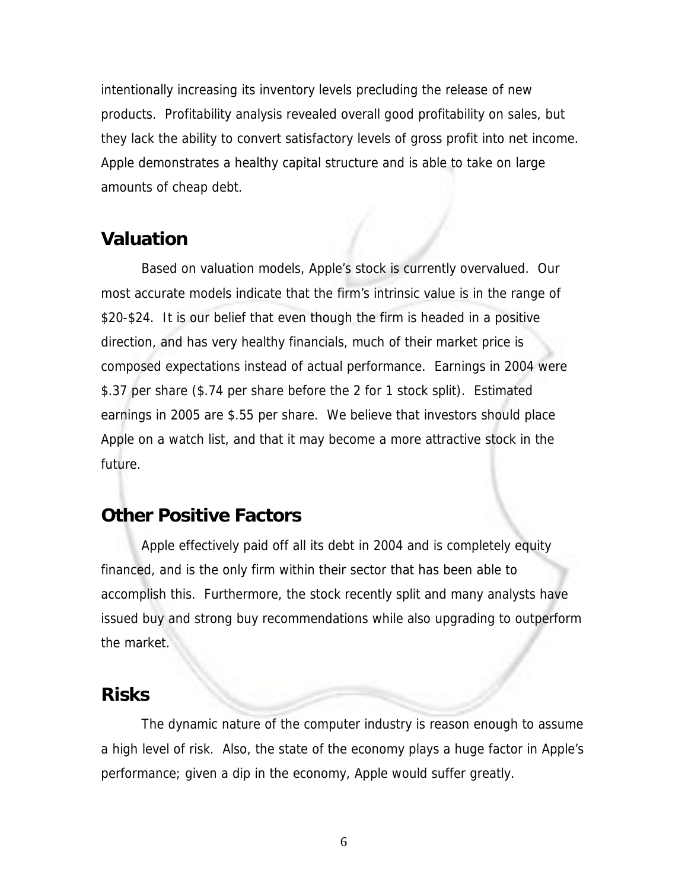intentionally increasing its inventory levels precluding the release of new products. Profitability analysis revealed overall good profitability on sales, but they lack the ability to convert satisfactory levels of gross profit into net income. Apple demonstrates a healthy capital structure and is able to take on large amounts of cheap debt.

## Valuation

Based on valuation models, Apple's stock is currently overvalued. Our most accurate models indicate that the firm's intrinsic value is in the range of $20-$24. It is our belief that even though the firm is headed in a positive direction, and has very healthy financials, much of their market price is composed expectations instead of actual performance. Earnings in 2004 were $.37 per share ($.74 per share before the 2 for 1 stock split). Estimated earnings in 2005 are $.55 per share. We believe that investors should place Apple on a watch list, and that it may become a more attractive stock in the future.

## Other Positive Factors

Apple effectively paid off all its debt in 2004 and is completely equity financed, and is the only firm within their sector that has been able to accomplish this. Furthermore, the stock recently split and many analysts have issued buy and strong buy recommendations while also upgrading to outperform the market.

## Risks

The dynamic nature of the computer industry is reason enough to assume a high level of risk. Also, the state of the economy plays a huge factor in Apple's performance; given a dip in the economy, Apple would suffer greatly.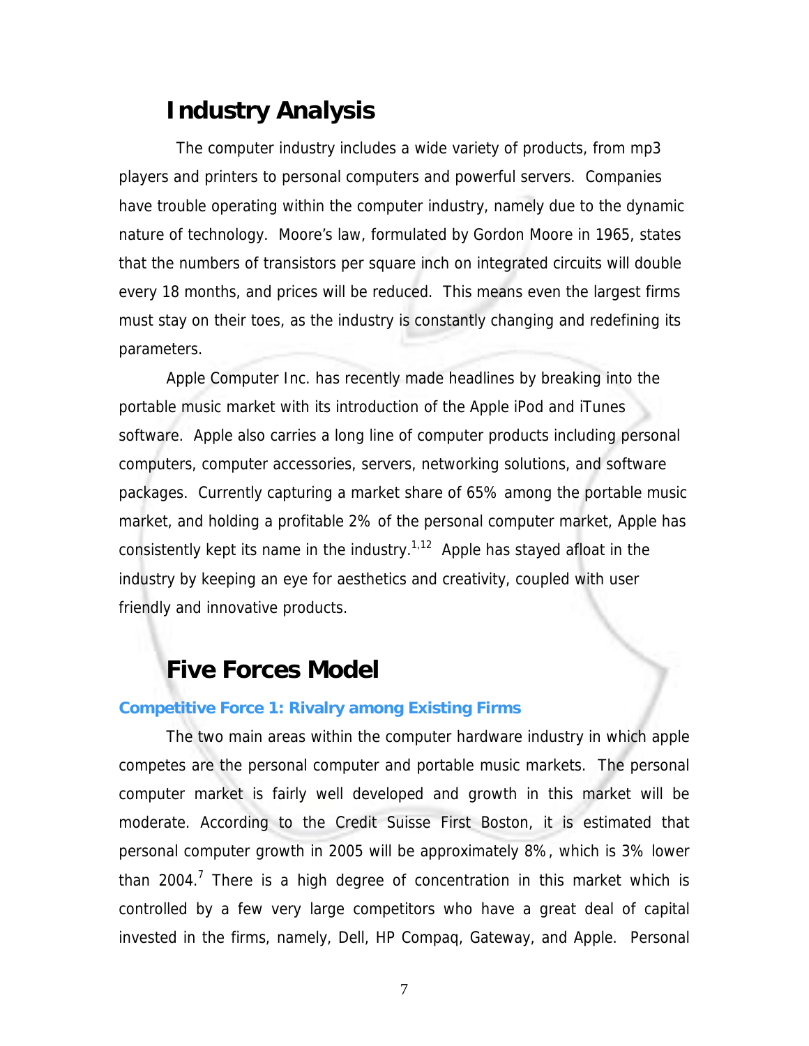# Industry Analysis

The computer industry includes a wide variety of products, from mp3 players and printers to personal computers and powerful servers. Companies have trouble operating within the computer industry, namely due to the dynamic nature of technology. Moore's law, formulated by Gordon Moore in 1965, states that the numbers of transistors per square inch on integrated circuits will double every 18 months, and prices will be reduced. This means even the largest firms must stay on their toes, as the industry is constantly changing and redefining its parameters.

Apple Computer Inc. has recently made headlines by breaking into the portable music market with its introduction of the Apple iPod and iTunes software. Apple also carries a long line of computer products including personal computers, computer accessories, servers, networking solutions, and software packages. Currently capturing a market share of 65% among the portable music market, and holding a profitable 2% of the personal computer market, Apple has consistently kept its name in the industry.[1,12] Apple has stayed afloat in the industry by keeping an eye for aesthetics and creativity, coupled with user friendly and innovative products.

# Five Forces Model

### Competitive Force 1: Rivalry among Existing Firms

The two main areas within the computer hardware industry in which apple competes are the personal computer and portable music markets. The personal computer market is fairly well developed and growth in this market will be moderate. According to the Credit Suisse First Boston, it is estimated that personal computer growth in 2005 will be approximately 8%, which is 3% lower than 2004.[7] There is a high degree of concentration in this market which is controlled by a few very large competitors who have a great deal of capital invested in the firms, namely, Dell, HP Compaq, Gateway, and Apple. Personal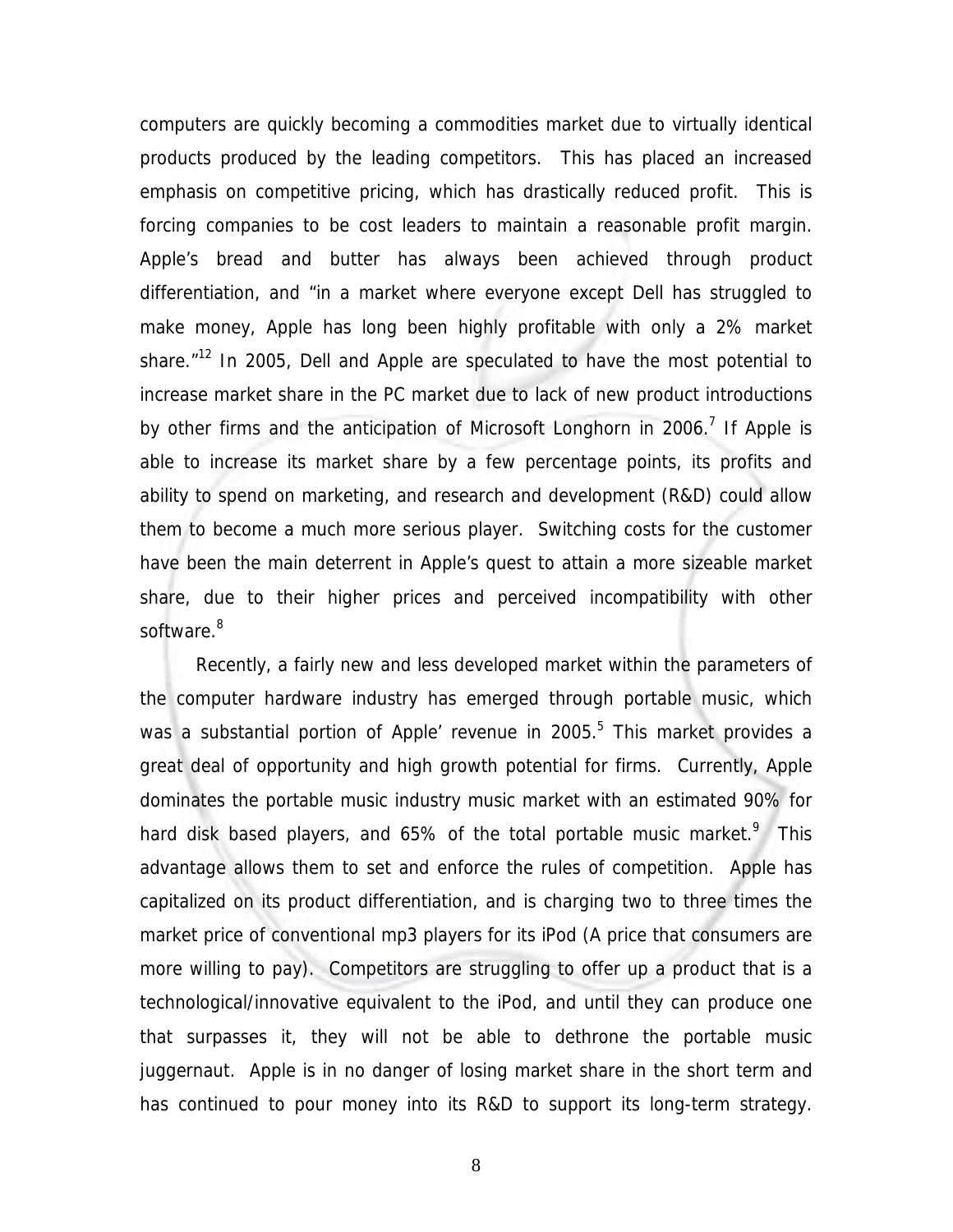computers are quickly becoming a commodities market due to virtually identical products produced by the leading competitors. This has placed an increased emphasis on competitive pricing, which has drastically reduced profit. This is forcing companies to be cost leaders to maintain a reasonable profit margin. Apple's bread and butter has always been achieved through product differentiation, and "in a market where everyone except Dell has struggled to make money, Apple has long been highly profitable with only a 2% market share."[12] In 2005, Dell and Apple are speculated to have the most potential to increase market share in the PC market due to lack of new product introductions by other firms and the anticipation of Microsoft Longhorn in 2006.[7] If Apple is able to increase its market share by a few percentage points, its profits and ability to spend on marketing, and research and development (R&D) could allow them to become a much more serious player. Switching costs for the customer have been the main deterrent in Apple's quest to attain a more sizeable market share, due to their higher prices and perceived incompatibility with other software.[8]

Recently, a fairly new and less developed market within the parameters of the computer hardware industry has emerged through portable music, which was a substantial portion of Apple' revenue in 2005.[5] This market provides a great deal of opportunity and high growth potential for firms. Currently, Apple dominates the portable music industry music market with an estimated 90% for hard disk based players, and 65% of the total portable music market.[9] This advantage allows them to set and enforce the rules of competition. Apple has capitalized on its product differentiation, and is charging two to three times the market price of conventional mp3 players for its iPod (A price that consumers are more willing to pay). Competitors are struggling to offer up a product that is a technological/innovative equivalent to the iPod, and until they can produce one that surpasses it, they will not be able to dethrone the portable music juggernaut. Apple is in no danger of losing market share in the short term and has continued to pour money into its R&D to support its long-term strategy.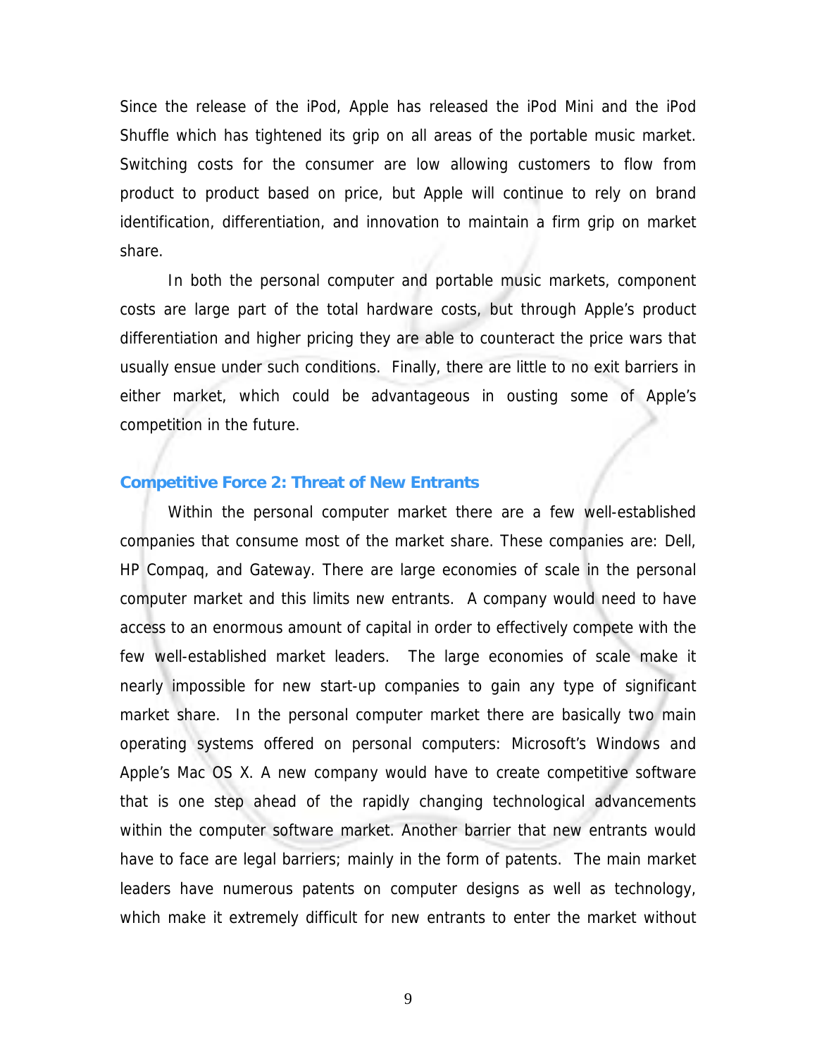Since the release of the iPod, Apple has released the iPod Mini and the iPod Shuffle which has tightened its grip on all areas of the portable music market. Switching costs for the consumer are low allowing customers to flow from product to product based on price, but Apple will continue to rely on brand identification, differentiation, and innovation to maintain a firm grip on market share.

In both the personal computer and portable music markets, component costs are large part of the total hardware costs, but through Apple's product differentiation and higher pricing they are able to counteract the price wars that usually ensue under such conditions. Finally, there are little to no exit barriers in either market, which could be advantageous in ousting some of Apple's competition in the future.

### Competitive Force 2: Threat of New Entrants

Within the personal computer market there are a few well-established companies that consume most of the market share. These companies are: Dell, HP Compaq, and Gateway. There are large economies of scale in the personal computer market and this limits new entrants. A company would need to have access to an enormous amount of capital in order to effectively compete with the few well-established market leaders. The large economies of scale make it nearly impossible for new start-up companies to gain any type of significant market share. In the personal computer market there are basically two main operating systems offered on personal computers: Microsoft's Windows and Apple's Mac OS X. A new company would have to create competitive software that is one step ahead of the rapidly changing technological advancements within the computer software market. Another barrier that new entrants would have to face are legal barriers; mainly in the form of patents. The main market leaders have numerous patents on computer designs as well as technology, which make it extremely difficult for new entrants to enter the market without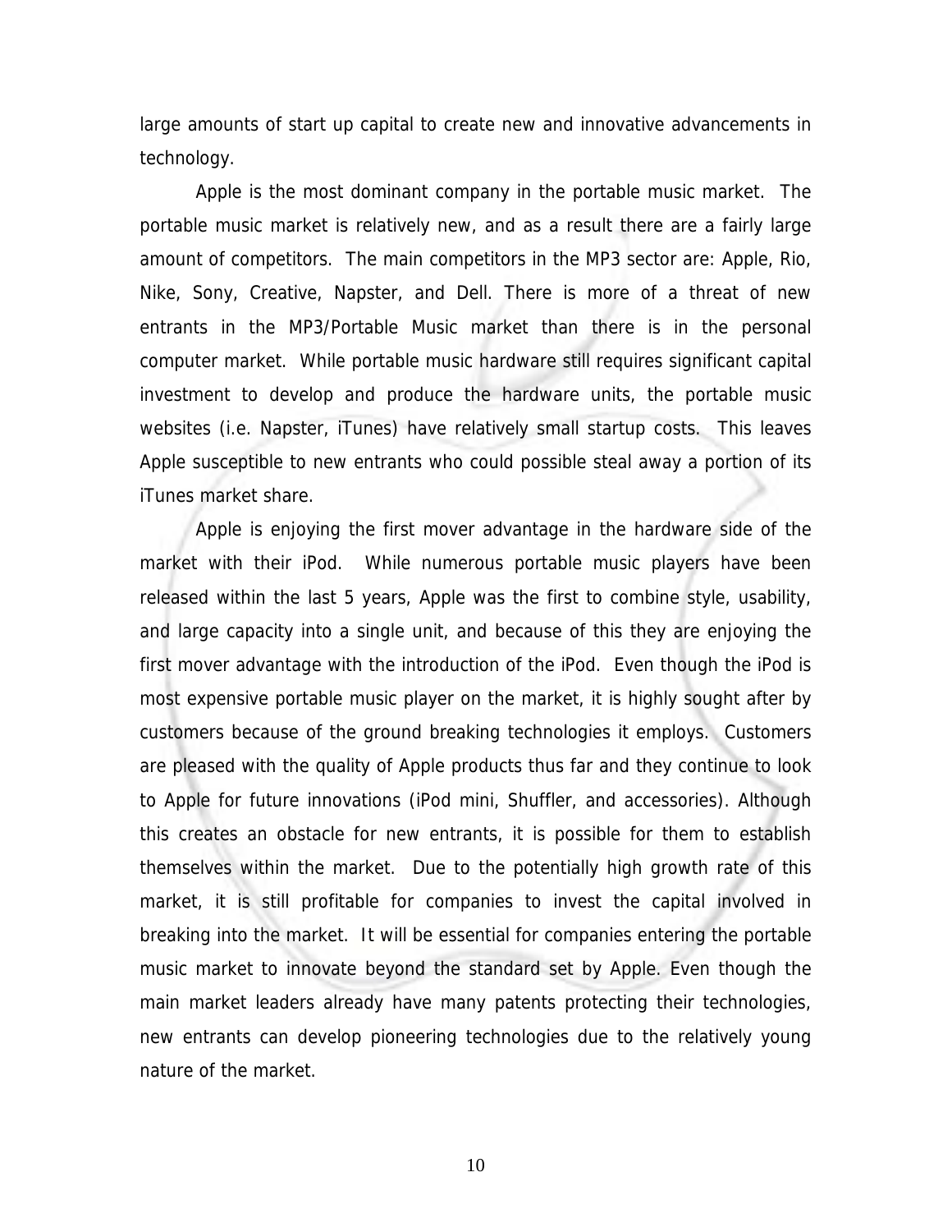large amounts of start up capital to create new and innovative advancements in technology.

Apple is the most dominant company in the portable music market. The portable music market is relatively new, and as a result there are a fairly large amount of competitors. The main competitors in the MP3 sector are: Apple, Rio, Nike, Sony, Creative, Napster, and Dell. There is more of a threat of new entrants in the MP3/Portable Music market than there is in the personal computer market. While portable music hardware still requires significant capital investment to develop and produce the hardware units, the portable music websites (i.e. Napster, iTunes) have relatively small startup costs. This leaves Apple susceptible to new entrants who could possible steal away a portion of its iTunes market share.

Apple is enjoying the first mover advantage in the hardware side of the market with their iPod. While numerous portable music players have been released within the last 5 years, Apple was the first to combine style, usability, and large capacity into a single unit, and because of this they are enjoying the first mover advantage with the introduction of the iPod. Even though the iPod is most expensive portable music player on the market, it is highly sought after by customers because of the ground breaking technologies it employs. Customers are pleased with the quality of Apple products thus far and they continue to look to Apple for future innovations (iPod mini, Shuffler, and accessories). Although this creates an obstacle for new entrants, it is possible for them to establish themselves within the market. Due to the potentially high growth rate of this market, it is still profitable for companies to invest the capital involved in breaking into the market. It will be essential for companies entering the portable music market to innovate beyond the standard set by Apple. Even though the main market leaders already have many patents protecting their technologies, new entrants can develop pioneering technologies due to the relatively young nature of the market.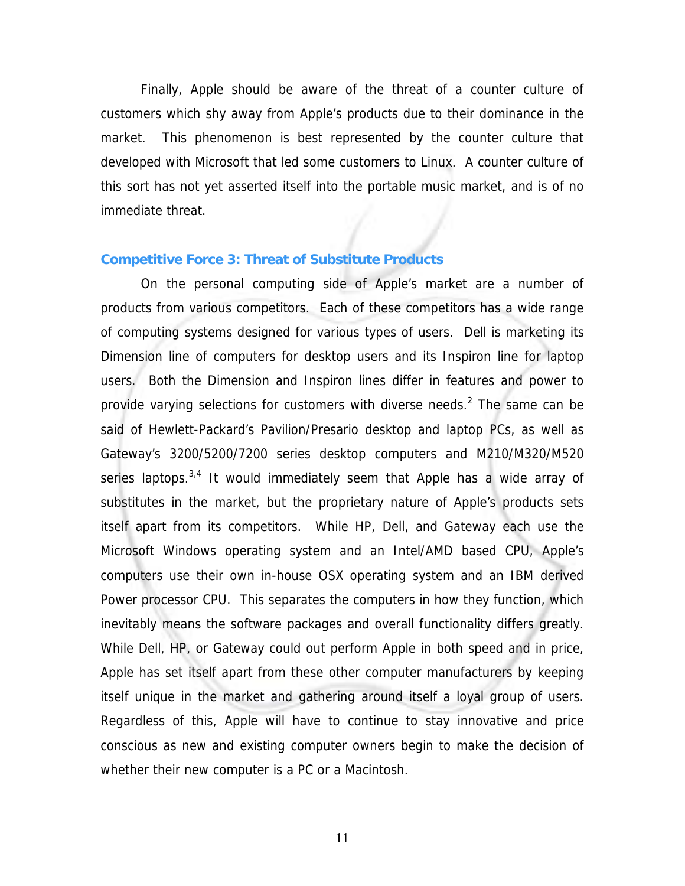Finally, Apple should be aware of the threat of a counter culture of customers which shy away from Apple's products due to their dominance in the market. This phenomenon is best represented by the counter culture that developed with Microsoft that led some customers to Linux. A counter culture of this sort has not yet asserted itself into the portable music market, and is of no immediate threat.

### Competitive Force 3: Threat of Substitute Products

On the personal computing side of Apple's market are a number of products from various competitors. Each of these competitors has a wide range of computing systems designed for various types of users. Dell is marketing its Dimension line of computers for desktop users and its Inspiron line for laptop users. Both the Dimension and Inspiron lines differ in features and power to provide varying selections for customers with diverse needs.[2] The same can be said of Hewlett-Packard's Pavilion/Presario desktop and laptop PCs, as well as Gateway's 3200/5200/7200 series desktop computers and M210/M320/M520 series laptops.[3,4] It would immediately seem that Apple has a wide array of substitutes in the market, but the proprietary nature of Apple's products sets itself apart from its competitors. While HP, Dell, and Gateway each use the Microsoft Windows operating system and an Intel/AMD based CPU, Apple's computers use their own in-house OSX operating system and an IBM derived Power processor CPU. This separates the computers in how they function, which inevitably means the software packages and overall functionality differs greatly. While Dell, HP, or Gateway could out perform Apple in both speed and in price, Apple has set itself apart from these other computer manufacturers by keeping itself unique in the market and gathering around itself a loyal group of users. Regardless of this, Apple will have to continue to stay innovative and price conscious as new and existing computer owners begin to make the decision of whether their new computer is a PC or a Macintosh.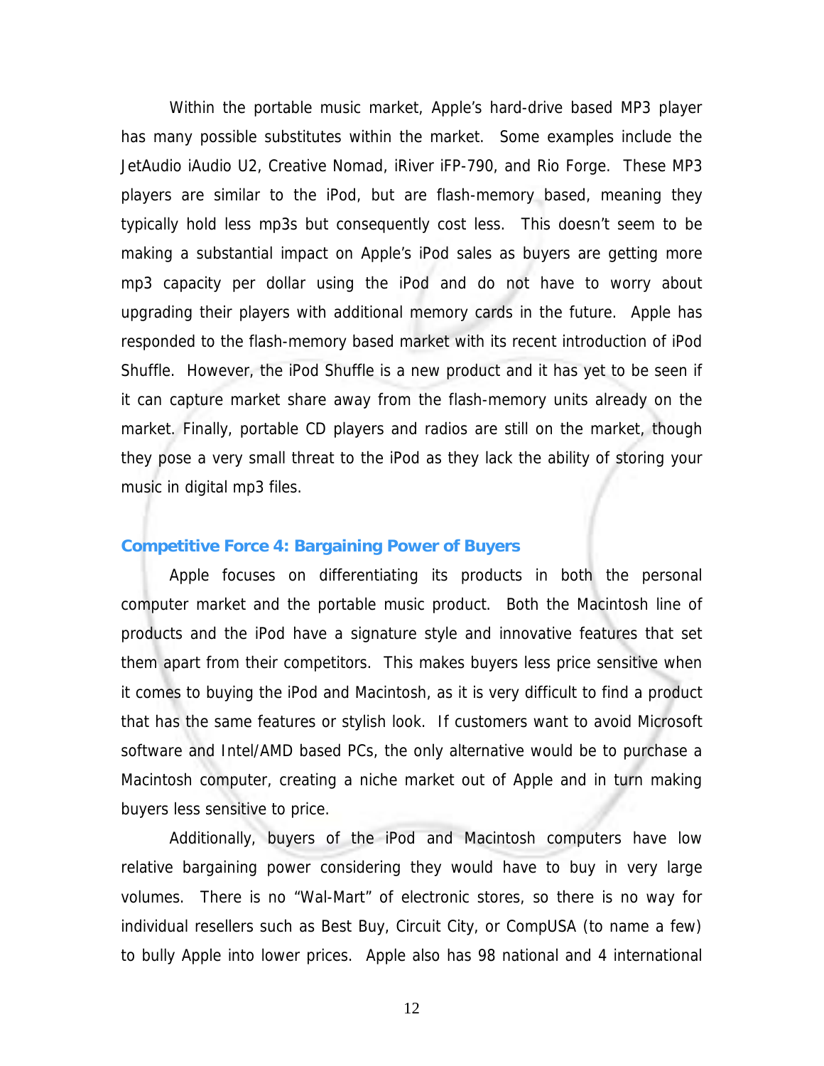Within the portable music market, Apple's hard-drive based MP3 player has many possible substitutes within the market. Some examples include the JetAudio iAudio U2, Creative Nomad, iRiver iFP-790, and Rio Forge. These MP3 players are similar to the iPod, but are flash-memory based, meaning they typically hold less mp3s but consequently cost less. This doesn't seem to be making a substantial impact on Apple's iPod sales as buyers are getting more mp3 capacity per dollar using the iPod and do not have to worry about upgrading their players with additional memory cards in the future. Apple has responded to the flash-memory based market with its recent introduction of iPod Shuffle. However, the iPod Shuffle is a new product and it has yet to be seen if it can capture market share away from the flash-memory units already on the market. Finally, portable CD players and radios are still on the market, though they pose a very small threat to the iPod as they lack the ability of storing your music in digital mp3 files.

### Competitive Force 4: Bargaining Power of Buyers

Apple focuses on differentiating its products in both the personal computer market and the portable music product. Both the Macintosh line of products and the iPod have a signature style and innovative features that set them apart from their competitors. This makes buyers less price sensitive when it comes to buying the iPod and Macintosh, as it is very difficult to find a product that has the same features or stylish look. If customers want to avoid Microsoft software and Intel/AMD based PCs, the only alternative would be to purchase a Macintosh computer, creating a niche market out of Apple and in turn making buyers less sensitive to price.

Additionally, buyers of the iPod and Macintosh computers have low relative bargaining power considering they would have to buy in very large volumes. There is no "Wal-Mart" of electronic stores, so there is no way for individual resellers such as Best Buy, Circuit City, or CompUSA (to name a few) to bully Apple into lower prices. Apple also has 98 national and 4 international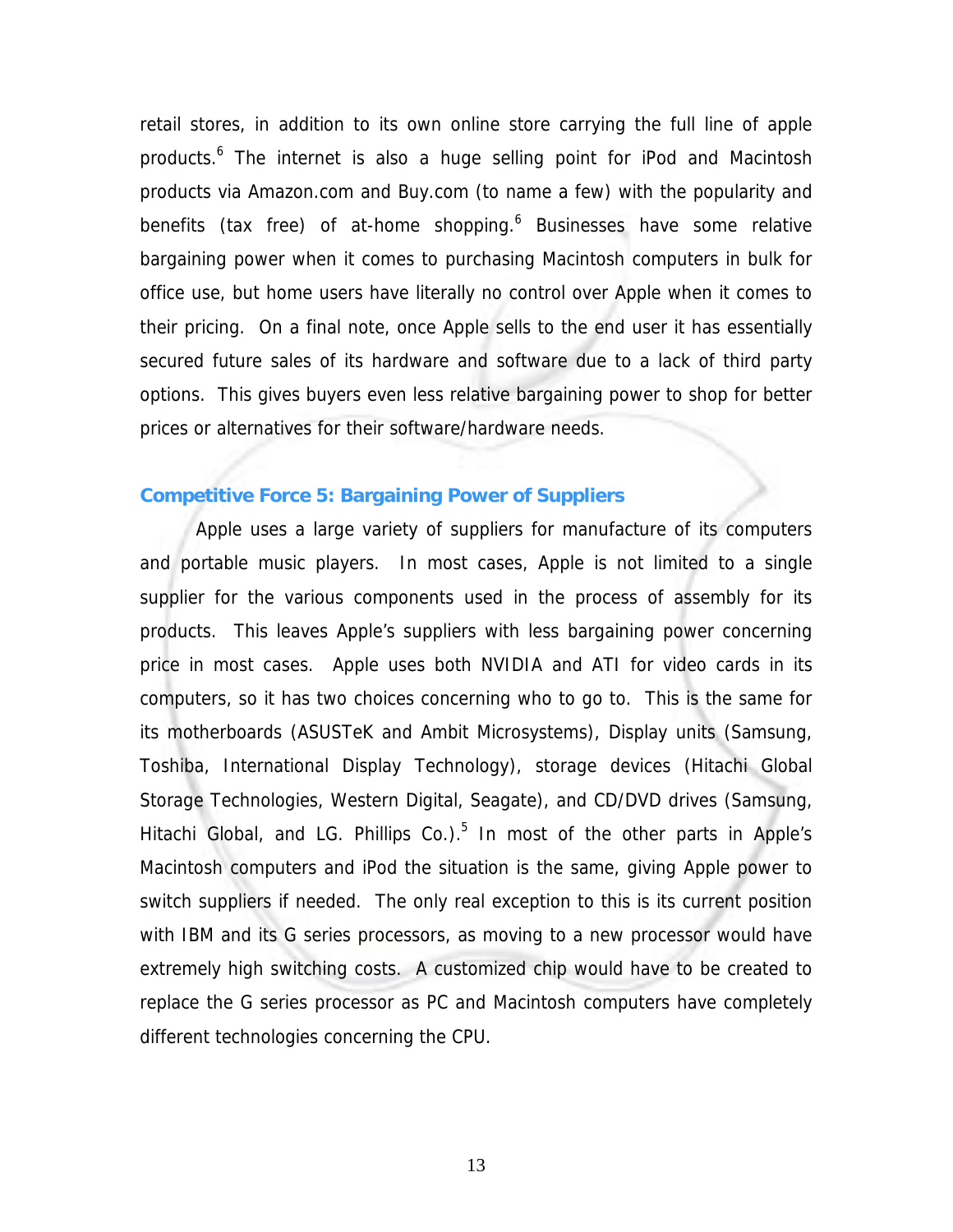retail stores, in addition to its own online store carrying the full line of apple products.[6] The internet is also a huge selling point for iPod and Macintosh products via Amazon.com and Buy.com (to name a few) with the popularity and benefits (tax free) of at-home shopping.[6] Businesses have some relative bargaining power when it comes to purchasing Macintosh computers in bulk for office use, but home users have literally no control over Apple when it comes to their pricing. On a final note, once Apple sells to the end user it has essentially secured future sales of its hardware and software due to a lack of third party options. This gives buyers even less relative bargaining power to shop for better prices or alternatives for their software/hardware needs.

### Competitive Force 5: Bargaining Power of Suppliers

Apple uses a large variety of suppliers for manufacture of its computers and portable music players. In most cases, Apple is not limited to a single supplier for the various components used in the process of assembly for its products. This leaves Apple's suppliers with less bargaining power concerning price in most cases. Apple uses both NVIDIA and ATI for video cards in its computers, so it has two choices concerning who to go to. This is the same for its motherboards (ASUSTeK and Ambit Microsystems), Display units (Samsung, Toshiba, International Display Technology), storage devices (Hitachi Global Storage Technologies, Western Digital, Seagate), and CD/DVD drives (Samsung, Hitachi Global, and LG. Phillips Co.).[5] In most of the other parts in Apple's Macintosh computers and iPod the situation is the same, giving Apple power to switch suppliers if needed. The only real exception to this is its current position with IBM and its G series processors, as moving to a new processor would have extremely high switching costs. A customized chip would have to be created to replace the G series processor as PC and Macintosh computers have completely different technologies concerning the CPU.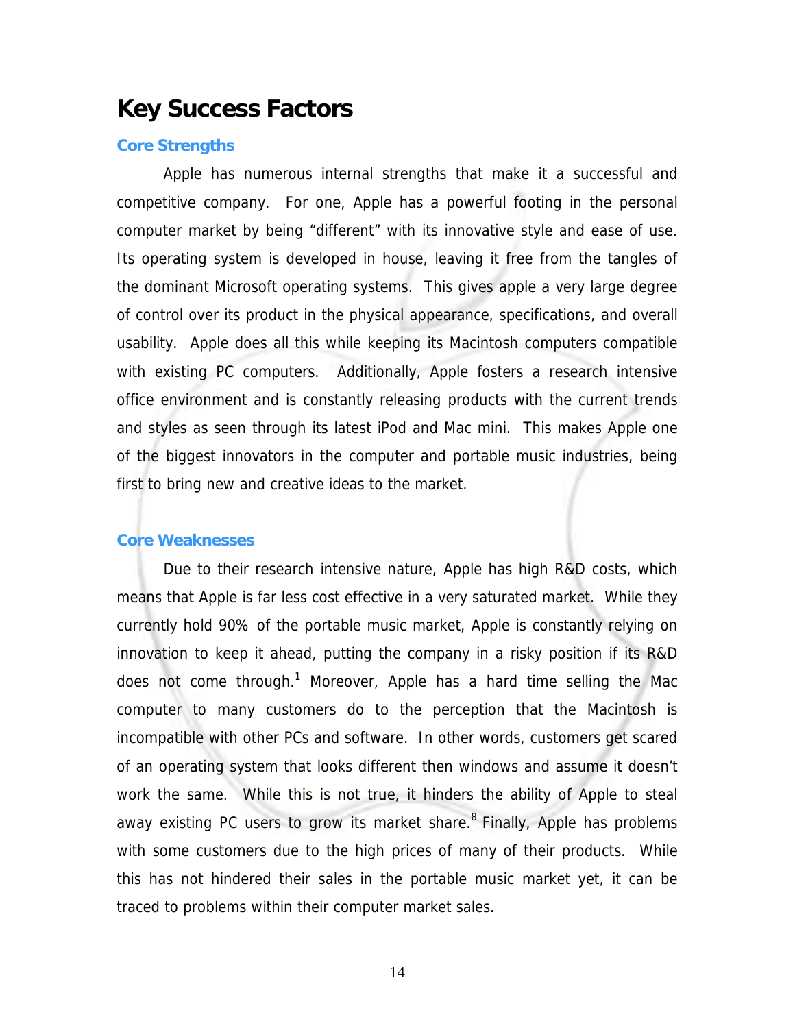# Key Success Factors

## Core Strengths

Apple has numerous internal strengths that make it a successful and competitive company. For one, Apple has a powerful footing in the personal computer market by being "different" with its innovative style and ease of use. Its operating system is developed in house, leaving it free from the tangles of the dominant Microsoft operating systems. This gives apple a very large degree of control over its product in the physical appearance, specifications, and overall usability. Apple does all this while keeping its Macintosh computers compatible with existing PC computers. Additionally, Apple fosters a research intensive office environment and is constantly releasing products with the current trends and styles as seen through its latest iPod and Mac mini. This makes Apple one of the biggest innovators in the computer and portable music industries, being first to bring new and creative ideas to the market.

## Core Weaknesses

Due to their research intensive nature, Apple has high R&D costs, which means that Apple is far less cost effective in a very saturated market. While they currently hold 90% of the portable music market, Apple is constantly relying on innovation to keep it ahead, putting the company in a risky position if its R&D does not come through.[1] Moreover, Apple has a hard time selling the Mac computer to many customers do to the perception that the Macintosh is incompatible with other PCs and software. In other words, customers get scared of an operating system that looks different then windows and assume it doesn't work the same. While this is not true, it hinders the ability of Apple to steal away existing PC users to grow its market share.[8] Finally, Apple has problems with some customers due to the high prices of many of their products. While this has not hindered their sales in the portable music market yet, it can be traced to problems within their computer market sales.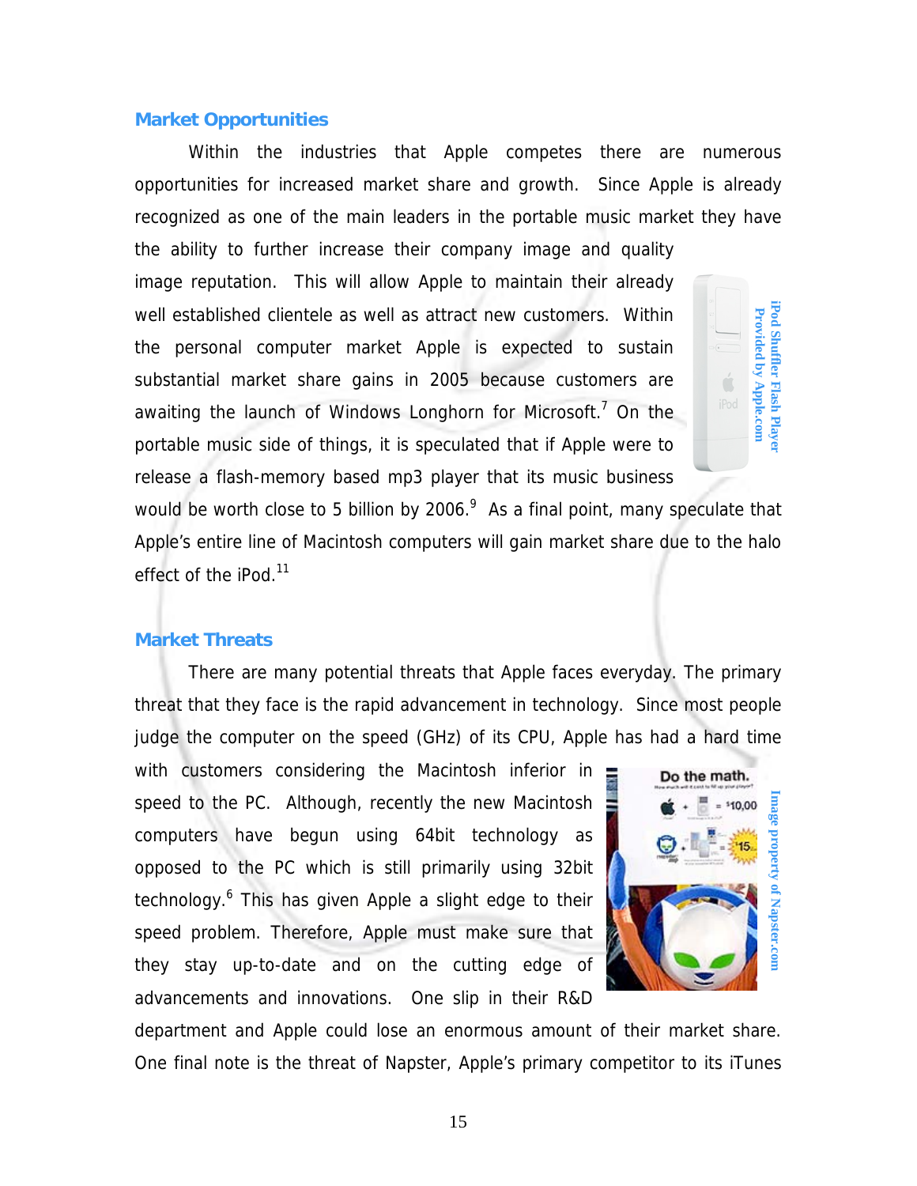## Market Opportunities

Within the industries that Apple competes there are numerous opportunities for increased market share and growth. Since Apple is already recognized as one of the main leaders in the portable music market they have the ability to further increase their company image and quality image reputation. This will allow Apple to maintain their already well established clientele as well as attract new customers. Within the personal computer market Apple is expected to sustain substantial market share gains in 2005 because customers are awaiting the launch of Windows Longhorn for Microsoft.[7] On the portable music side of things, it is speculated that if Apple were to release a flash-memory based mp3 player that its music business would be worth close to 5 billion by 2006.[9] As a final point, many speculate that Apple's entire line of Macintosh computers will gain market share due to the halo effect of the iPod.[11]

iPod Shuffler Flash Player Provided by Apple.com

## Market Threats

There are many potential threats that Apple faces everyday. The primary threat that they face is the rapid advancement in technology. Since most people judge the computer on the speed (GHz) of its CPU, Apple has had a hard time with customers considering the Macintosh inferior in speed to the PC. Although, recently the new Macintosh computers have begun using 64bit technology as opposed to the PC which is still primarily using 32bit technology.[6] This has given Apple a slight edge to their speed problem. Therefore, Apple must make sure that they stay up-to-date and on the cutting edge of advancements and innovations. One slip in their R&D department and Apple could lose an enormous amount of their market share. One final note is the threat of Napster, Apple's primary competitor to its iTunes

Image property of Napster.com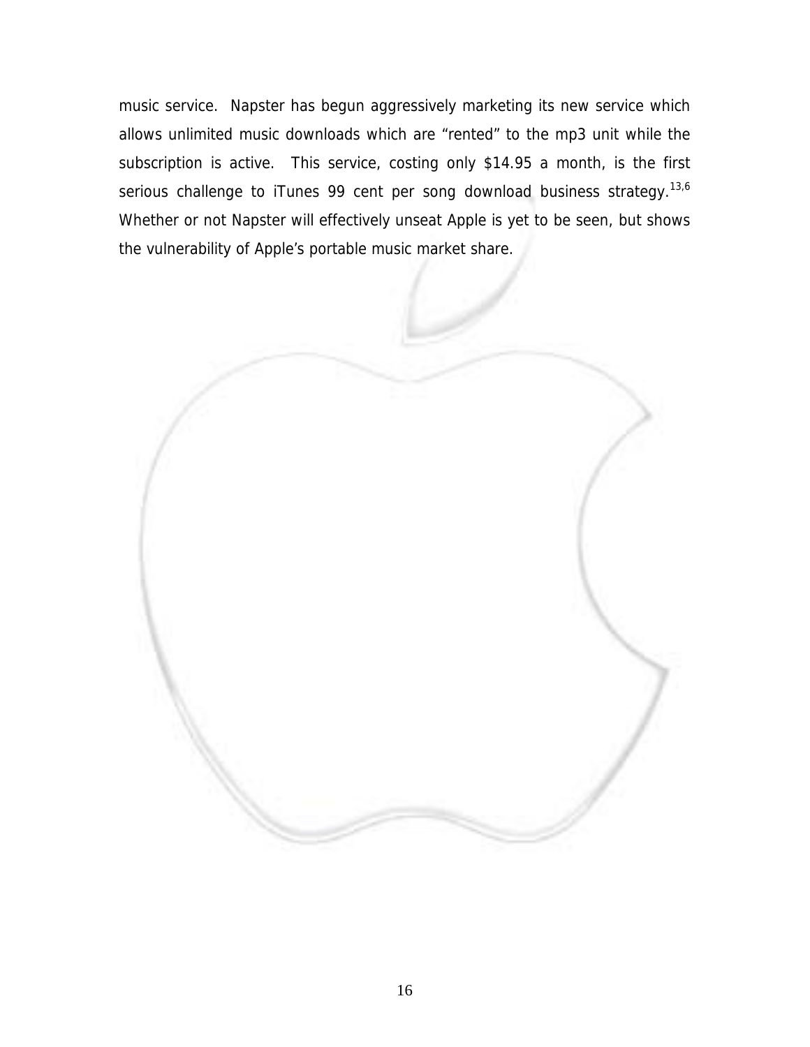music service. Napster has begun aggressively marketing its new service which allows unlimited music downloads which are "rented" to the mp3 unit while the subscription is active. This service, costing only $14.95 a month, is the first serious challenge to iTunes 99 cent per song download business strategy.[13,6] Whether or not Napster will effectively unseat Apple is yet to be seen, but shows the vulnerability of Apple's portable music market share.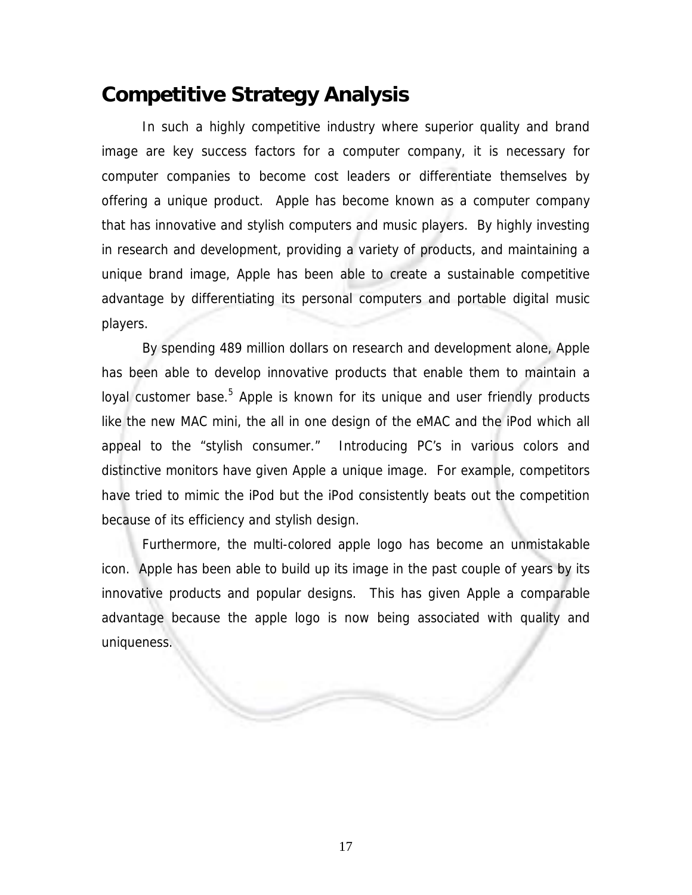## Competitive Strategy Analysis

In such a highly competitive industry where superior quality and brand image are key success factors for a computer company, it is necessary for computer companies to become cost leaders or differentiate themselves by offering a unique product. Apple has become known as a computer company that has innovative and stylish computers and music players. By highly investing in research and development, providing a variety of products, and maintaining a unique brand image, Apple has been able to create a sustainable competitive advantage by differentiating its personal computers and portable digital music players.

By spending 489 million dollars on research and development alone, Apple has been able to develop innovative products that enable them to maintain a loyal customer base.[5] Apple is known for its unique and user friendly products like the new MAC mini, the all in one design of the eMAC and the iPod which all appeal to the "stylish consumer." Introducing PC's in various colors and distinctive monitors have given Apple a unique image. For example, competitors have tried to mimic the iPod but the iPod consistently beats out the competition because of its efficiency and stylish design.

Furthermore, the multi-colored apple logo has become an unmistakable icon. Apple has been able to build up its image in the past couple of years by its innovative products and popular designs. This has given Apple a comparable advantage because the apple logo is now being associated with quality and uniqueness.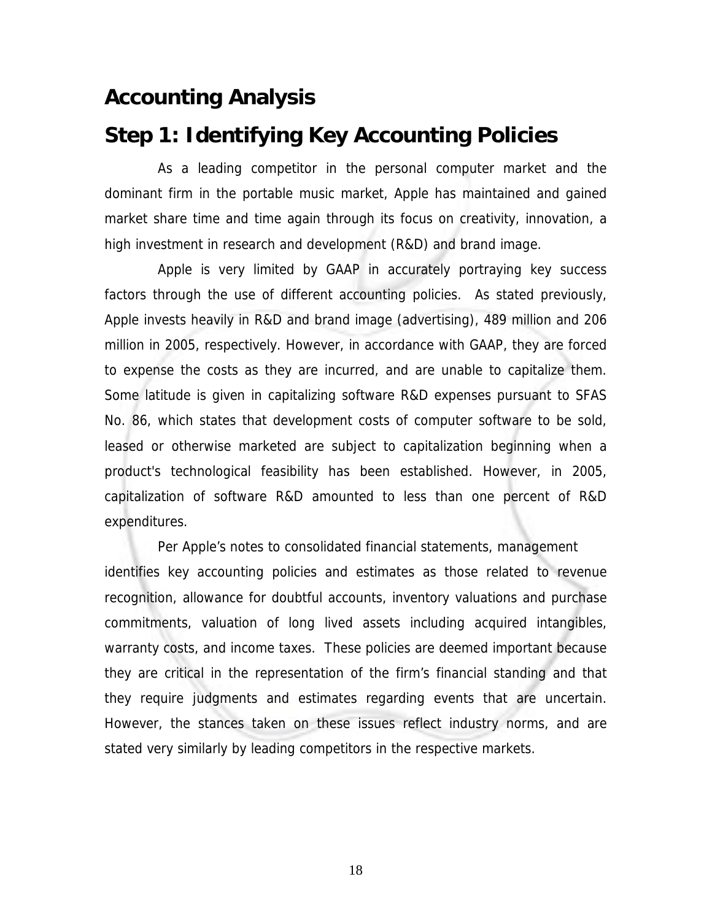# Accounting Analysis

## Step 1: Identifying Key Accounting Policies

As a leading competitor in the personal computer market and the dominant firm in the portable music market, Apple has maintained and gained market share time and time again through its focus on creativity, innovation, a high investment in research and development (R&D) and brand image.

Apple is very limited by GAAP in accurately portraying key success factors through the use of different accounting policies. As stated previously, Apple invests heavily in R&D and brand image (advertising), 489 million and 206 million in 2005, respectively. However, in accordance with GAAP, they are forced to expense the costs as they are incurred, and are unable to capitalize them. Some latitude is given in capitalizing software R&D expenses pursuant to SFAS No. 86, which states that development costs of computer software to be sold, leased or otherwise marketed are subject to capitalization beginning when a product's technological feasibility has been established. However, in 2005, capitalization of software R&D amounted to less than one percent of R&D expenditures.

Per Apple's notes to consolidated financial statements, management identifies key accounting policies and estimates as those related to revenue recognition, allowance for doubtful accounts, inventory valuations and purchase commitments, valuation of long lived assets including acquired intangibles, warranty costs, and income taxes. These policies are deemed important because they are critical in the representation of the firm's financial standing and that they require judgments and estimates regarding events that are uncertain. However, the stances taken on these issues reflect industry norms, and are stated very similarly by leading competitors in the respective markets.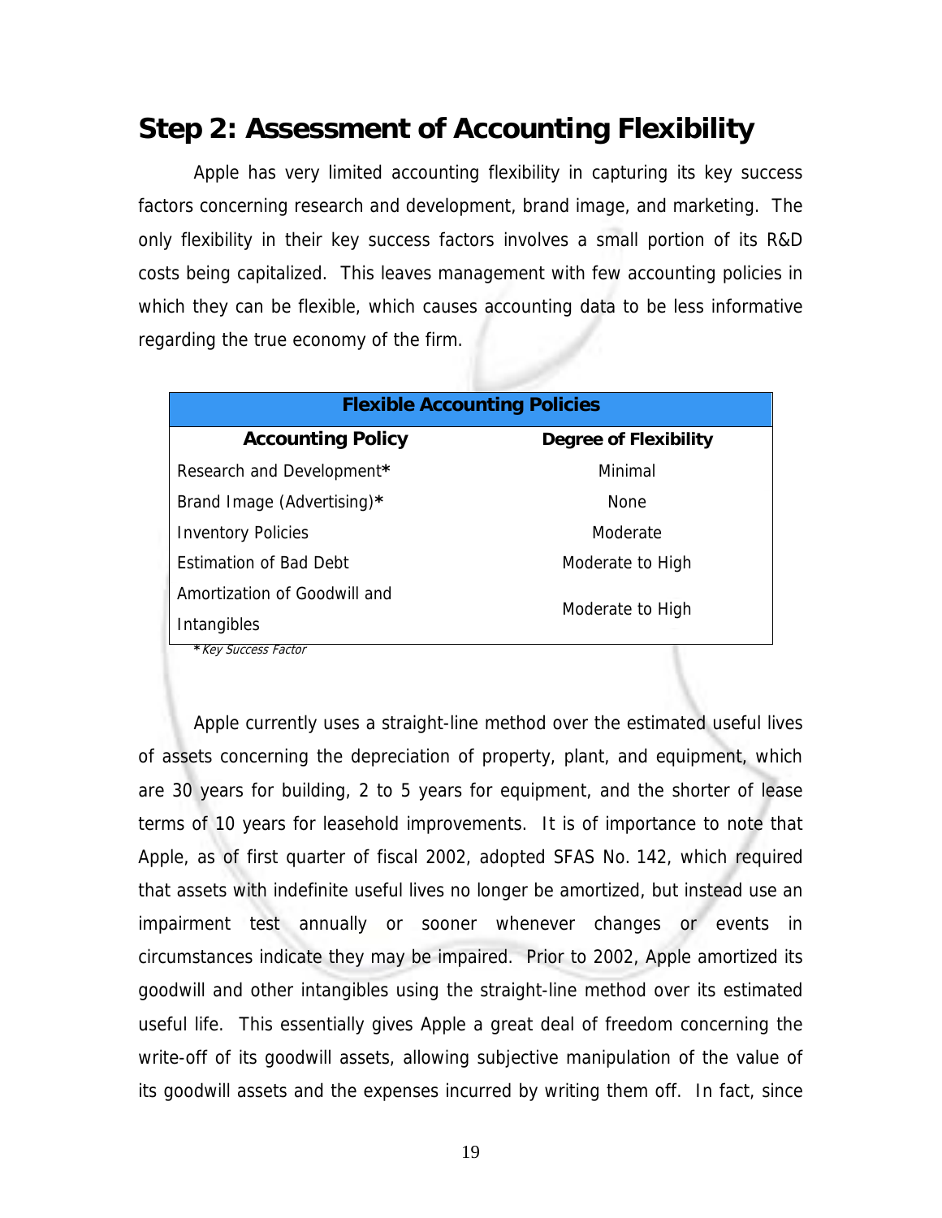## Step 2: Assessment of Accounting Flexibility

Apple has very limited accounting flexibility in capturing its key success factors concerning research and development, brand image, and marketing. The only flexibility in their key success factors involves a small portion of its R&D costs being capitalized. This leaves management with few accounting policies in which they can be flexible, which causes accounting data to be less informative regarding the true economy of the firm.

| Flexible Accounting Policies | |
|---|---|
| **Accounting Policy** | **Degree of Flexibility** |
| Research and Development* | Minimal |
| Brand Image (Advertising)* | None |
| Inventory Policies | Moderate |
| Estimation of Bad Debt | Moderate to High |
| Amortization of Goodwill and Intangibles | Moderate to High |

*\* Key Success Factor*

Apple currently uses a straight-line method over the estimated useful lives of assets concerning the depreciation of property, plant, and equipment, which are 30 years for building, 2 to 5 years for equipment, and the shorter of lease terms of 10 years for leasehold improvements. It is of importance to note that Apple, as of first quarter of fiscal 2002, adopted SFAS No. 142, which required that assets with indefinite useful lives no longer be amortized, but instead use an impairment test annually or sooner whenever changes or events in circumstances indicate they may be impaired. Prior to 2002, Apple amortized its goodwill and other intangibles using the straight-line method over its estimated useful life. This essentially gives Apple a great deal of freedom concerning the write-off of its goodwill assets, allowing subjective manipulation of the value of its goodwill assets and the expenses incurred by writing them off. In fact, since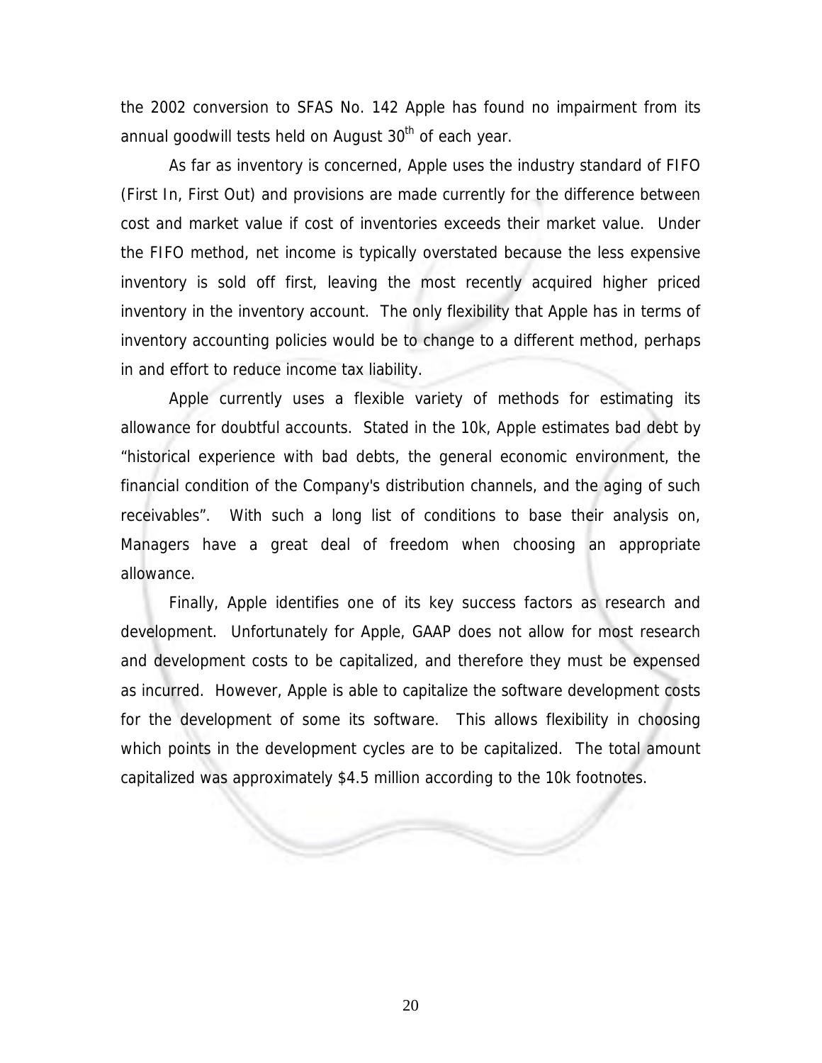the 2002 conversion to SFAS No. 142 Apple has found no impairment from its annual goodwill tests held on August 30th of each year.

As far as inventory is concerned, Apple uses the industry standard of FIFO (First In, First Out) and provisions are made currently for the difference between cost and market value if cost of inventories exceeds their market value. Under the FIFO method, net income is typically overstated because the less expensive inventory is sold off first, leaving the most recently acquired higher priced inventory in the inventory account. The only flexibility that Apple has in terms of inventory accounting policies would be to change to a different method, perhaps in and effort to reduce income tax liability.

Apple currently uses a flexible variety of methods for estimating its allowance for doubtful accounts. Stated in the 10k, Apple estimates bad debt by "historical experience with bad debts, the general economic environment, the financial condition of the Company's distribution channels, and the aging of such receivables". With such a long list of conditions to base their analysis on, Managers have a great deal of freedom when choosing an appropriate allowance.

Finally, Apple identifies one of its key success factors as research and development. Unfortunately for Apple, GAAP does not allow for most research and development costs to be capitalized, and therefore they must be expensed as incurred. However, Apple is able to capitalize the software development costs for the development of some its software. This allows flexibility in choosing which points in the development cycles are to be capitalized. The total amount capitalized was approximately $4.5 million according to the 10k footnotes.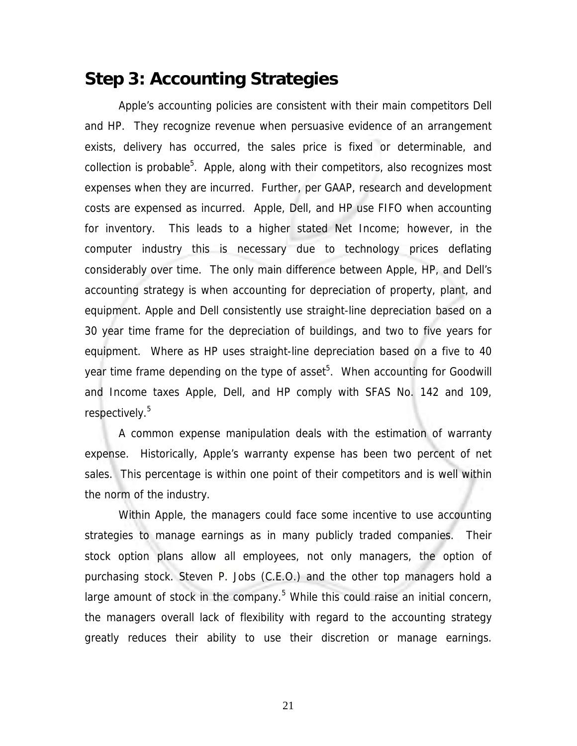## Step 3: Accounting Strategies

Apple's accounting policies are consistent with their main competitors Dell and HP. They recognize revenue when persuasive evidence of an arrangement exists, delivery has occurred, the sales price is fixed or determinable, and collection is probable[5]. Apple, along with their competitors, also recognizes most expenses when they are incurred. Further, per GAAP, research and development costs are expensed as incurred. Apple, Dell, and HP use FIFO when accounting for inventory. This leads to a higher stated Net Income; however, in the computer industry this is necessary due to technology prices deflating considerably over time. The only main difference between Apple, HP, and Dell's accounting strategy is when accounting for depreciation of property, plant, and equipment. Apple and Dell consistently use straight-line depreciation based on a 30 year time frame for the depreciation of buildings, and two to five years for equipment. Where as HP uses straight-line depreciation based on a five to 40 year time frame depending on the type of asset[5]. When accounting for Goodwill and Income taxes Apple, Dell, and HP comply with SFAS No. 142 and 109, respectively.[5]

A common expense manipulation deals with the estimation of warranty expense. Historically, Apple's warranty expense has been two percent of net sales. This percentage is within one point of their competitors and is well within the norm of the industry.

Within Apple, the managers could face some incentive to use accounting strategies to manage earnings as in many publicly traded companies. Their stock option plans allow all employees, not only managers, the option of purchasing stock. Steven P. Jobs (C.E.O.) and the other top managers hold a large amount of stock in the company.[5] While this could raise an initial concern, the managers overall lack of flexibility with regard to the accounting strategy greatly reduces their ability to use their discretion or manage earnings.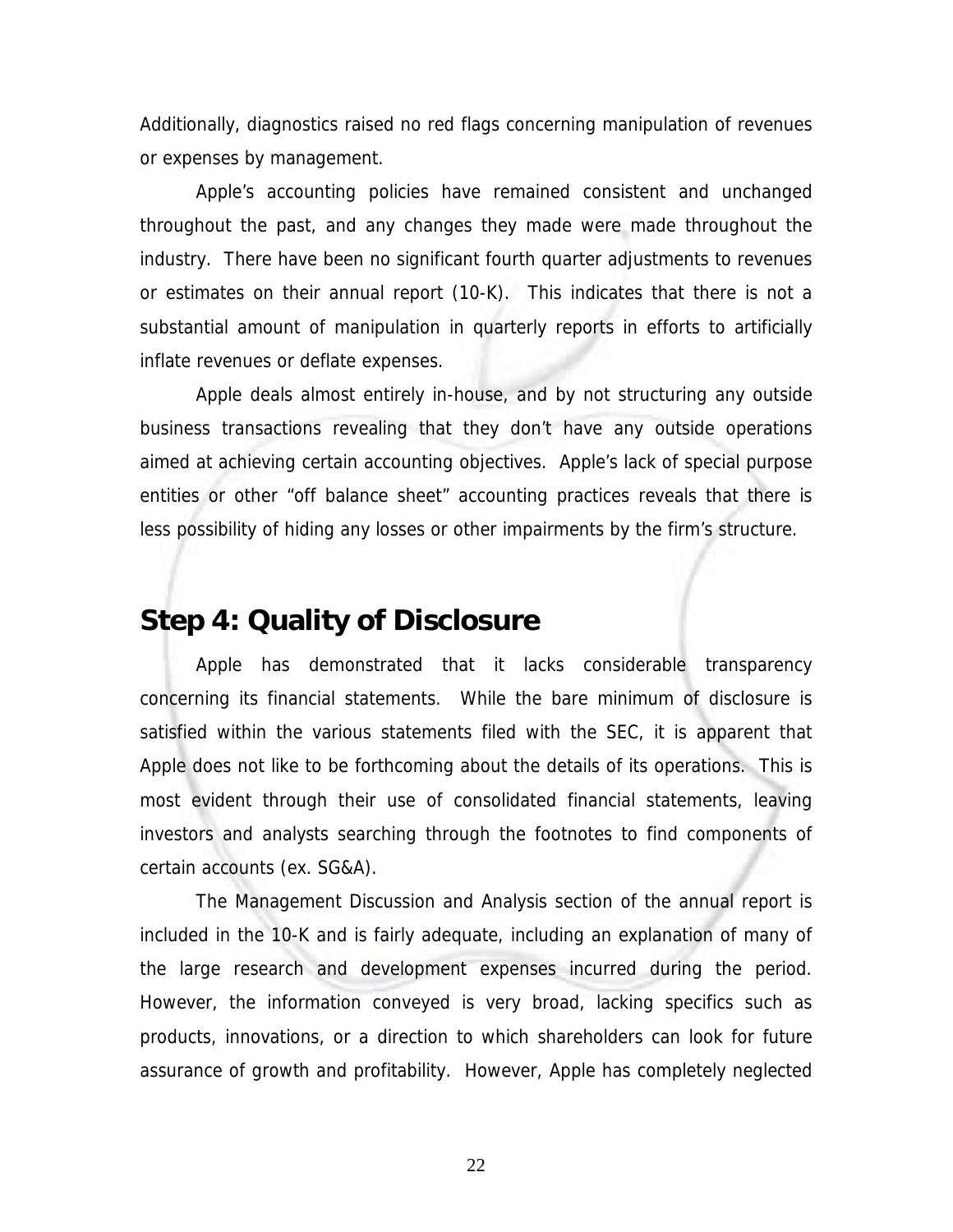Additionally, diagnostics raised no red flags concerning manipulation of revenues or expenses by management.

Apple's accounting policies have remained consistent and unchanged throughout the past, and any changes they made were made throughout the industry. There have been no significant fourth quarter adjustments to revenues or estimates on their annual report (10-K). This indicates that there is not a substantial amount of manipulation in quarterly reports in efforts to artificially inflate revenues or deflate expenses.

Apple deals almost entirely in-house, and by not structuring any outside business transactions revealing that they don't have any outside operations aimed at achieving certain accounting objectives. Apple's lack of special purpose entities or other "off balance sheet" accounting practices reveals that there is less possibility of hiding any losses or other impairments by the firm's structure.

## Step 4: Quality of Disclosure

Apple has demonstrated that it lacks considerable transparency concerning its financial statements. While the bare minimum of disclosure is satisfied within the various statements filed with the SEC, it is apparent that Apple does not like to be forthcoming about the details of its operations. This is most evident through their use of consolidated financial statements, leaving investors and analysts searching through the footnotes to find components of certain accounts (ex. SG&A).

The Management Discussion and Analysis section of the annual report is included in the 10-K and is fairly adequate, including an explanation of many of the large research and development expenses incurred during the period. However, the information conveyed is very broad, lacking specifics such as products, innovations, or a direction to which shareholders can look for future assurance of growth and profitability. However, Apple has completely neglected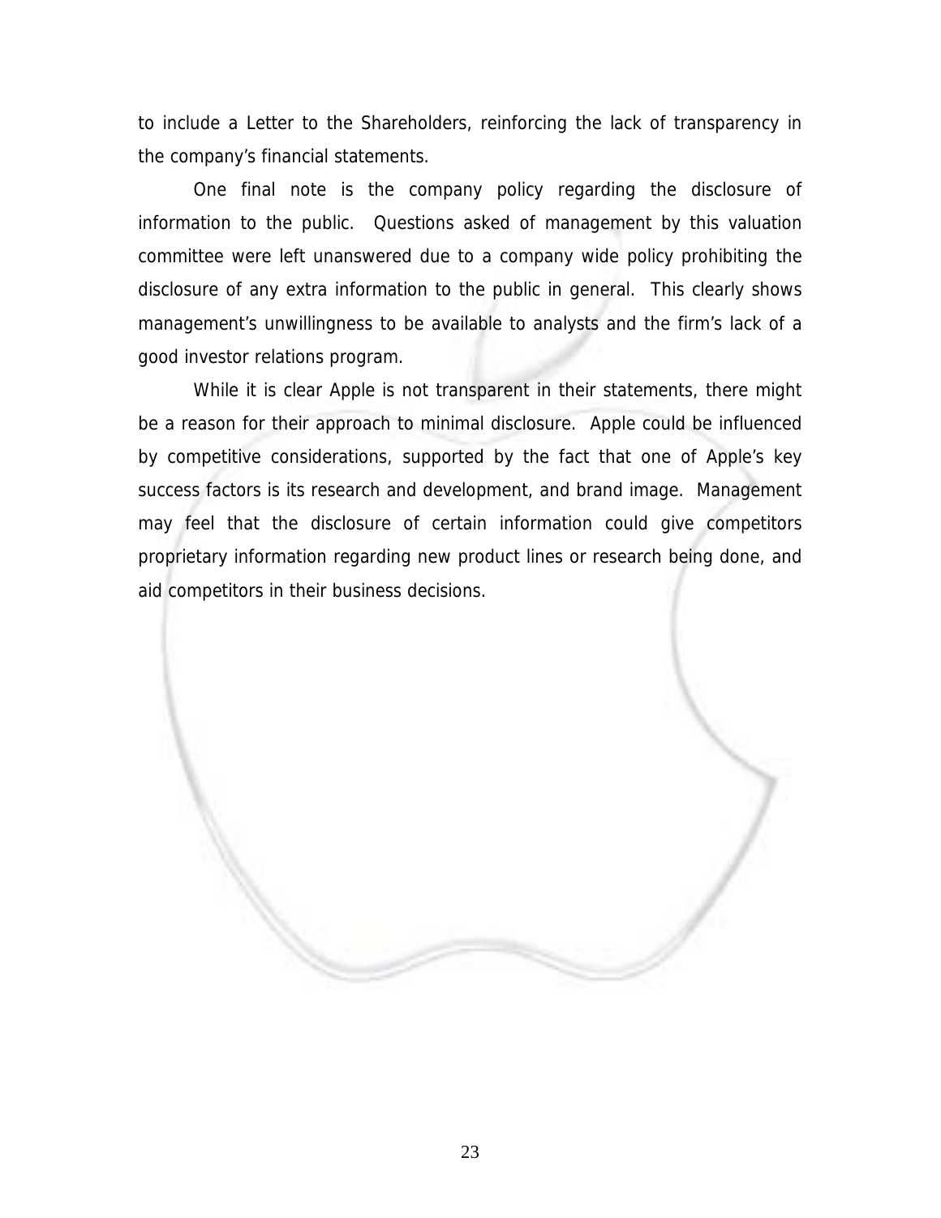to include a Letter to the Shareholders, reinforcing the lack of transparency in the company's financial statements.

One final note is the company policy regarding the disclosure of information to the public. Questions asked of management by this valuation committee were left unanswered due to a company wide policy prohibiting the disclosure of any extra information to the public in general. This clearly shows management's unwillingness to be available to analysts and the firm's lack of a good investor relations program.

While it is clear Apple is not transparent in their statements, there might be a reason for their approach to minimal disclosure. Apple could be influenced by competitive considerations, supported by the fact that one of Apple's key success factors is its research and development, and brand image. Management may feel that the disclosure of certain information could give competitors proprietary information regarding new product lines or research being done, and aid competitors in their business decisions.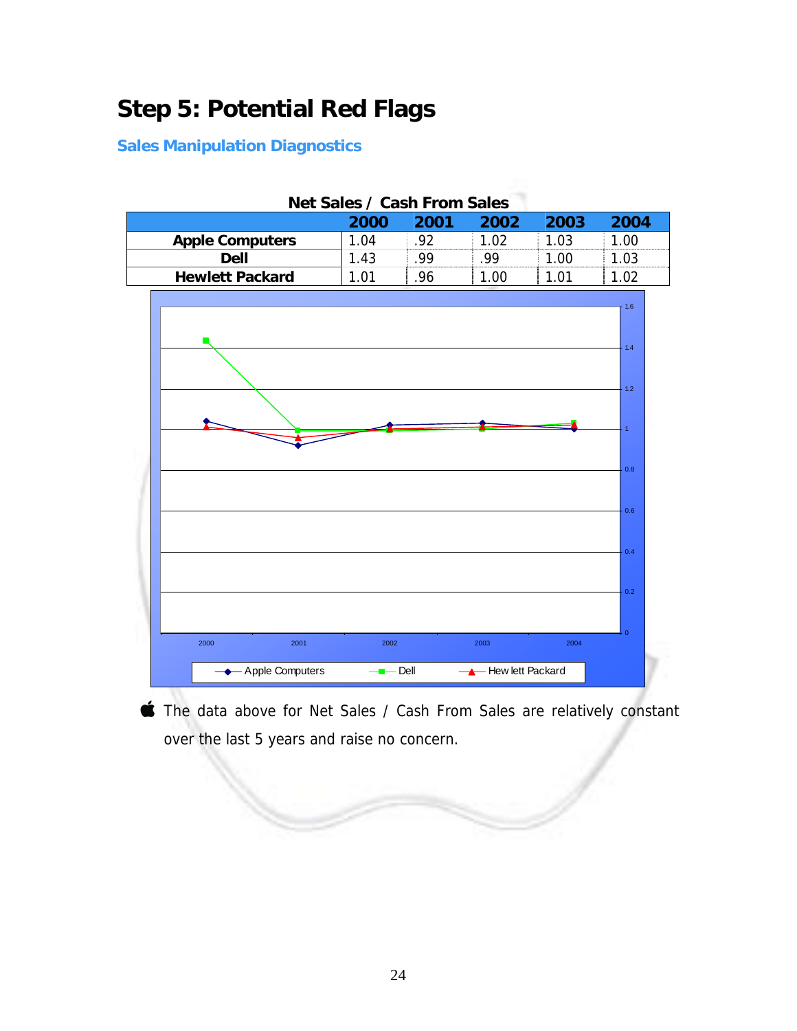# Step 5: Potential Red Flags

### Sales Manipulation Diagnostics

**Net Sales / Cash From Sales**

| | 2000 | 2001 | 2002 | 2003 | 2004 |
|---|---|---|---|---|---|
| **Apple Computers** | 1.04 | .92 | 1.02 | 1.03 | 1.00 |
| **Dell** | 1.43 | .99 | .99 | 1.00 | 1.03 |
| **Hewlett Packard** | 1.01 | .96 | 1.00 | 1.01 | 1.02 |

- The data above for Net Sales / Cash From Sales are relatively constant over the last 5 years and raise no concern.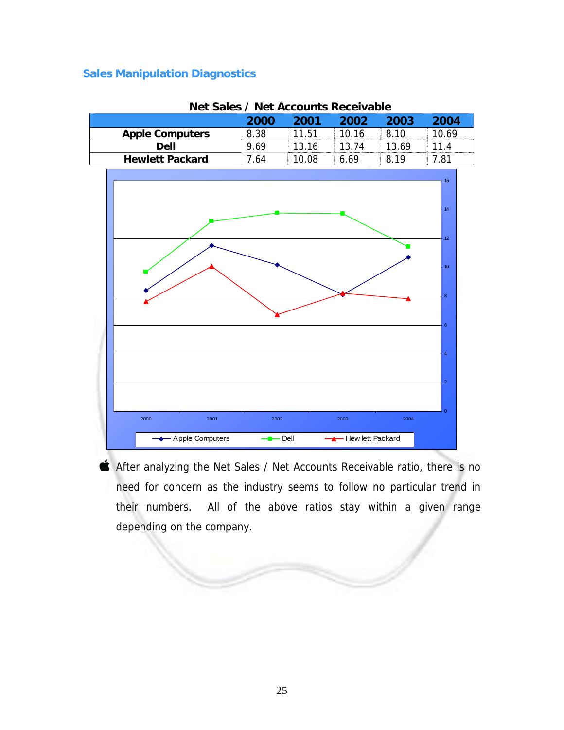## Sales Manipulation Diagnostics

**Net Sales / Net Accounts Receivable**

| | 2000 | 2001 | 2002 | 2003 | 2004 |
|---|---|---|---|---|---|
| **Apple Computers** | 8.38 | 11.51 | 10.16 | 8.10 | 10.69 |
| **Dell** | 9.69 | 13.16 | 13.74 | 13.69 | 11.4 |
| **Hewlett Packard** | 7.64 | 10.08 | 6.69 | 8.19 | 7.81 |

- After analyzing the Net Sales / Net Accounts Receivable ratio, there is no need for concern as the industry seems to follow no particular trend in their numbers. All of the above ratios stay within a given range depending on the company.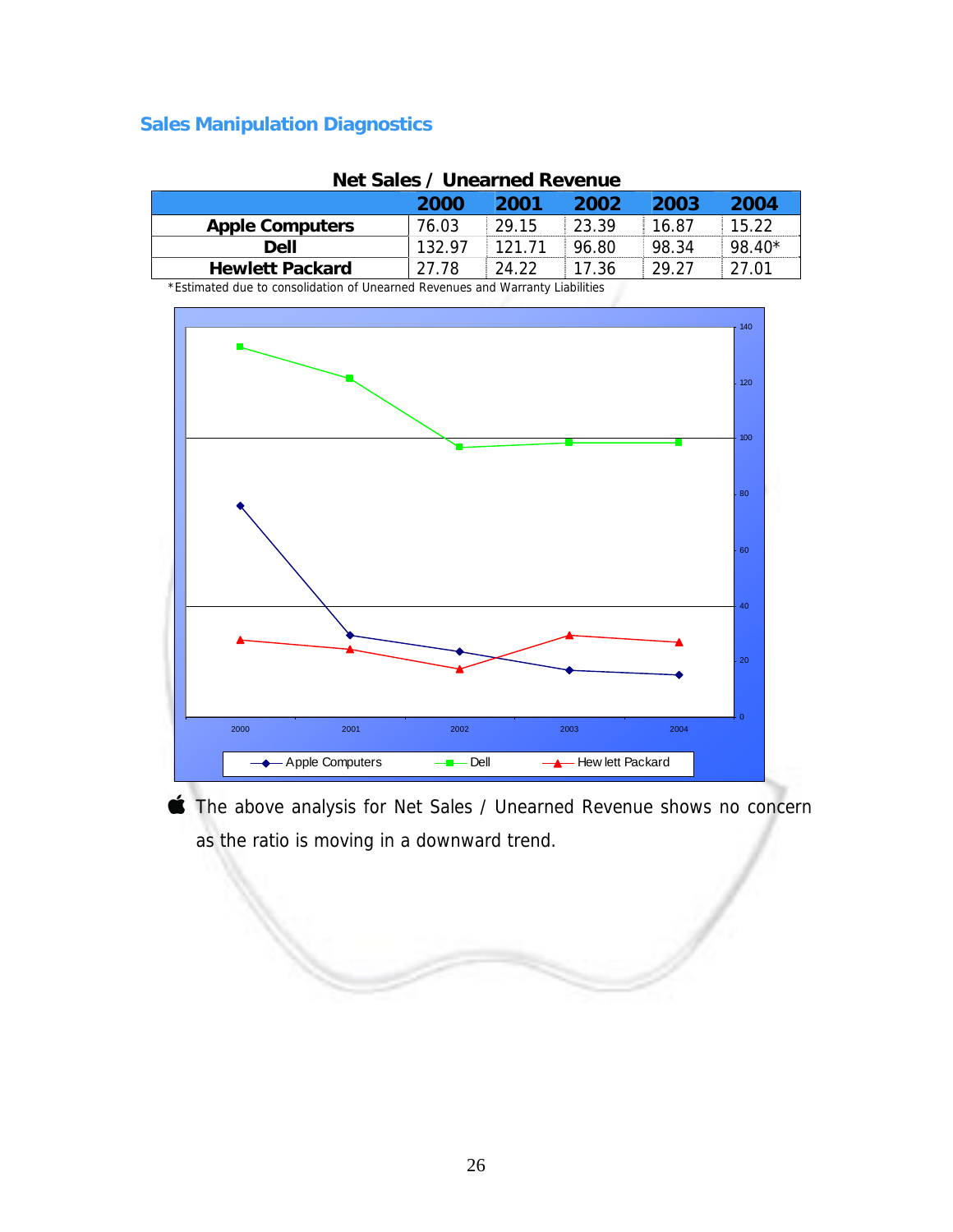## Sales Manipulation Diagnostics

**Net Sales / Unearned Revenue**

| | 2000 | 2001 | 2002 | 2003 | 2004 |
|---|---|---|---|---|---|
| **Apple Computers** | 76.03 | 29.15 | 23.39 | 16.87 | 15.22 |
| **Dell** | 132.97 | 121.71 | 96.80 | 98.34 | 98.40* |
| **Hewlett Packard** | 27.78 | 24.22 | 17.36 | 29.27 | 27.01 |

*Estimated due to consolidation of Unearned Revenues and Warranty Liabilities

- The above analysis for Net Sales / Unearned Revenue shows no concern as the ratio is moving in a downward trend.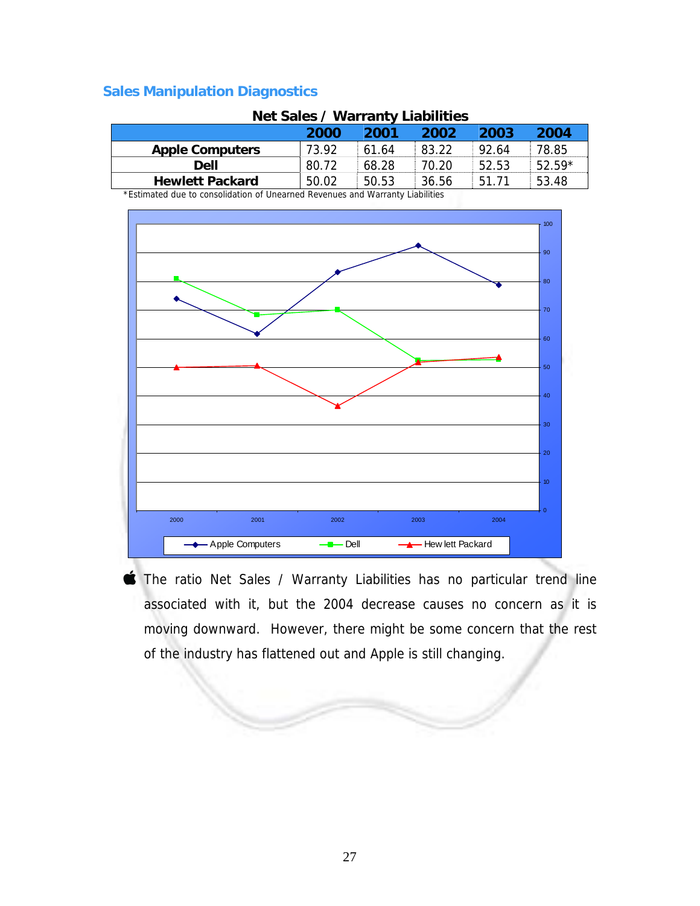## Sales Manipulation Diagnostics

**Net Sales / Warranty Liabilities**

| | 2000 | 2001 | 2002 | 2003 | 2004 |
|---|---|---|---|---|---|
| **Apple Computers** | 73.92 | 61.64 | 83.22 | 92.64 | 78.85 |
| **Dell** | 80.72 | 68.28 | 70.20 | 52.53 | 52.59* |
| **Hewlett Packard** | 50.02 | 50.53 | 36.56 | 51.71 | 53.48 |

*Estimated due to consolidation of Unearned Revenues and Warranty Liabilities

- The ratio Net Sales / Warranty Liabilities has no particular trend line associated with it, but the 2004 decrease causes no concern as it is moving downward. However, there might be some concern that the rest of the industry has flattened out and Apple is still changing.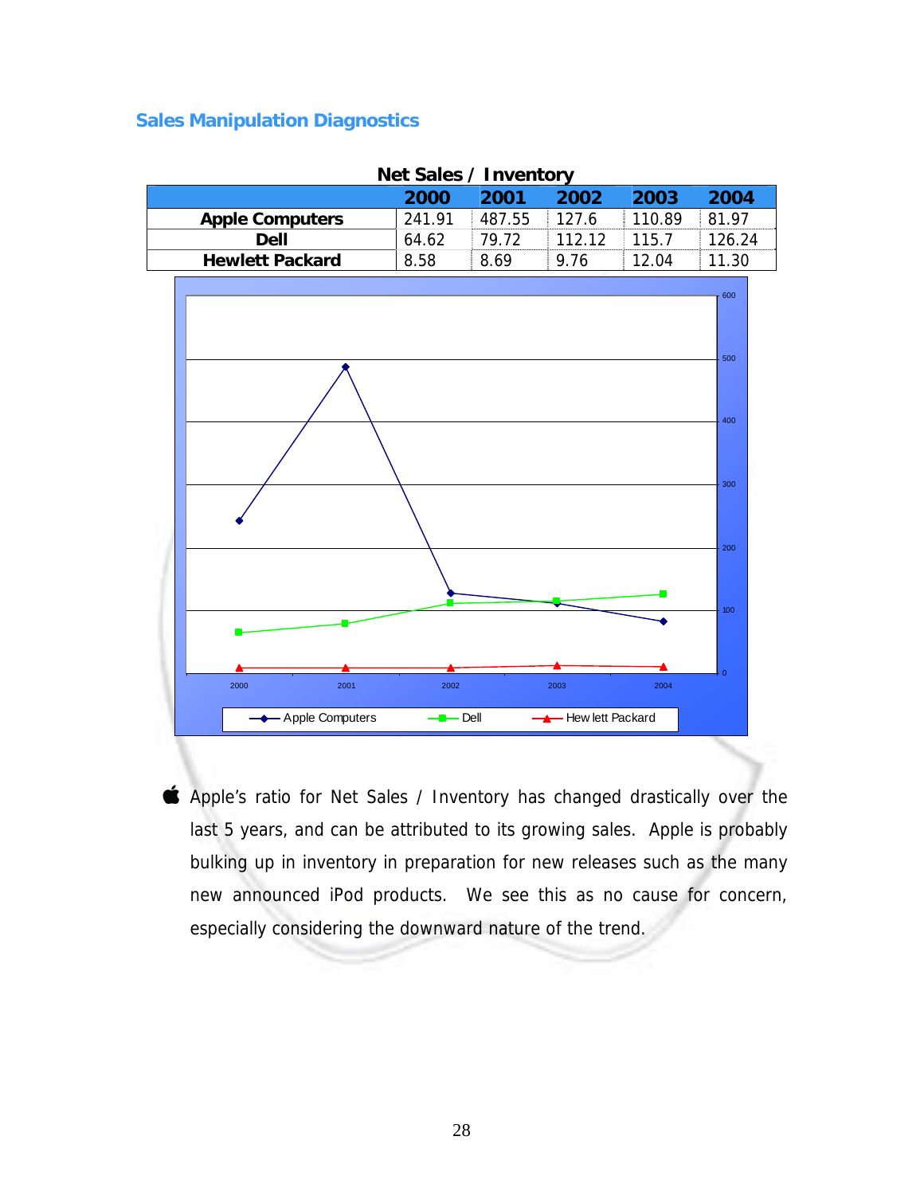## Sales Manipulation Diagnostics

**Net Sales / Inventory**

| | 2000 | 2001 | 2002 | 2003 | 2004 |
|---|---|---|---|---|---|
| **Apple Computers** | 241.91 | 487.55 | 127.6 | 110.89 | 81.97 |
| **Dell** | 64.62 | 79.72 | 112.12 | 115.7 | 126.24 |
| **Hewlett Packard** | 8.58 | 8.69 | 9.76 | 12.04 | 11.30 |

- Apple's ratio for Net Sales / Inventory has changed drastically over the last 5 years, and can be attributed to its growing sales. Apple is probably bulking up in inventory in preparation for new releases such as the many new announced iPod products. We see this as no cause for concern, especially considering the downward nature of the trend.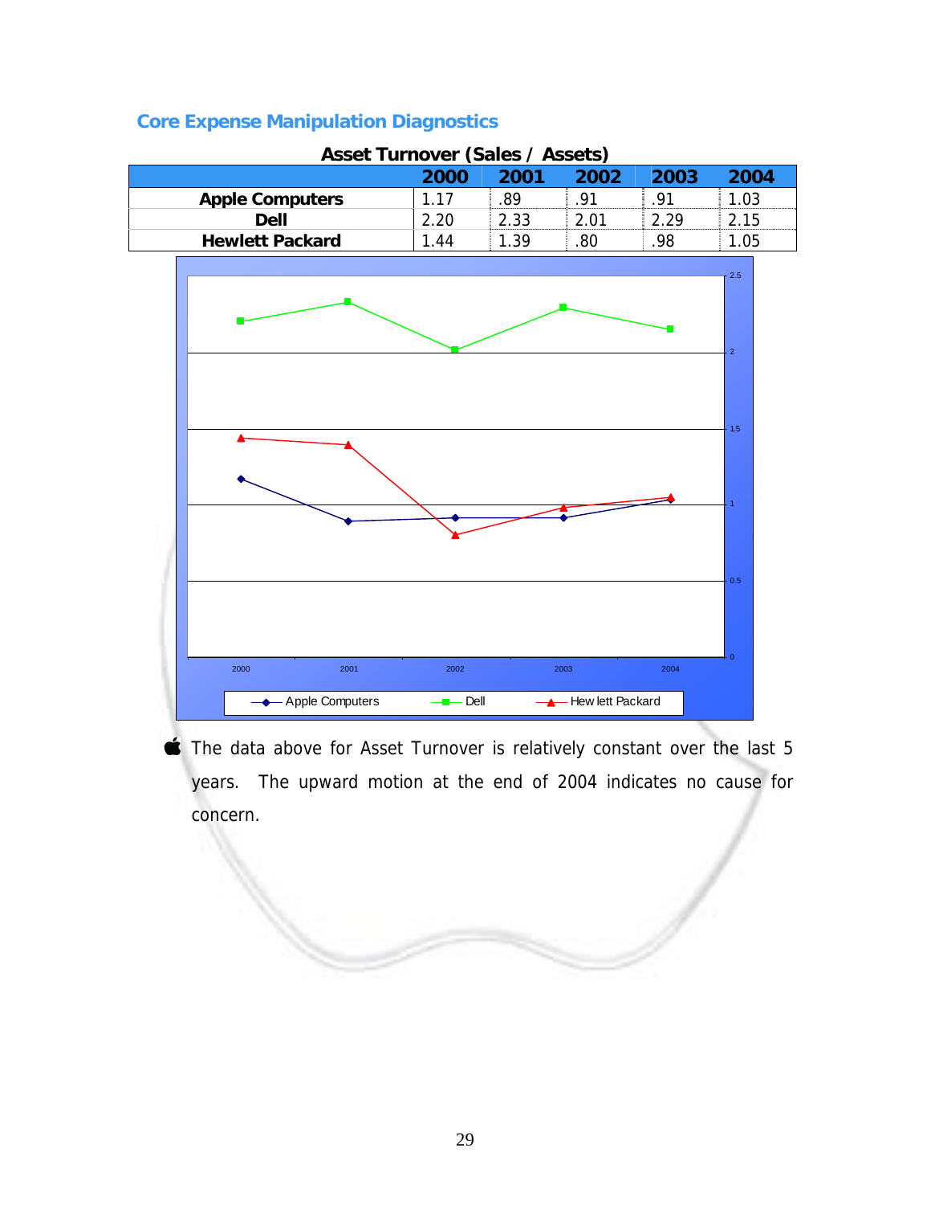## Core Expense Manipulation Diagnostics

**Asset Turnover (Sales / Assets)**

| | 2000 | 2001 | 2002 | 2003 | 2004 |
|---|---|---|---|---|---|
| **Apple Computers** | 1.17 | .89 | .91 | .91 | 1.03 |
| **Dell** | 2.20 | 2.33 | 2.01 | 2.29 | 2.15 |
| **Hewlett Packard** | 1.44 | 1.39 | .80 | .98 | 1.05 |

- The data above for Asset Turnover is relatively constant over the last 5 years. The upward motion at the end of 2004 indicates no cause for concern.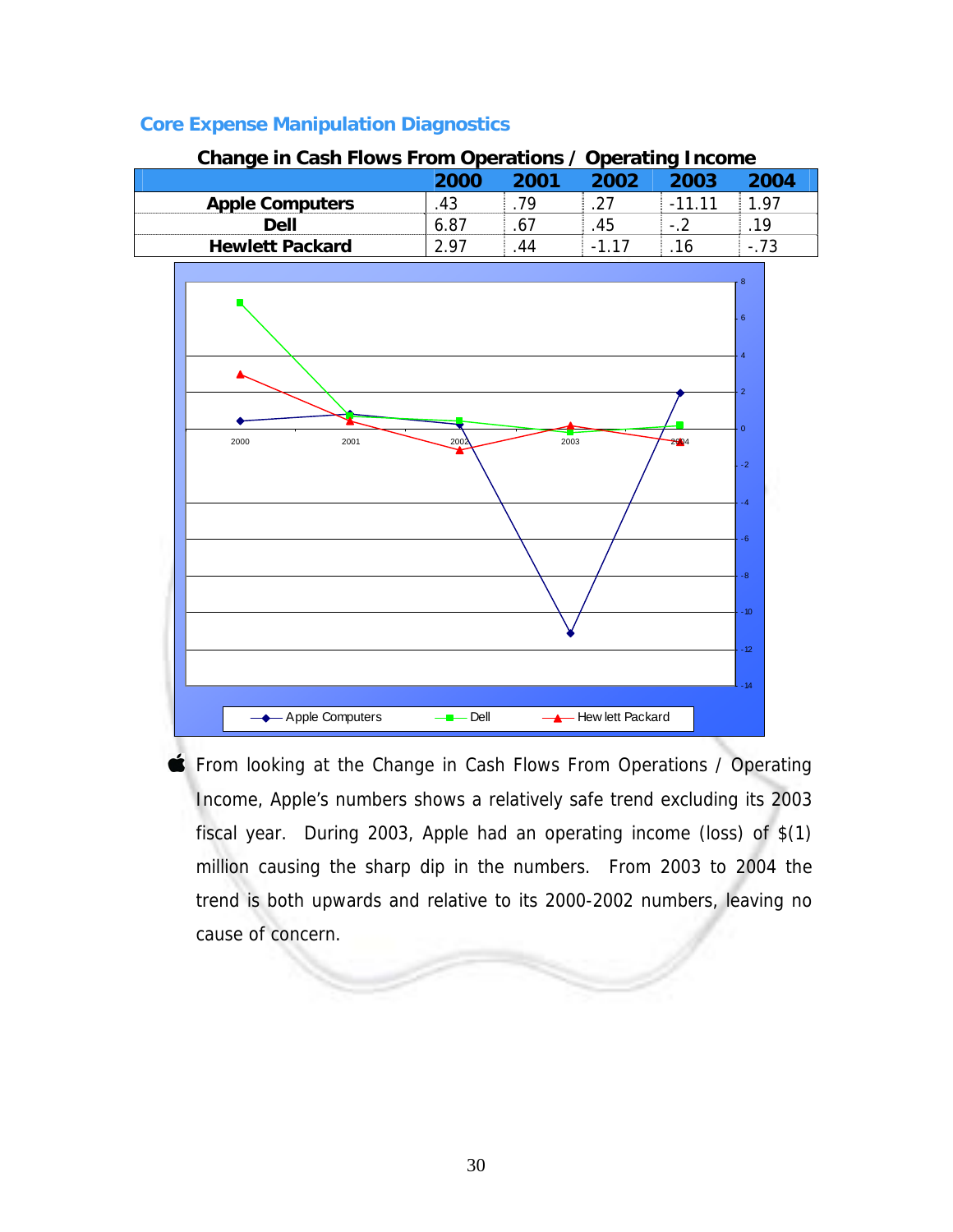### Core Expense Manipulation Diagnostics

**Change in Cash Flows From Operations / Operating Income**

| | 2000 | 2001 | 2002 | 2003 | 2004 |
|---|---|---|---|---|---|
| **Apple Computers** | .43 | .79 | .27 | -11.11 | 1.97 |
| **Dell** | 6.87 | .67 | .45 | -.2 | .19 |
| **Hewlett Packard** | 2.97 | .44 | -1.17 | .16 | -.73 |

- From looking at the Change in Cash Flows From Operations / Operating Income, Apple's numbers shows a relatively safe trend excluding its 2003 fiscal year. During 2003, Apple had an operating income (loss) of $(1) million causing the sharp dip in the numbers. From 2003 to 2004 the trend is both upwards and relative to its 2000-2002 numbers, leaving no cause of concern.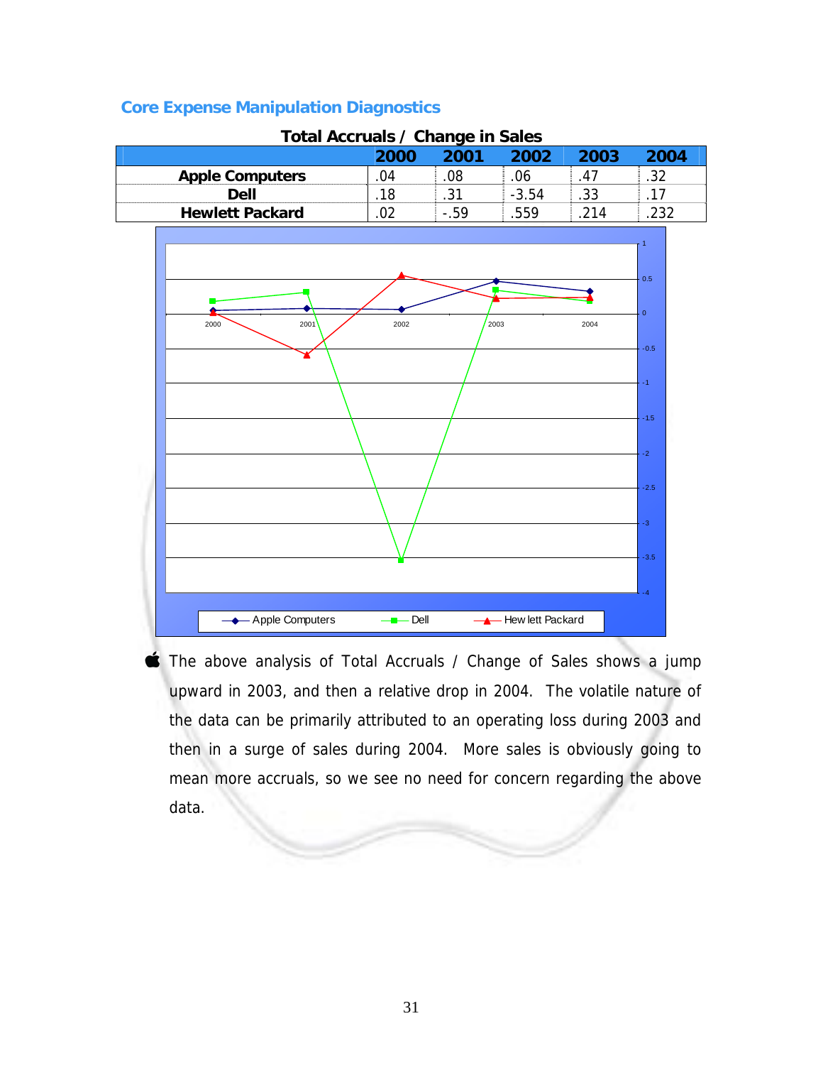## Core Expense Manipulation Diagnostics

**Total Accruals / Change in Sales**

| | 2000 | 2001 | 2002 | 2003 | 2004 |
|---|---|---|---|---|---|
| **Apple Computers** | .04 | .08 | .06 | .47 | .32 |
| **Dell** | .18 | .31 | -3.54 | .33 | .17 |
| **Hewlett Packard** | .02 | -.59 | .559 | .214 | .232 |

- The above analysis of Total Accruals / Change of Sales shows a jump upward in 2003, and then a relative drop in 2004. The volatile nature of the data can be primarily attributed to an operating loss during 2003 and then in a surge of sales during 2004. More sales is obviously going to mean more accruals, so we see no need for concern regarding the above data.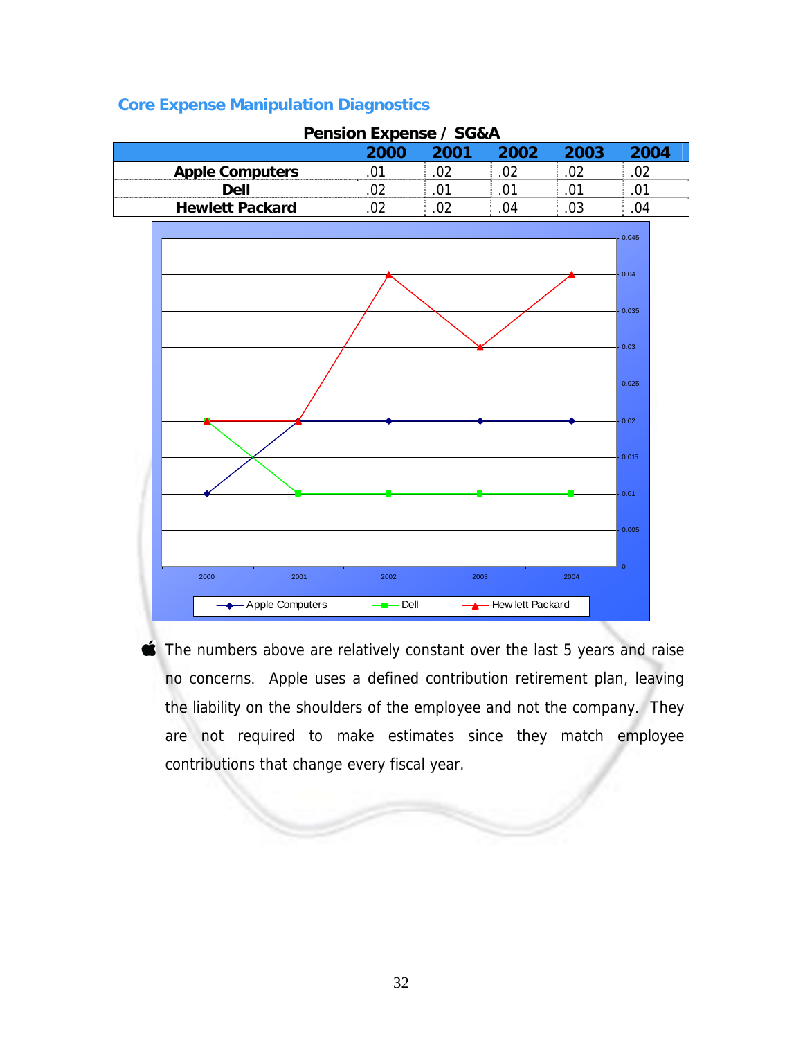## Core Expense Manipulation Diagnostics

**Pension Expense / SG&A**

| | 2000 | 2001 | 2002 | 2003 | 2004 |
|---|---|---|---|---|---|
| **Apple Computers** | .01 | .02 | .02 | .02 | .02 |
| **Dell** | .02 | .01 | .01 | .01 | .01 |
| **Hewlett Packard** | .02 | .02 | .04 | .03 | .04 |

- The numbers above are relatively constant over the last 5 years and raise no concerns. Apple uses a defined contribution retirement plan, leaving the liability on the shoulders of the employee and not the company. They are not required to make estimates since they match employee contributions that change every fiscal year.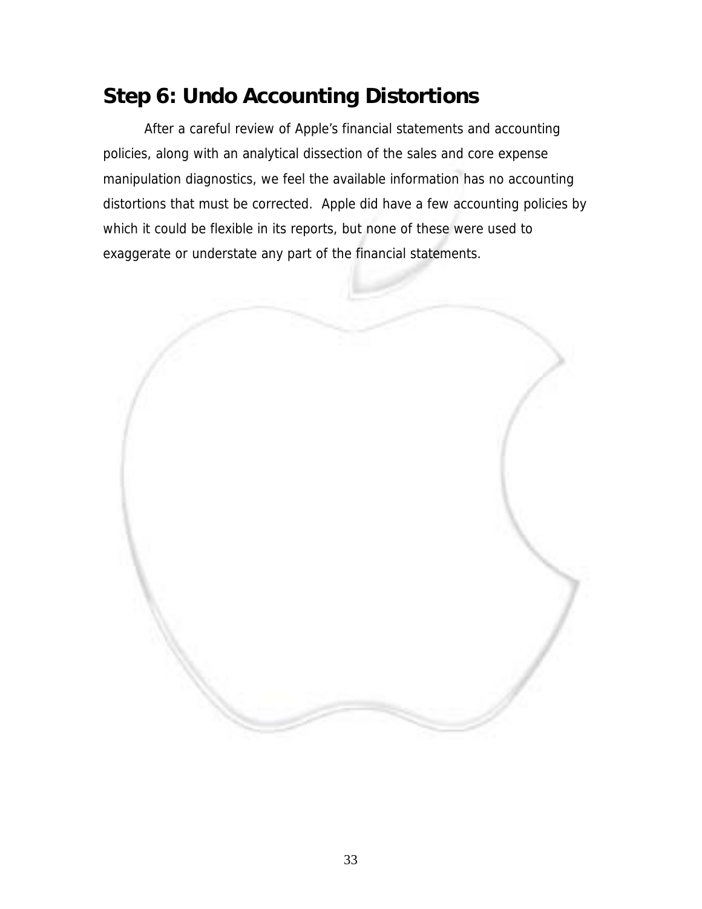## Step 6: Undo Accounting Distortions

After a careful review of Apple's financial statements and accounting policies, along with an analytical dissection of the sales and core expense manipulation diagnostics, we feel the available information has no accounting distortions that must be corrected. Apple did have a few accounting policies by which it could be flexible in its reports, but none of these were used to exaggerate or understate any part of the financial statements.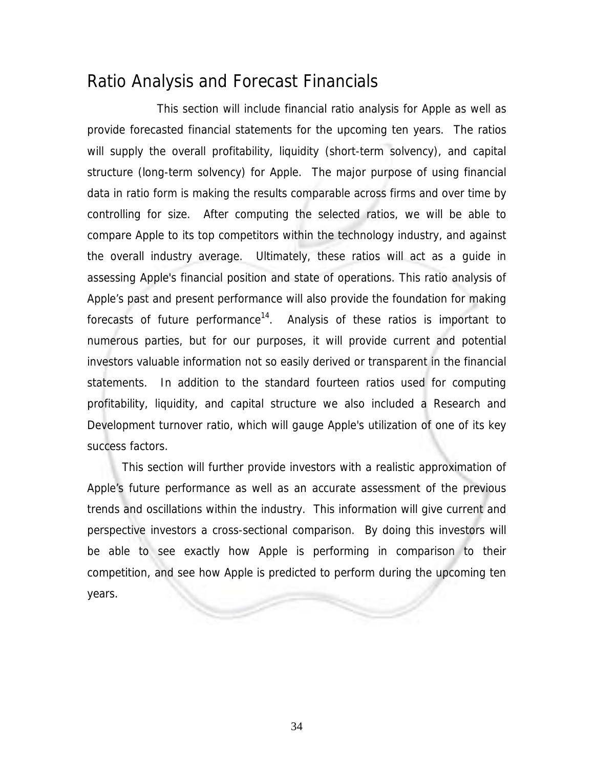# Ratio Analysis and Forecast Financials

This section will include financial ratio analysis for Apple as well as provide forecasted financial statements for the upcoming ten years. The ratios will supply the overall profitability, liquidity (short-term solvency), and capital structure (long-term solvency) for Apple. The major purpose of using financial data in ratio form is making the results comparable across firms and over time by controlling for size. After computing the selected ratios, we will be able to compare Apple to its top competitors within the technology industry, and against the overall industry average. Ultimately, these ratios will act as a guide in assessing Apple's financial position and state of operations. This ratio analysis of Apple's past and present performance will also provide the foundation for making forecasts of future performance[14]. Analysis of these ratios is important to numerous parties, but for our purposes, it will provide current and potential investors valuable information not so easily derived or transparent in the financial statements. In addition to the standard fourteen ratios used for computing profitability, liquidity, and capital structure we also included a Research and Development turnover ratio, which will gauge Apple's utilization of one of its key success factors.

This section will further provide investors with a realistic approximation of Apple's future performance as well as an accurate assessment of the previous trends and oscillations within the industry. This information will give current and perspective investors a cross-sectional comparison. By doing this investors will be able to see exactly how Apple is performing in comparison to their competition, and see how Apple is predicted to perform during the upcoming ten years.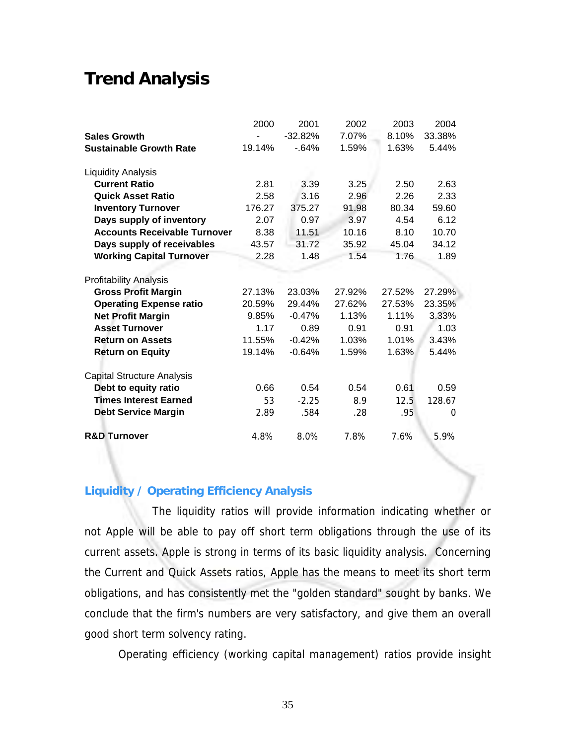# Trend Analysis

| | 2000 | 2001 | 2002 | 2003 | 2004 |
|---|---|---|---|---|---|
| **Sales Growth** | - | -32.82% | 7.07% | 8.10% | 33.38% |
| **Sustainable Growth Rate** | 19.14% | -.64% | 1.59% | 1.63% | 5.44% |
| Liquidity Analysis | | | | | |
| **Current Ratio** | 2.81 | 3.39 | 3.25 | 2.50 | 2.63 |
| **Quick Asset Ratio** | 2.58 | 3.16 | 2.96 | 2.26 | 2.33 |
| **Inventory Turnover** | 176.27 | 375.27 | 91.98 | 80.34 | 59.60 |
| **Days supply of inventory** | 2.07 | 0.97 | 3.97 | 4.54 | 6.12 |
| **Accounts Receivable Turnover** | 8.38 | 11.51 | 10.16 | 8.10 | 10.70 |
| **Days supply of receivables** | 43.57 | 31.72 | 35.92 | 45.04 | 34.12 |
| **Working Capital Turnover** | 2.28 | 1.48 | 1.54 | 1.76 | 1.89 |
| Profitability Analysis | | | | | |
| **Gross Profit Margin** | 27.13% | 23.03% | 27.92% | 27.52% | 27.29% |
| **Operating Expense ratio** | 20.59% | 29.44% | 27.62% | 27.53% | 23.35% |
| **Net Profit Margin** | 9.85% | -0.47% | 1.13% | 1.11% | 3.33% |
| **Asset Turnover** | 1.17 | 0.89 | 0.91 | 0.91 | 1.03 |
| **Return on Assets** | 11.55% | -0.42% | 1.03% | 1.01% | 3.43% |
| **Return on Equity** | 19.14% | -0.64% | 1.59% | 1.63% | 5.44% |
| Capital Structure Analysis | | | | | |
| **Debt to equity ratio** | 0.66 | 0.54 | 0.54 | 0.61 | 0.59 |
| **Times Interest Earned** | 53 | -2.25 | 8.9 | 12.5 | 128.67 |
| **Debt Service Margin** | 2.89 | .584 | .28 | .95 | 0 |
| **R&D Turnover** | 4.8% | 8.0% | 7.8% | 7.6% | 5.9% |

## Liquidity / Operating Efficiency Analysis

The liquidity ratios will provide information indicating whether or not Apple will be able to pay off short term obligations through the use of its current assets. Apple is strong in terms of its basic liquidity analysis. Concerning the Current and Quick Assets ratios, Apple has the means to meet its short term obligations, and has consistently met the "golden standard" sought by banks. We conclude that the firm's numbers are very satisfactory, and give them an overall good short term solvency rating.

Operating efficiency (working capital management) ratios provide insight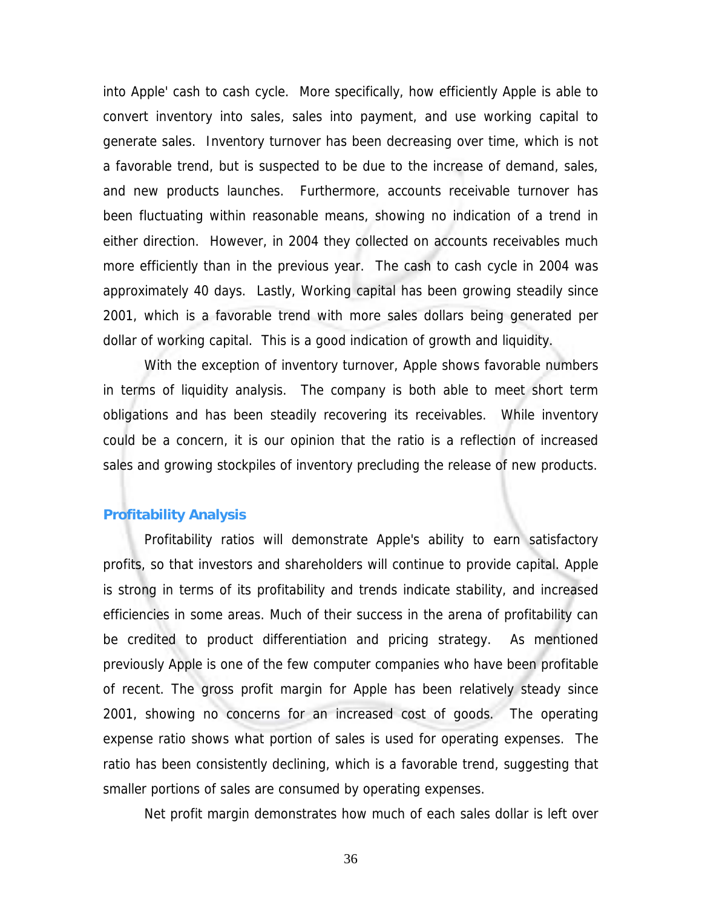into Apple' cash to cash cycle. More specifically, how efficiently Apple is able to convert inventory into sales, sales into payment, and use working capital to generate sales. Inventory turnover has been decreasing over time, which is not a favorable trend, but is suspected to be due to the increase of demand, sales, and new products launches. Furthermore, accounts receivable turnover has been fluctuating within reasonable means, showing no indication of a trend in either direction. However, in 2004 they collected on accounts receivables much more efficiently than in the previous year. The cash to cash cycle in 2004 was approximately 40 days. Lastly, Working capital has been growing steadily since 2001, which is a favorable trend with more sales dollars being generated per dollar of working capital. This is a good indication of growth and liquidity.

With the exception of inventory turnover, Apple shows favorable numbers in terms of liquidity analysis. The company is both able to meet short term obligations and has been steadily recovering its receivables. While inventory could be a concern, it is our opinion that the ratio is a reflection of increased sales and growing stockpiles of inventory precluding the release of new products.

### Profitability Analysis

Profitability ratios will demonstrate Apple's ability to earn satisfactory profits, so that investors and shareholders will continue to provide capital. Apple is strong in terms of its profitability and trends indicate stability, and increased efficiencies in some areas. Much of their success in the arena of profitability can be credited to product differentiation and pricing strategy. As mentioned previously Apple is one of the few computer companies who have been profitable of recent. The gross profit margin for Apple has been relatively steady since 2001, showing no concerns for an increased cost of goods. The operating expense ratio shows what portion of sales is used for operating expenses. The ratio has been consistently declining, which is a favorable trend, suggesting that smaller portions of sales are consumed by operating expenses.

Net profit margin demonstrates how much of each sales dollar is left over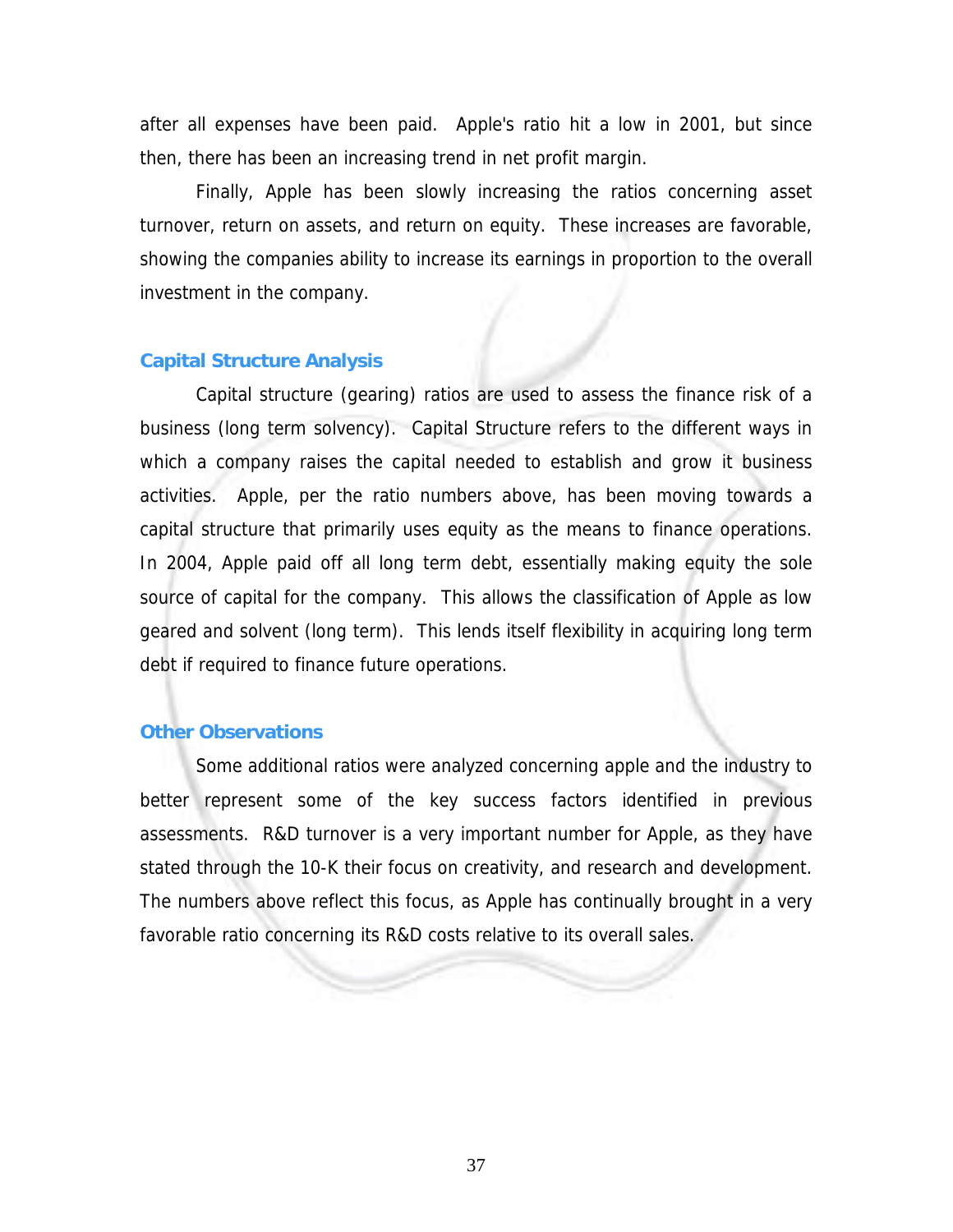after all expenses have been paid. Apple's ratio hit a low in 2001, but since then, there has been an increasing trend in net profit margin.

Finally, Apple has been slowly increasing the ratios concerning asset turnover, return on assets, and return on equity. These increases are favorable, showing the companies ability to increase its earnings in proportion to the overall investment in the company.

## Capital Structure Analysis

Capital structure (gearing) ratios are used to assess the finance risk of a business (long term solvency). Capital Structure refers to the different ways in which a company raises the capital needed to establish and grow it business activities. Apple, per the ratio numbers above, has been moving towards a capital structure that primarily uses equity as the means to finance operations. In 2004, Apple paid off all long term debt, essentially making equity the sole source of capital for the company. This allows the classification of Apple as low geared and solvent (long term). This lends itself flexibility in acquiring long term debt if required to finance future operations.

## Other Observations

Some additional ratios were analyzed concerning apple and the industry to better represent some of the key success factors identified in previous assessments. R&D turnover is a very important number for Apple, as they have stated through the 10-K their focus on creativity, and research and development. The numbers above reflect this focus, as Apple has continually brought in a very favorable ratio concerning its R&D costs relative to its overall sales.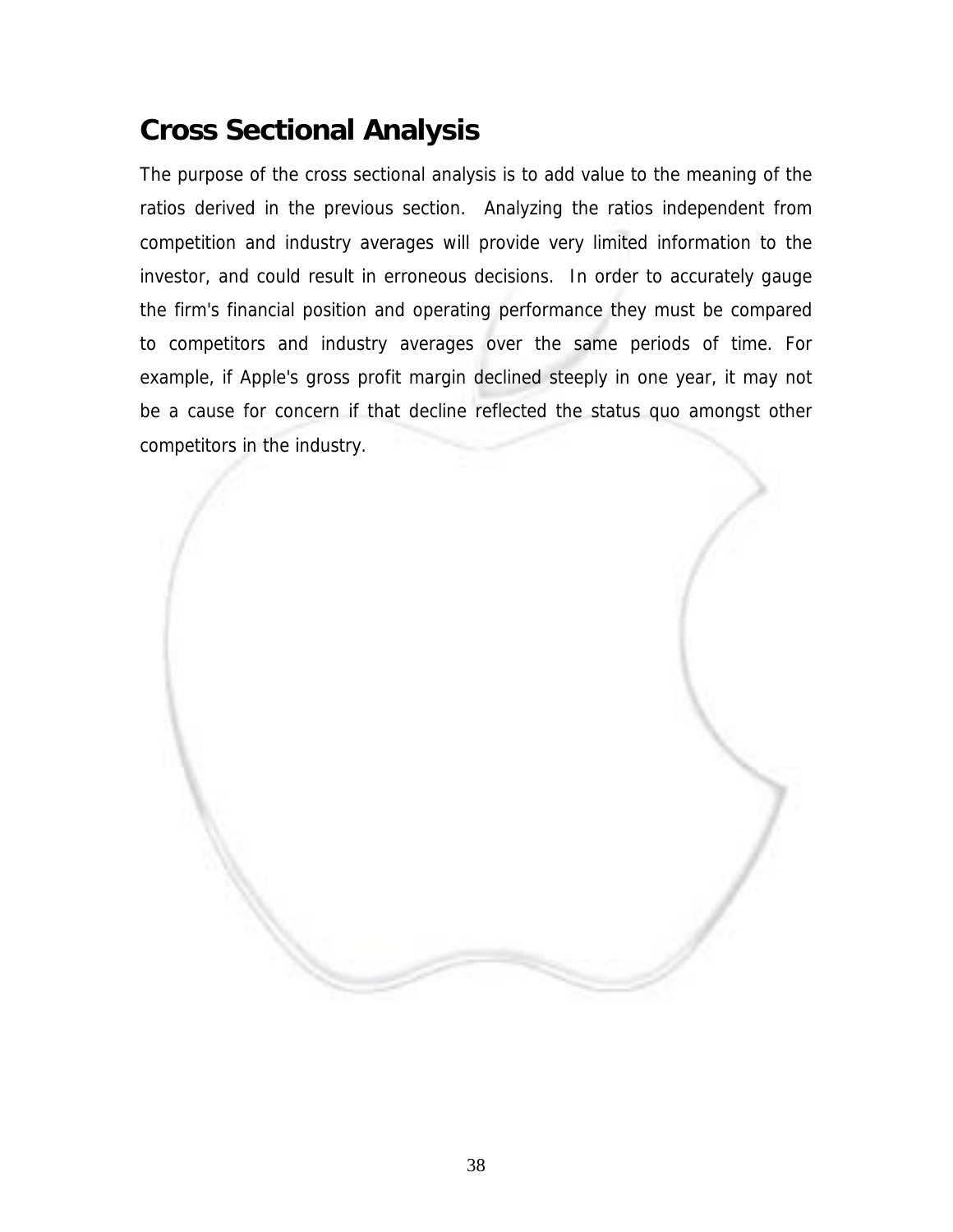## Cross Sectional Analysis

The purpose of the cross sectional analysis is to add value to the meaning of the ratios derived in the previous section. Analyzing the ratios independent from competition and industry averages will provide very limited information to the investor, and could result in erroneous decisions. In order to accurately gauge the firm's financial position and operating performance they must be compared to competitors and industry averages over the same periods of time. For example, if Apple's gross profit margin declined steeply in one year, it may not be a cause for concern if that decline reflected the status quo amongst other competitors in the industry.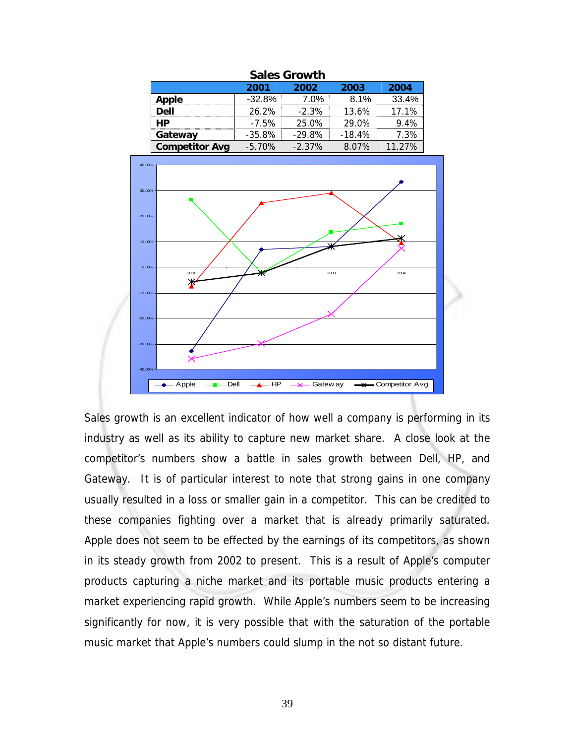**Sales Growth**

| | 2001 | 2002 | 2003 | 2004 |
|---|---|---|---|---|
| **Apple** | -32.8% | 7.0% | 8.1% | 33.4% |
| **Dell** | 26.2% | -2.3% | 13.6% | 17.1% |
| **HP** | -7.5% | 25.0% | 29.0% | 9.4% |
| **Gateway** | -35.8% | -29.8% | -18.4% | 7.3% |
| **Competitor Avg** | -5.70% | -2.37% | 8.07% | 11.27% |

Sales growth is an excellent indicator of how well a company is performing in its industry as well as its ability to capture new market share. A close look at the competitor's numbers show a battle in sales growth between Dell, HP, and Gateway. It is of particular interest to note that strong gains in one company usually resulted in a loss or smaller gain in a competitor. This can be credited to these companies fighting over a market that is already primarily saturated. Apple does not seem to be effected by the earnings of its competitors, as shown in its steady growth from 2002 to present. This is a result of Apple's computer products capturing a niche market and its portable music products entering a market experiencing rapid growth. While Apple's numbers seem to be increasing significantly for now, it is very possible that with the saturation of the portable music market that Apple's numbers could slump in the not so distant future.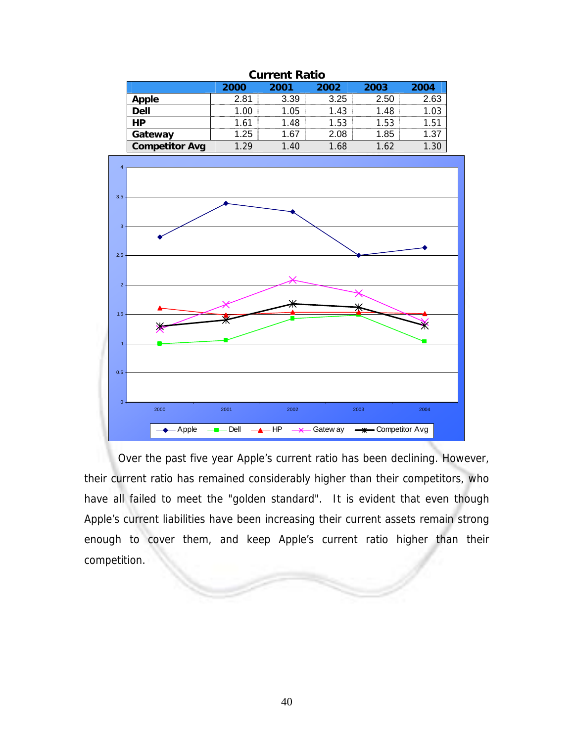**Current Ratio**

| | 2000 | 2001 | 2002 | 2003 | 2004 |
|---|---|---|---|---|---|
| **Apple** | 2.81 | 3.39 | 3.25 | 2.50 | 2.63 |
| **Dell** | 1.00 | 1.05 | 1.43 | 1.48 | 1.03 |
| **HP** | 1.61 | 1.48 | 1.53 | 1.53 | 1.51 |
| **Gateway** | 1.25 | 1.67 | 2.08 | 1.85 | 1.37 |
| **Competitor Avg** | 1.29 | 1.40 | 1.68 | 1.62 | 1.30 |

Over the past five year Apple's current ratio has been declining. However, their current ratio has remained considerably higher than their competitors, who have all failed to meet the "golden standard". It is evident that even though Apple's current liabilities have been increasing their current assets remain strong enough to cover them, and keep Apple's current ratio higher than their competition.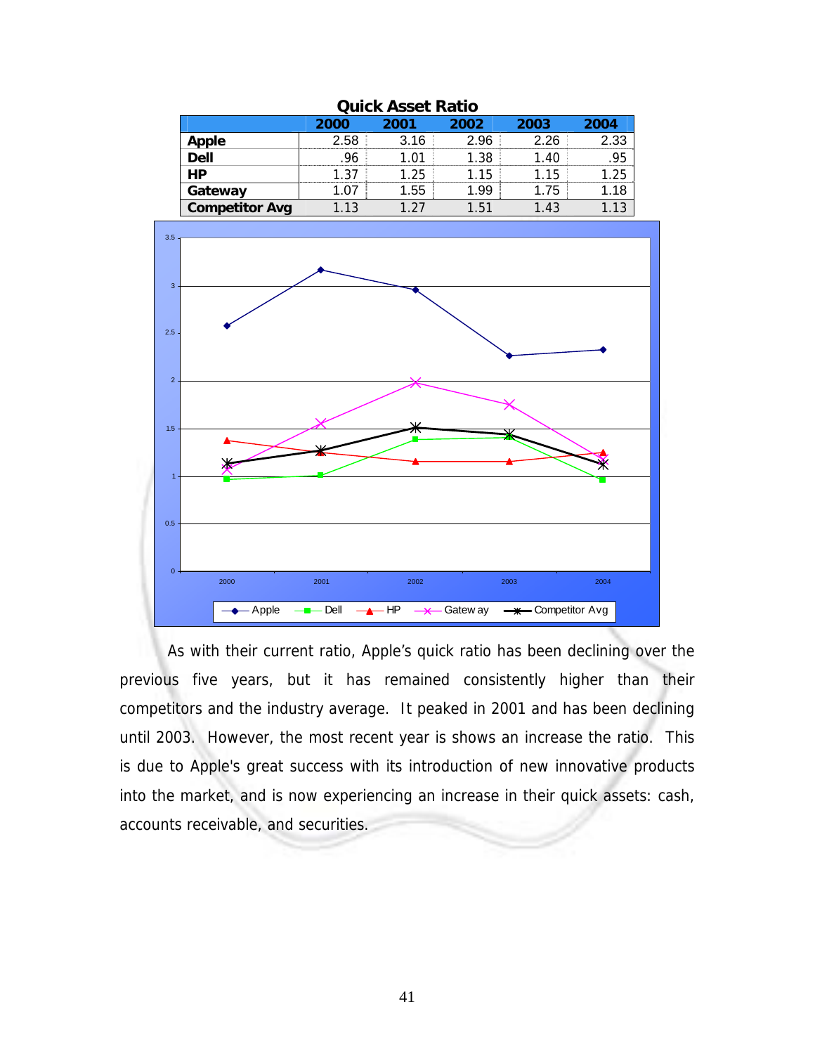**Quick Asset Ratio**

| | 2000 | 2001 | 2002 | 2003 | 2004 |
|---|---|---|---|---|---|
| **Apple** | 2.58 | 3.16 | 2.96 | 2.26 | 2.33 |
| **Dell** | .96 | 1.01 | 1.38 | 1.40 | .95 |
| **HP** | 1.37 | 1.25 | 1.15 | 1.15 | 1.25 |
| **Gateway** | 1.07 | 1.55 | 1.99 | 1.75 | 1.18 |
| **Competitor Avg** | 1.13 | 1.27 | 1.51 | 1.43 | 1.13 |

As with their current ratio, Apple's quick ratio has been declining over the previous five years, but it has remained consistently higher than their competitors and the industry average. It peaked in 2001 and has been declining until 2003. However, the most recent year is shows an increase the ratio. This is due to Apple's great success with its introduction of new innovative products into the market, and is now experiencing an increase in their quick assets: cash, accounts receivable, and securities.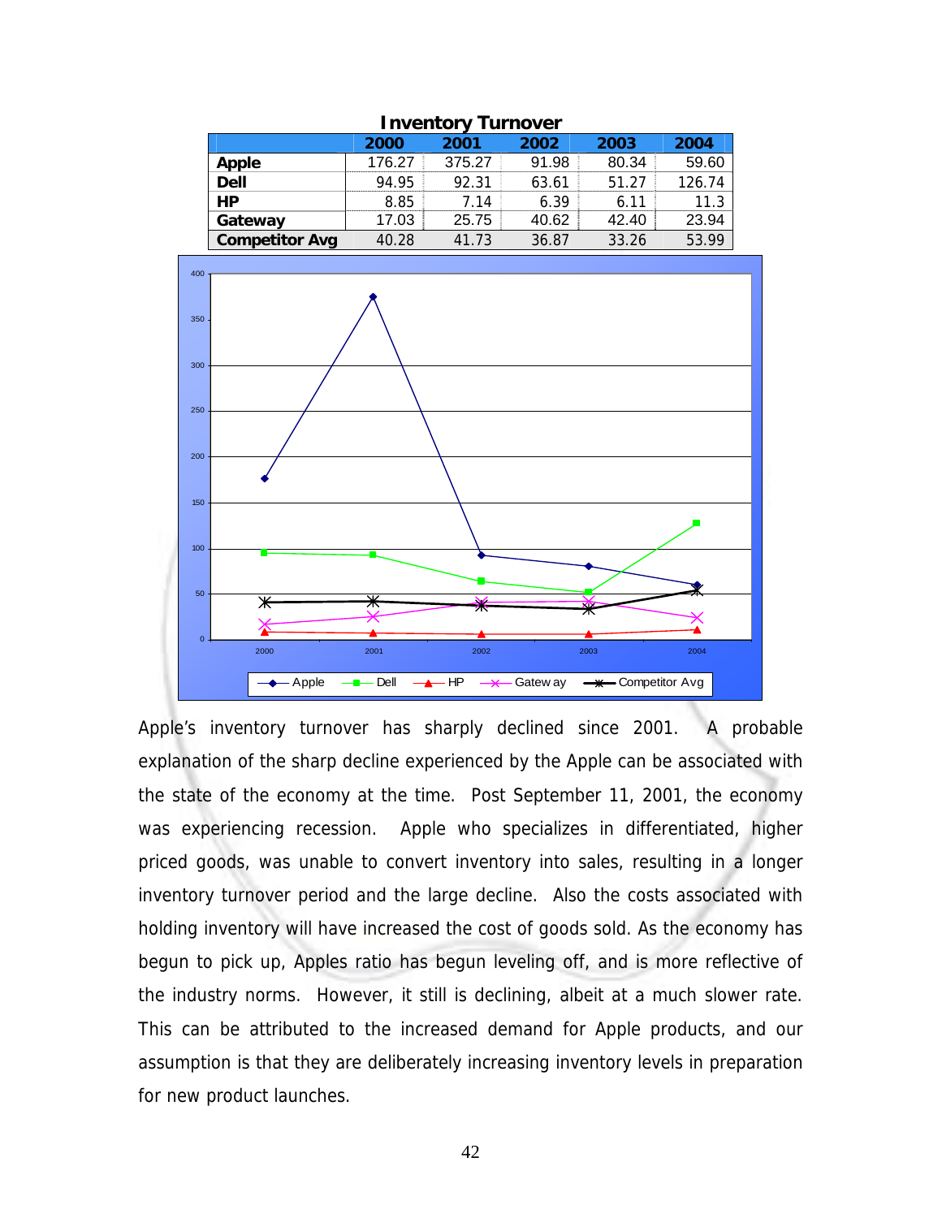**Inventory Turnover**

| | 2000 | 2001 | 2002 | 2003 | 2004 |
|---|---|---|---|---|---|
| **Apple** | 176.27 | 375.27 | 91.98 | 80.34 | 59.60 |
| **Dell** | 94.95 | 92.31 | 63.61 | 51.27 | 126.74 |
| **HP** | 8.85 | 7.14 | 6.39 | 6.11 | 11.3 |
| **Gateway** | 17.03 | 25.75 | 40.62 | 42.40 | 23.94 |
| **Competitor Avg** | 40.28 | 41.73 | 36.87 | 33.26 | 53.99 |

Apple's inventory turnover has sharply declined since 2001. A probable explanation of the sharp decline experienced by the Apple can be associated with the state of the economy at the time. Post September 11, 2001, the economy was experiencing recession. Apple who specializes in differentiated, higher priced goods, was unable to convert inventory into sales, resulting in a longer inventory turnover period and the large decline. Also the costs associated with holding inventory will have increased the cost of goods sold. As the economy has begun to pick up, Apples ratio has begun leveling off, and is more reflective of the industry norms. However, it still is declining, albeit at a much slower rate. This can be attributed to the increased demand for Apple products, and our assumption is that they are deliberately increasing inventory levels in preparation for new product launches.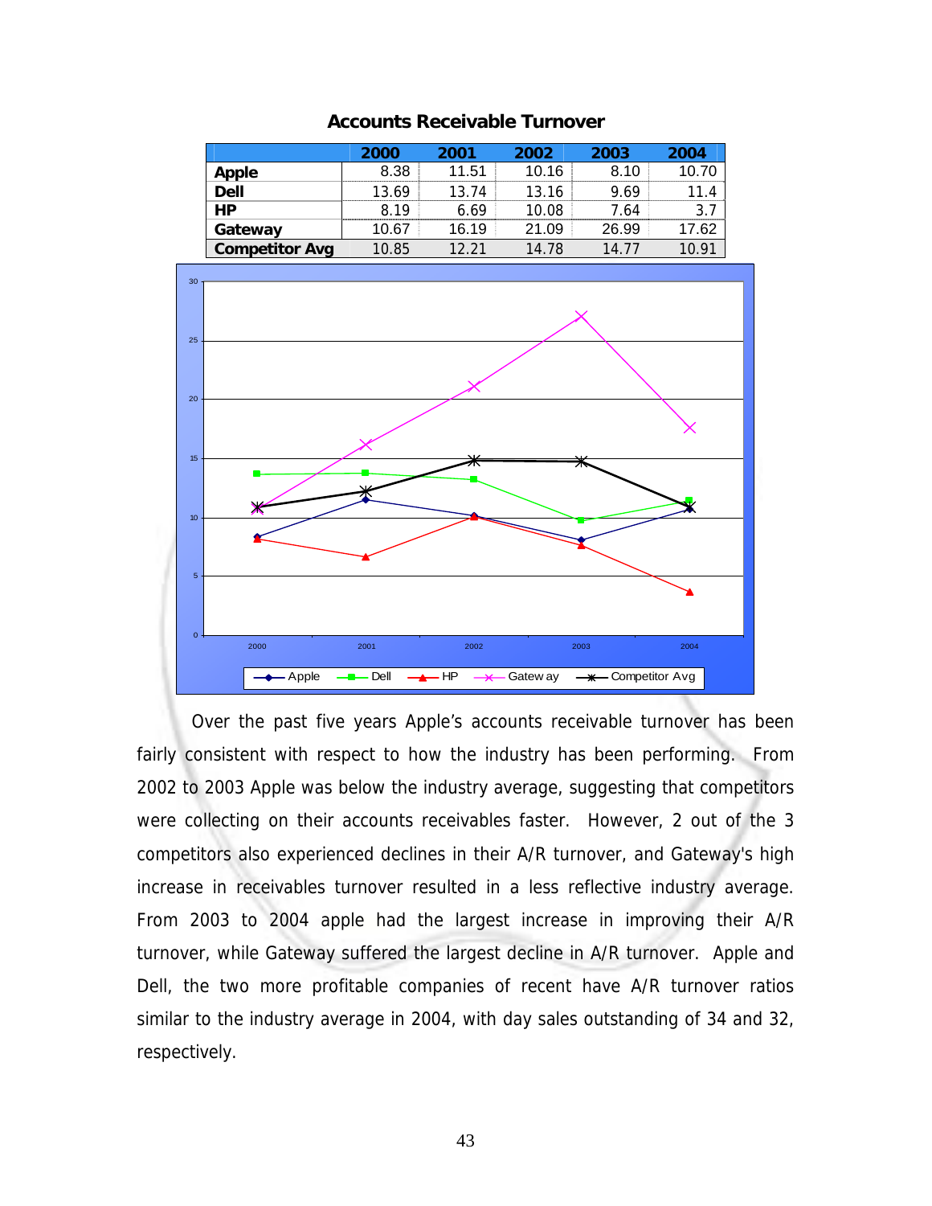## Accounts Receivable Turnover

| | 2000 | 2001 | 2002 | 2003 | 2004 |
|---|---|---|---|---|---|
| **Apple** | 8.38 | 11.51 | 10.16 | 8.10 | 10.70 |
| **Dell** | 13.69 | 13.74 | 13.16 | 9.69 | 11.4 |
| **HP** | 8.19 | 6.69 | 10.08 | 7.64 | 3.7 |
| **Gateway** | 10.67 | 16.19 | 21.09 | 26.99 | 17.62 |
| **Competitor Avg** | 10.85 | 12.21 | 14.78 | 14.77 | 10.91 |

Over the past five years Apple's accounts receivable turnover has been fairly consistent with respect to how the industry has been performing. From 2002 to 2003 Apple was below the industry average, suggesting that competitors were collecting on their accounts receivables faster. However, 2 out of the 3 competitors also experienced declines in their A/R turnover, and Gateway's high increase in receivables turnover resulted in a less reflective industry average. From 2003 to 2004 apple had the largest increase in improving their A/R turnover, while Gateway suffered the largest decline in A/R turnover. Apple and Dell, the two more profitable companies of recent have A/R turnover ratios similar to the industry average in 2004, with day sales outstanding of 34 and 32, respectively.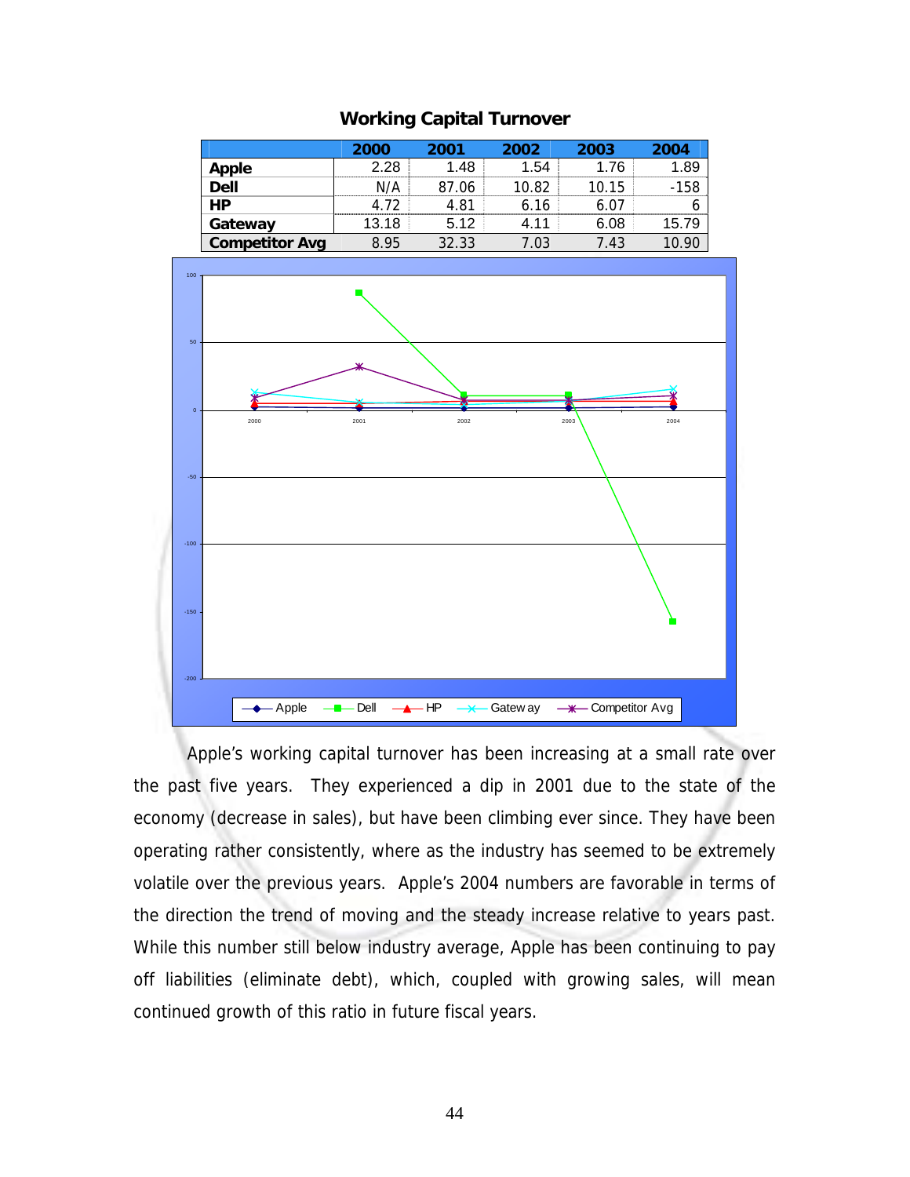**Working Capital Turnover**

| | 2000 | 2001 | 2002 | 2003 | 2004 |
|---|---|---|---|---|---|
| **Apple** | 2.28 | 1.48 | 1.54 | 1.76 | 1.89 |
| **Dell** | N/A | 87.06 | 10.82 | 10.15 | -158 |
| **HP** | 4.72 | 4.81 | 6.16 | 6.07 | 6 |
| **Gateway** | 13.18 | 5.12 | 4.11 | 6.08 | 15.79 |
| **Competitor Avg** | 8.95 | 32.33 | 7.03 | 7.43 | 10.90 |

Apple's working capital turnover has been increasing at a small rate over the past five years. They experienced a dip in 2001 due to the state of the economy (decrease in sales), but have been climbing ever since. They have been operating rather consistently, where as the industry has seemed to be extremely volatile over the previous years. Apple's 2004 numbers are favorable in terms of the direction the trend of moving and the steady increase relative to years past. While this number still below industry average, Apple has been continuing to pay off liabilities (eliminate debt), which, coupled with growing sales, will mean continued growth of this ratio in future fiscal years.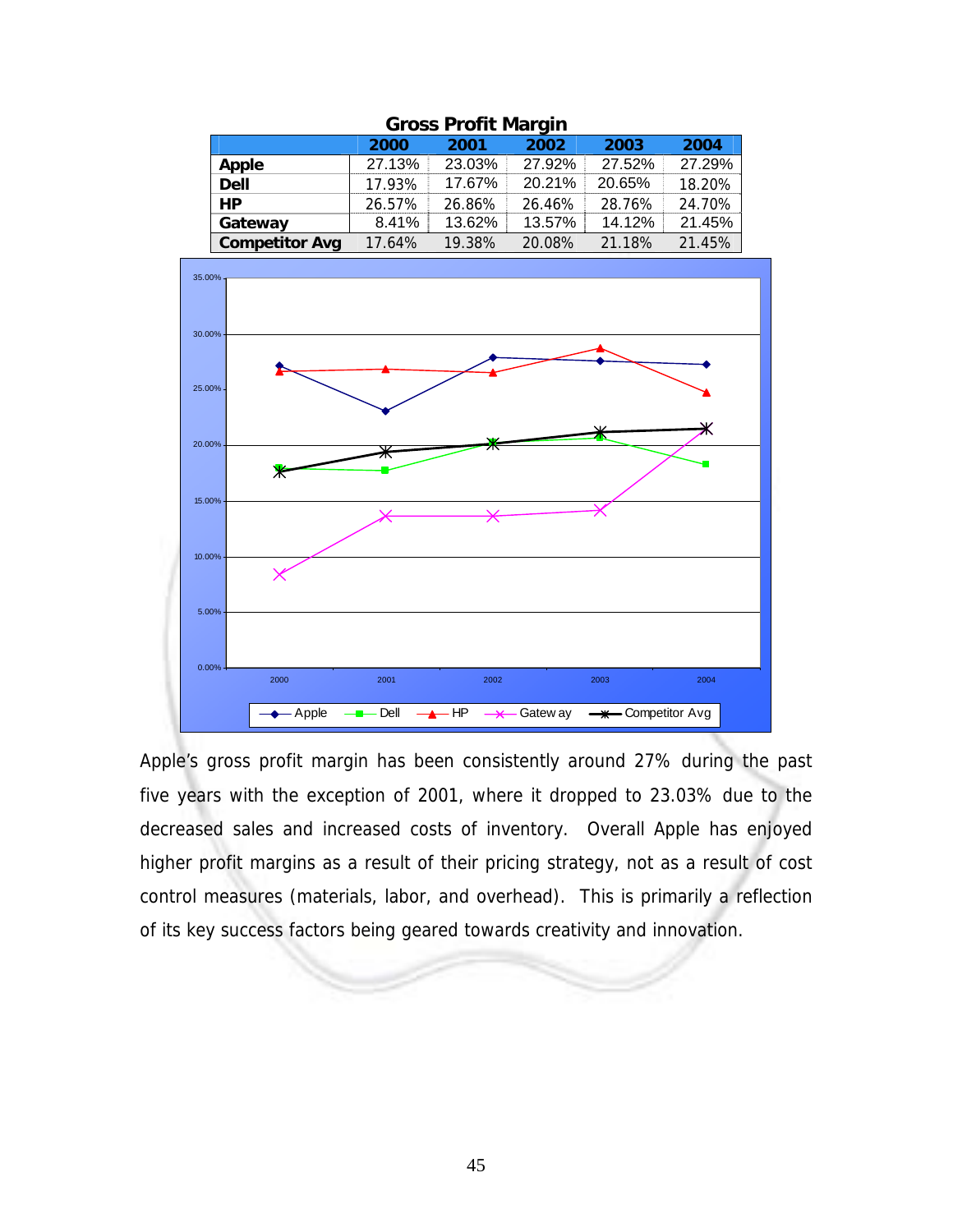**Gross Profit Margin**

| | 2000 | 2001 | 2002 | 2003 | 2004 |
|---|---|---|---|---|---|
| **Apple** | 27.13% | 23.03% | 27.92% | 27.52% | 27.29% |
| **Dell** | 17.93% | 17.67% | 20.21% | 20.65% | 18.20% |
| **HP** | 26.57% | 26.86% | 26.46% | 28.76% | 24.70% |
| **Gateway** | 8.41% | 13.62% | 13.57% | 14.12% | 21.45% |
| **Competitor Avg** | 17.64% | 19.38% | 20.08% | 21.18% | 21.45% |

Apple's gross profit margin has been consistently around 27% during the past five years with the exception of 2001, where it dropped to 23.03% due to the decreased sales and increased costs of inventory. Overall Apple has enjoyed higher profit margins as a result of their pricing strategy, not as a result of cost control measures (materials, labor, and overhead). This is primarily a reflection of its key success factors being geared towards creativity and innovation.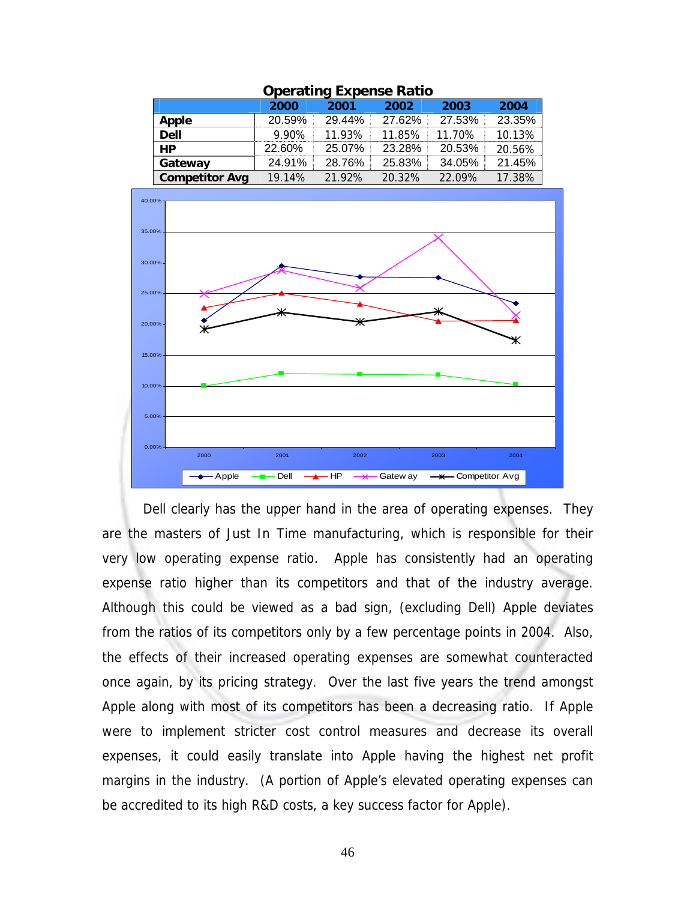**Operating Expense Ratio**

| | 2000 | 2001 | 2002 | 2003 | 2004 |
|---|---|---|---|---|---|
| **Apple** | 20.59% | 29.44% | 27.62% | 27.53% | 23.35% |
| **Dell** | 9.90% | 11.93% | 11.85% | 11.70% | 10.13% |
| **HP** | 22.60% | 25.07% | 23.28% | 20.53% | 20.56% |
| **Gateway** | 24.91% | 28.76% | 25.83% | 34.05% | 21.45% |
| **Competitor Avg** | 19.14% | 21.92% | 20.32% | 22.09% | 17.38% |

Dell clearly has the upper hand in the area of operating expenses. They are the masters of Just In Time manufacturing, which is responsible for their very low operating expense ratio. Apple has consistently had an operating expense ratio higher than its competitors and that of the industry average. Although this could be viewed as a bad sign, (excluding Dell) Apple deviates from the ratios of its competitors only by a few percentage points in 2004. Also, the effects of their increased operating expenses are somewhat counteracted once again, by its pricing strategy. Over the last five years the trend amongst Apple along with most of its competitors has been a decreasing ratio. If Apple were to implement stricter cost control measures and decrease its overall expenses, it could easily translate into Apple having the highest net profit margins in the industry. (A portion of Apple's elevated operating expenses can be accredited to its high R&D costs, a key success factor for Apple).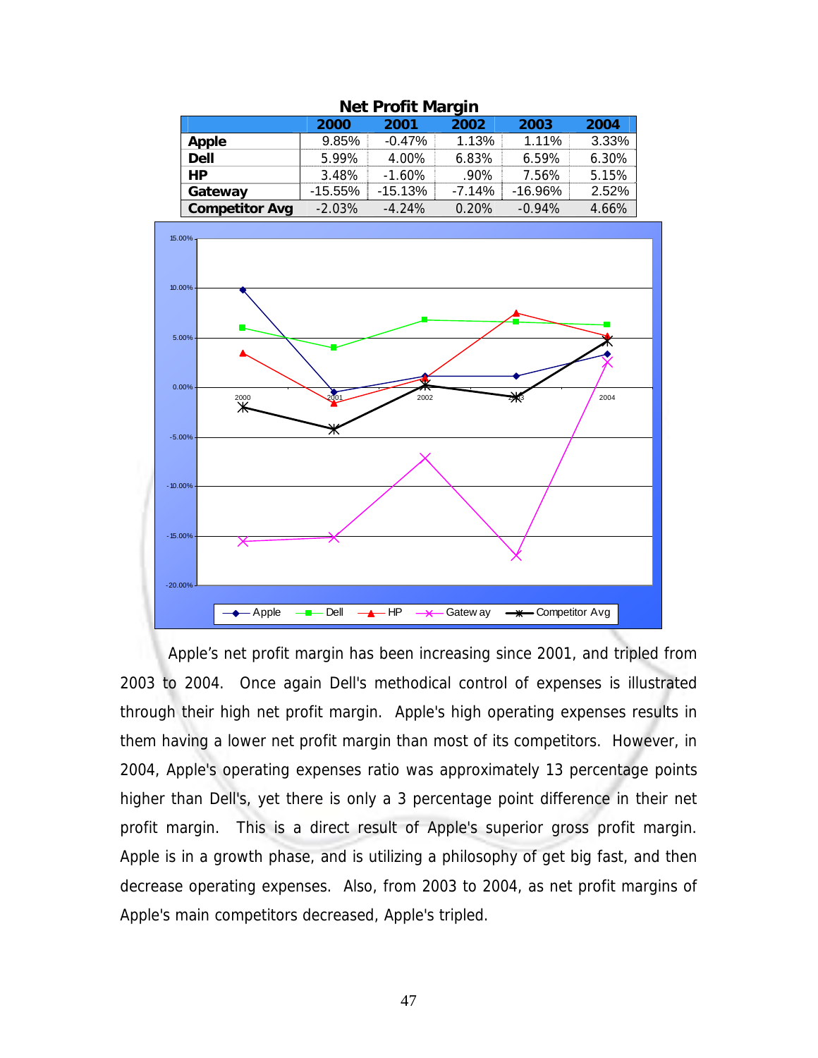**Net Profit Margin**

| | 2000 | 2001 | 2002 | 2003 | 2004 |
|---|---|---|---|---|---|
| **Apple** | 9.85% | -0.47% | 1.13% | 1.11% | 3.33% |
| **Dell** | 5.99% | 4.00% | 6.83% | 6.59% | 6.30% |
| **HP** | 3.48% | -1.60% | .90% | 7.56% | 5.15% |
| **Gateway** | -15.55% | -15.13% | -7.14% | -16.96% | 2.52% |
| **Competitor Avg** | -2.03% | -4.24% | 0.20% | -0.94% | 4.66% |

Apple's net profit margin has been increasing since 2001, and tripled from 2003 to 2004. Once again Dell's methodical control of expenses is illustrated through their high net profit margin. Apple's high operating expenses results in them having a lower net profit margin than most of its competitors. However, in 2004, Apple's operating expenses ratio was approximately 13 percentage points higher than Dell's, yet there is only a 3 percentage point difference in their net profit margin. This is a direct result of Apple's superior gross profit margin. Apple is in a growth phase, and is utilizing a philosophy of get big fast, and then decrease operating expenses. Also, from 2003 to 2004, as net profit margins of Apple's main competitors decreased, Apple's tripled.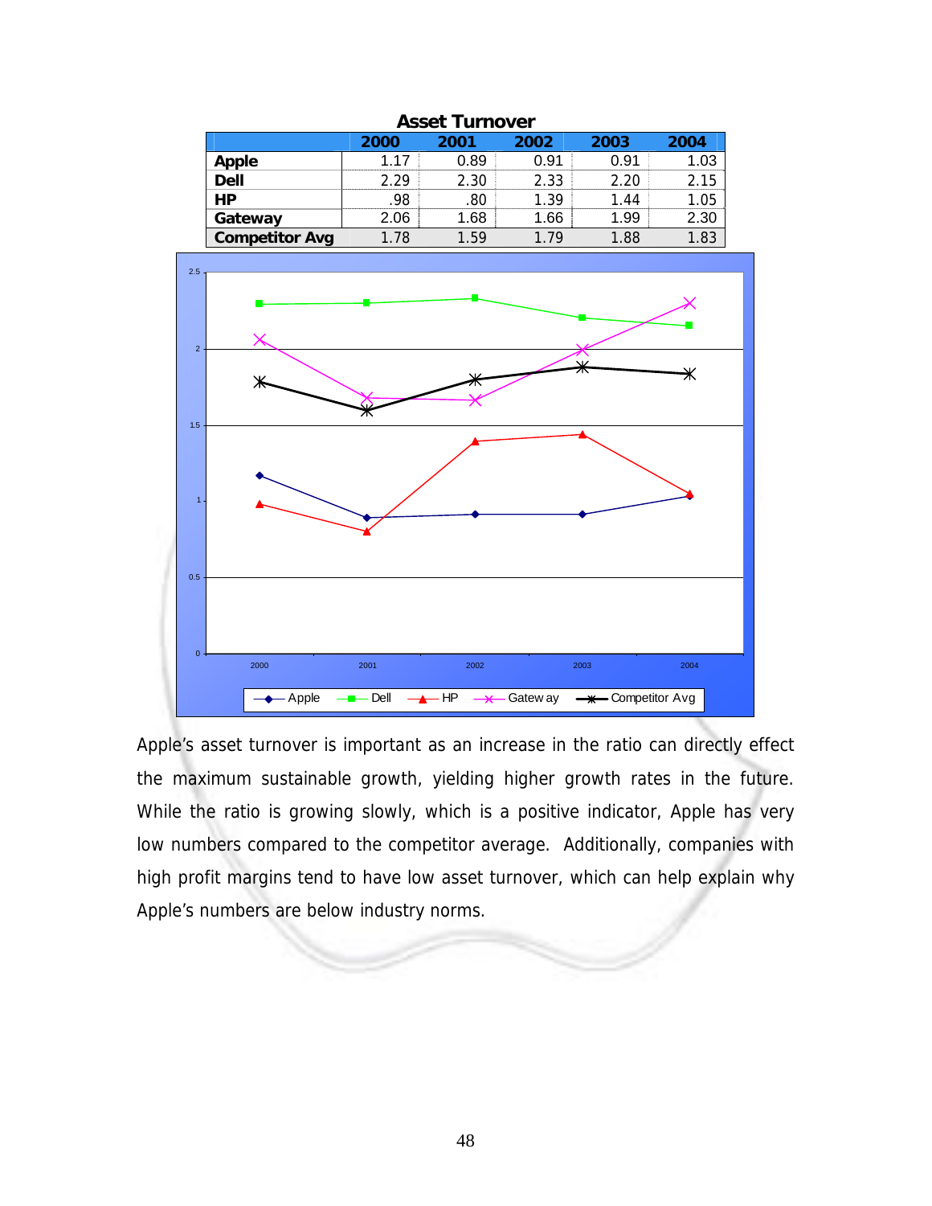**Asset Turnover**

| | 2000 | 2001 | 2002 | 2003 | 2004 |
|---|---|---|---|---|---|
| **Apple** | 1.17 | 0.89 | 0.91 | 0.91 | 1.03 |
| **Dell** | 2.29 | 2.30 | 2.33 | 2.20 | 2.15 |
| **HP** | .98 | .80 | 1.39 | 1.44 | 1.05 |
| **Gateway** | 2.06 | 1.68 | 1.66 | 1.99 | 2.30 |
| **Competitor Avg** | 1.78 | 1.59 | 1.79 | 1.88 | 1.83 |

Apple's asset turnover is important as an increase in the ratio can directly effect the maximum sustainable growth, yielding higher growth rates in the future. While the ratio is growing slowly, which is a positive indicator, Apple has very low numbers compared to the competitor average. Additionally, companies with high profit margins tend to have low asset turnover, which can help explain why Apple's numbers are below industry norms.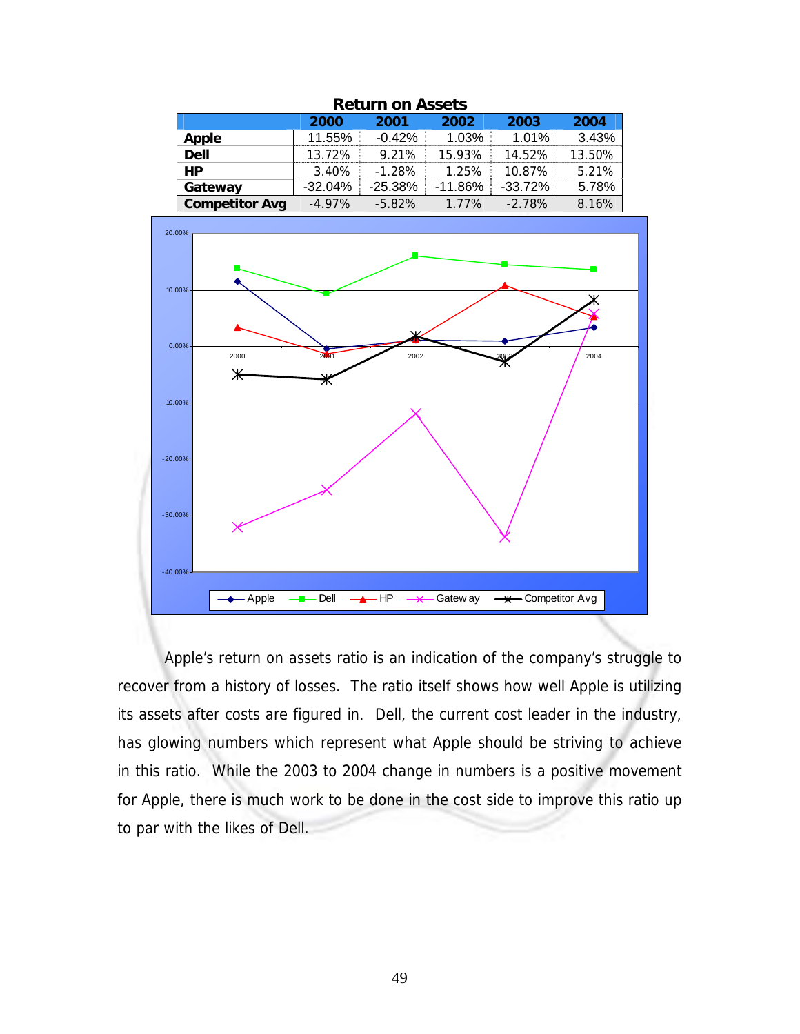**Return on Assets**

| | 2000 | 2001 | 2002 | 2003 | 2004 |
|---|---|---|---|---|---|
| **Apple** | 11.55% | -0.42% | 1.03% | 1.01% | 3.43% |
| **Dell** | 13.72% | 9.21% | 15.93% | 14.52% | 13.50% |
| **HP** | 3.40% | -1.28% | 1.25% | 10.87% | 5.21% |
| **Gateway** | -32.04% | -25.38% | -11.86% | -33.72% | 5.78% |
| **Competitor Avg** | -4.97% | -5.82% | 1.77% | -2.78% | 8.16% |

Apple's return on assets ratio is an indication of the company's struggle to recover from a history of losses. The ratio itself shows how well Apple is utilizing its assets after costs are figured in. Dell, the current cost leader in the industry, has glowing numbers which represent what Apple should be striving to achieve in this ratio. While the 2003 to 2004 change in numbers is a positive movement for Apple, there is much work to be done in the cost side to improve this ratio up to par with the likes of Dell.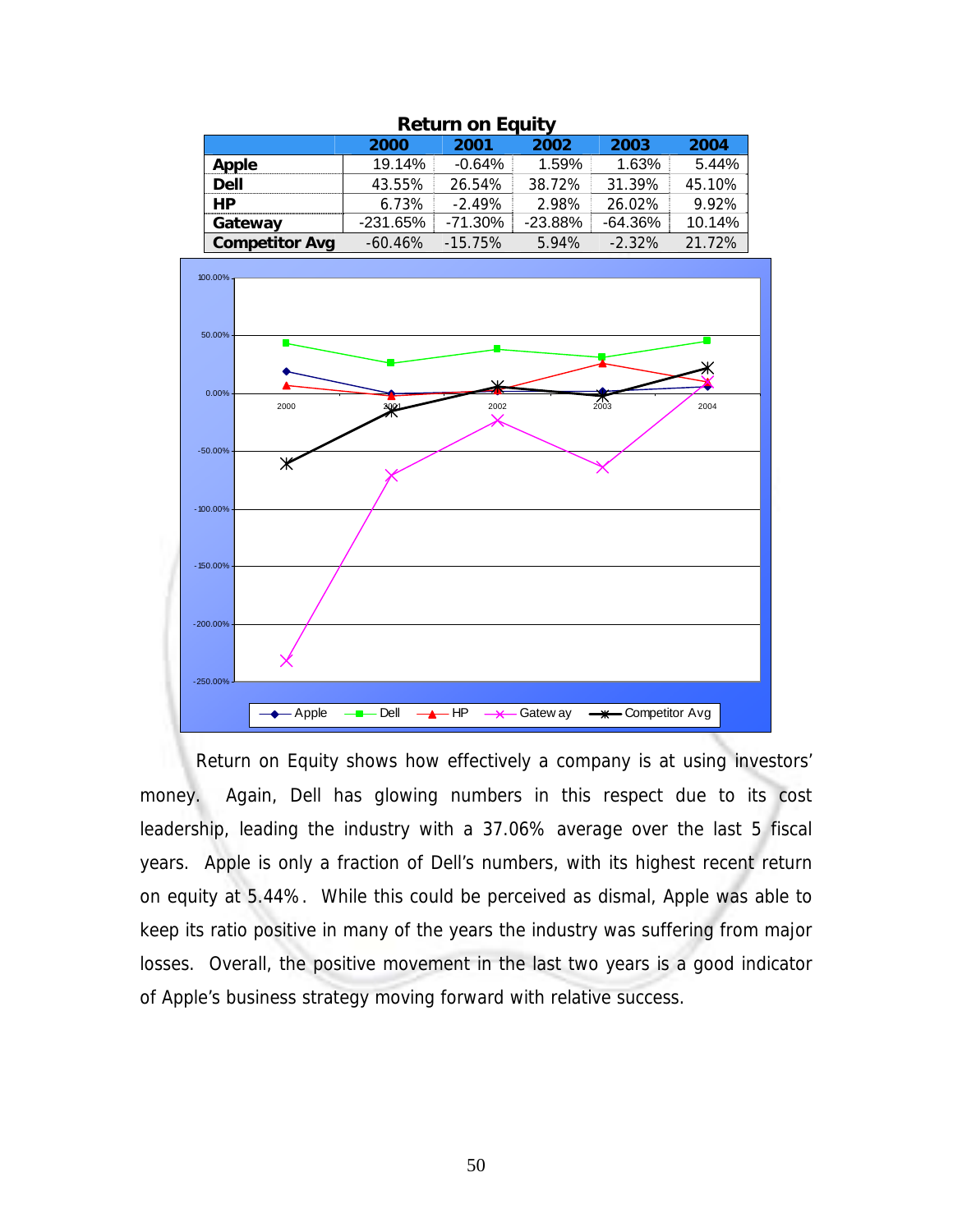**Return on Equity**

| | 2000 | 2001 | 2002 | 2003 | 2004 |
|---|---|---|---|---|---|
| **Apple** | 19.14% | -0.64% | 1.59% | 1.63% | 5.44% |
| **Dell** | 43.55% | 26.54% | 38.72% | 31.39% | 45.10% |
| **HP** | 6.73% | -2.49% | 2.98% | 26.02% | 9.92% |
| **Gateway** | -231.65% | -71.30% | -23.88% | -64.36% | 10.14% |
| **Competitor Avg** | -60.46% | -15.75% | 5.94% | -2.32% | 21.72% |

Return on Equity shows how effectively a company is at using investors' money. Again, Dell has glowing numbers in this respect due to its cost leadership, leading the industry with a 37.06% average over the last 5 fiscal years. Apple is only a fraction of Dell's numbers, with its highest recent return on equity at 5.44%. While this could be perceived as dismal, Apple was able to keep its ratio positive in many of the years the industry was suffering from major losses. Overall, the positive movement in the last two years is a good indicator of Apple's business strategy moving forward with relative success.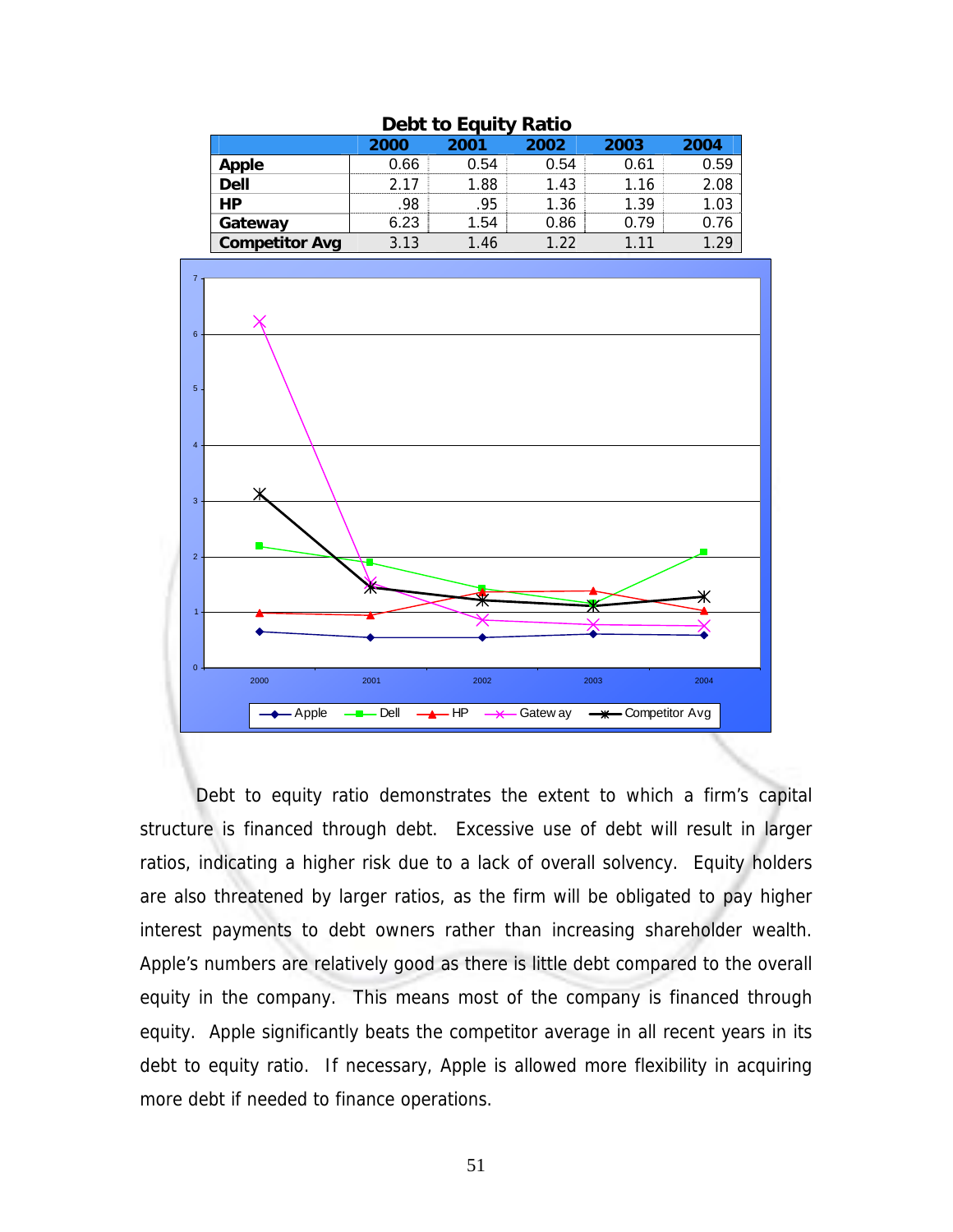**Debt to Equity Ratio**

| | 2000 | 2001 | 2002 | 2003 | 2004 |
|---|---|---|---|---|---|
| **Apple** | 0.66 | 0.54 | 0.54 | 0.61 | 0.59 |
| **Dell** | 2.17 | 1.88 | 1.43 | 1.16 | 2.08 |
| **HP** | .98 | .95 | 1.36 | 1.39 | 1.03 |
| **Gateway** | 6.23 | 1.54 | 0.86 | 0.79 | 0.76 |
| **Competitor Avg** | 3.13 | 1.46 | 1.22 | 1.11 | 1.29 |

Debt to equity ratio demonstrates the extent to which a firm's capital structure is financed through debt. Excessive use of debt will result in larger ratios, indicating a higher risk due to a lack of overall solvency. Equity holders are also threatened by larger ratios, as the firm will be obligated to pay higher interest payments to debt owners rather than increasing shareholder wealth. Apple's numbers are relatively good as there is little debt compared to the overall equity in the company. This means most of the company is financed through equity. Apple significantly beats the competitor average in all recent years in its debt to equity ratio. If necessary, Apple is allowed more flexibility in acquiring more debt if needed to finance operations.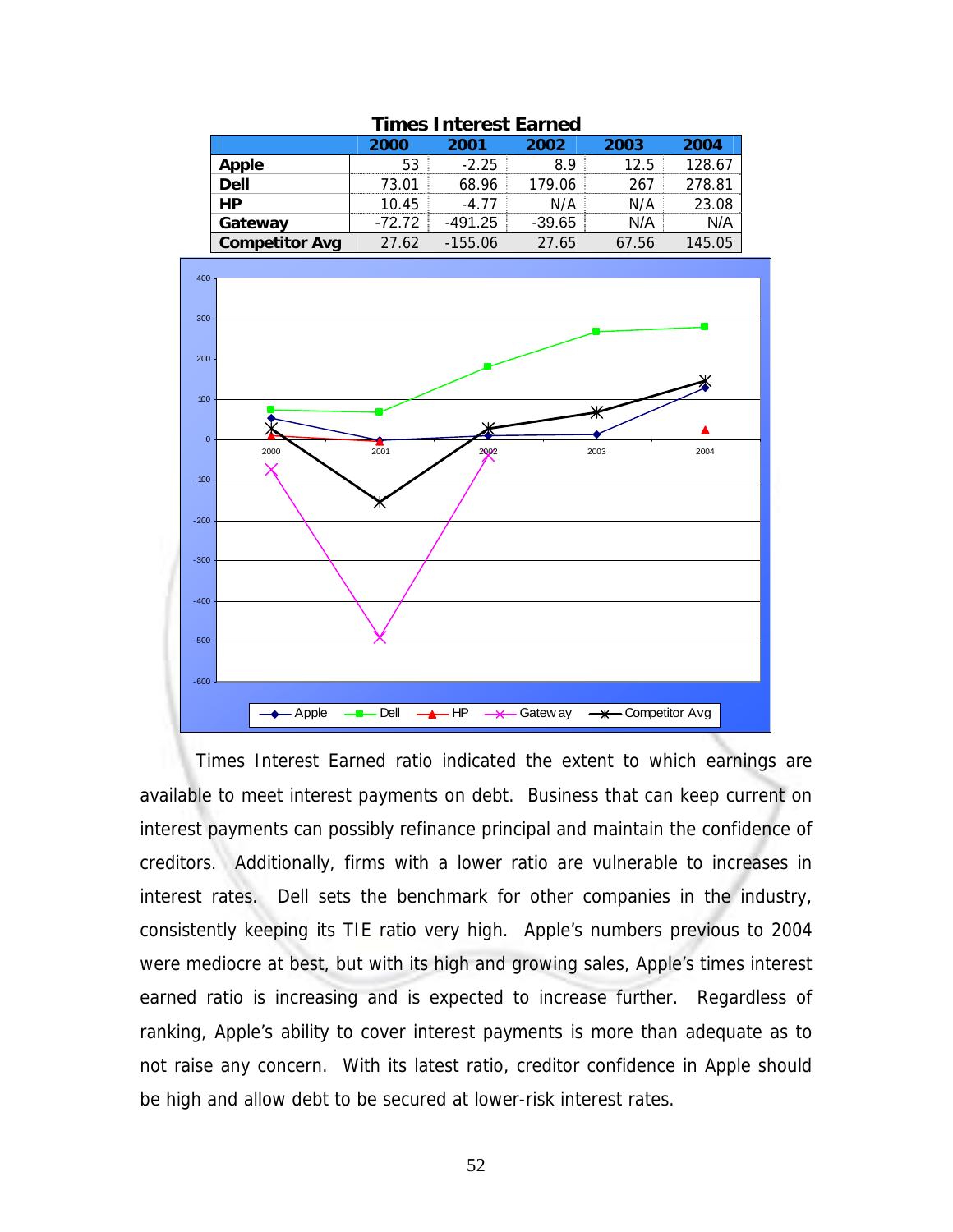**Times Interest Earned**

| | 2000 | 2001 | 2002 | 2003 | 2004 |
|---|---|---|---|---|---|
| **Apple** | 53 | -2.25 | 8.9 | 12.5 | 128.67 |
| **Dell** | 73.01 | 68.96 | 179.06 | 267 | 278.81 |
| **HP** | 10.45 | -4.77 | N/A | N/A | 23.08 |
| **Gateway** | -72.72 | -491.25 | -39.65 | N/A | N/A |
| **Competitor Avg** | 27.62 | -155.06 | 27.65 | 67.56 | 145.05 |

Times Interest Earned ratio indicated the extent to which earnings are available to meet interest payments on debt. Business that can keep current on interest payments can possibly refinance principal and maintain the confidence of creditors. Additionally, firms with a lower ratio are vulnerable to increases in interest rates. Dell sets the benchmark for other companies in the industry, consistently keeping its TIE ratio very high. Apple's numbers previous to 2004 were mediocre at best, but with its high and growing sales, Apple's times interest earned ratio is increasing and is expected to increase further. Regardless of ranking, Apple's ability to cover interest payments is more than adequate as to not raise any concern. With its latest ratio, creditor confidence in Apple should be high and allow debt to be secured at lower-risk interest rates.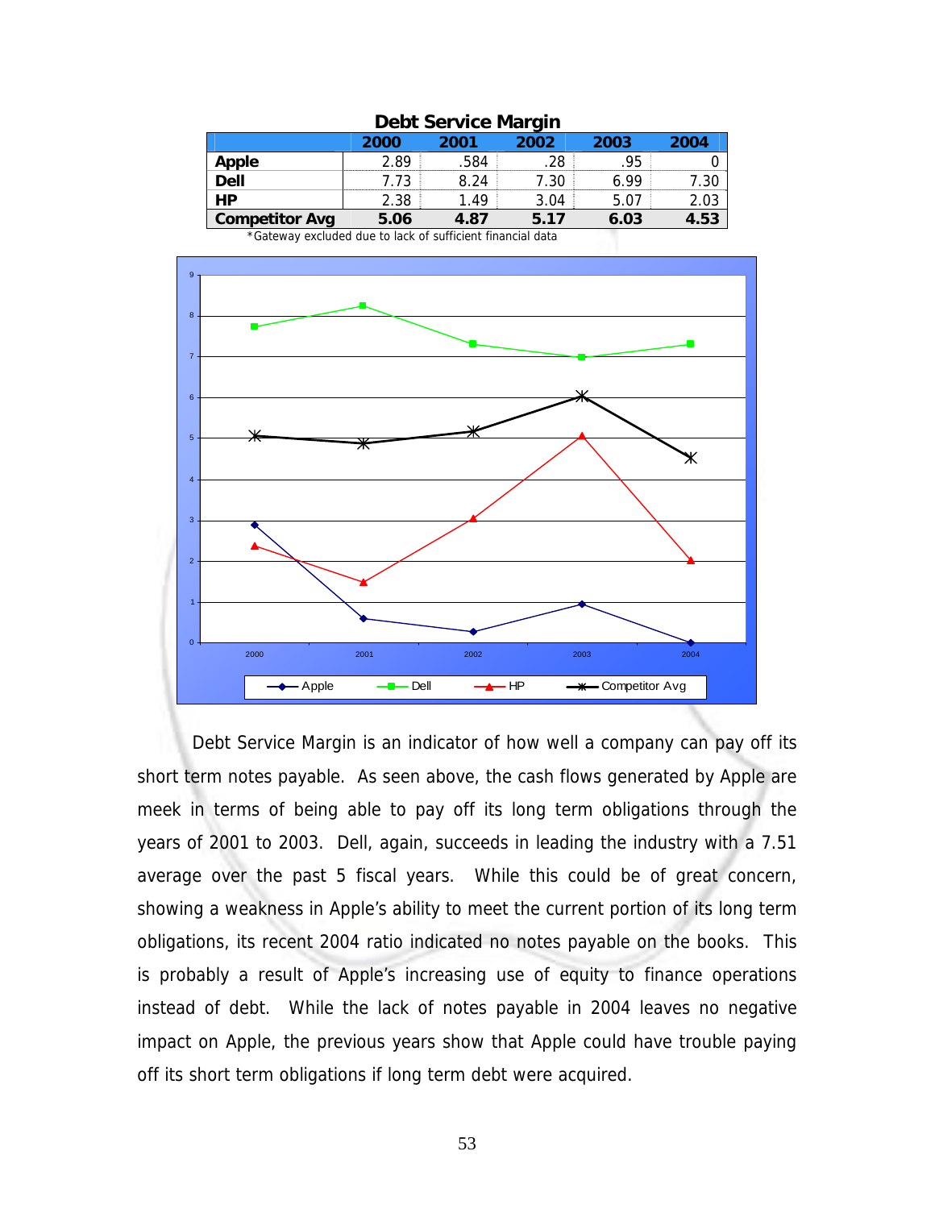**Debt Service Margin**

| | 2000 | 2001 | 2002 | 2003 | 2004 |
|---|---|---|---|---|---|
| **Apple** | 2.89 | .584 | .28 | .95 | 0 |
| **Dell** | 7.73 | 8.24 | 7.30 | 6.99 | 7.30 |
| **HP** | 2.38 | 1.49 | 3.04 | 5.07 | 2.03 |
| **Competitor Avg** | **5.06** | **4.87** | **5.17** | **6.03** | **4.53** |

*Gateway excluded due to lack of sufficient financial data

Debt Service Margin is an indicator of how well a company can pay off its short term notes payable. As seen above, the cash flows generated by Apple are meek in terms of being able to pay off its long term obligations through the years of 2001 to 2003. Dell, again, succeeds in leading the industry with a 7.51 average over the past 5 fiscal years. While this could be of great concern, showing a weakness in Apple's ability to meet the current portion of its long term obligations, its recent 2004 ratio indicated no notes payable on the books. This is probably a result of Apple's increasing use of equity to finance operations instead of debt. While the lack of notes payable in 2004 leaves no negative impact on Apple, the previous years show that Apple could have trouble paying off its short term obligations if long term debt were acquired.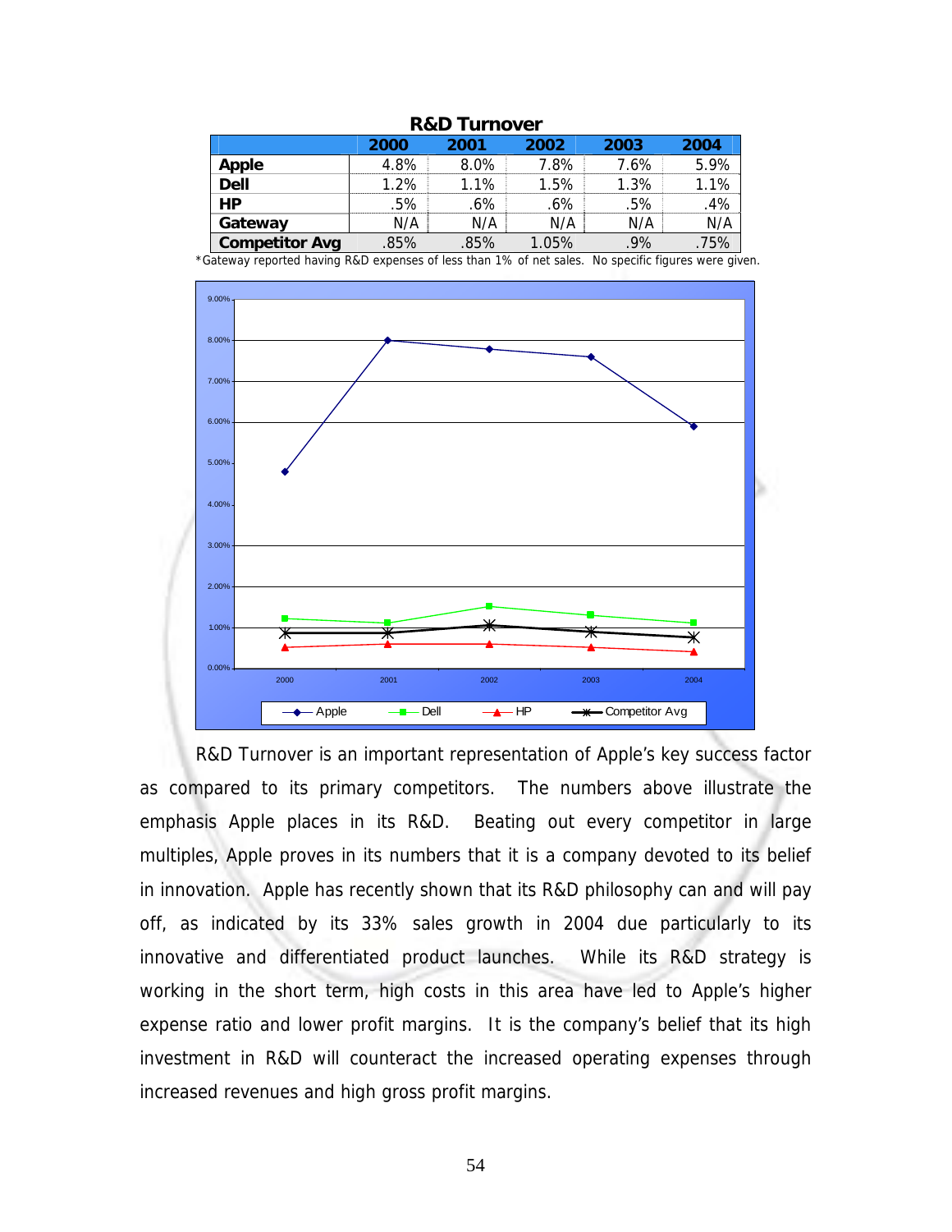**R&D Turnover**

| | 2000 | 2001 | 2002 | 2003 | 2004 |
|---|---|---|---|---|---|
| **Apple** | 4.8% | 8.0% | 7.8% | 7.6% | 5.9% |
| **Dell** | 1.2% | 1.1% | 1.5% | 1.3% | 1.1% |
| **HP** | .5% | .6% | .6% | .5% | .4% |
| **Gateway** | N/A | N/A | N/A | N/A | N/A |
| **Competitor Avg** | .85% | .85% | 1.05% | .9% | .75% |

*Gateway reported having R&D expenses of less than 1% of net sales. No specific figures were given.

R&D Turnover is an important representation of Apple's key success factor as compared to its primary competitors. The numbers above illustrate the emphasis Apple places in its R&D. Beating out every competitor in large multiples, Apple proves in its numbers that it is a company devoted to its belief in innovation. Apple has recently shown that its R&D philosophy can and will pay off, as indicated by its 33% sales growth in 2004 due particularly to its innovative and differentiated product launches. While its R&D strategy is working in the short term, high costs in this area have led to Apple's higher expense ratio and lower profit margins. It is the company's belief that its high investment in R&D will counteract the increased operating expenses through increased revenues and high gross profit margins.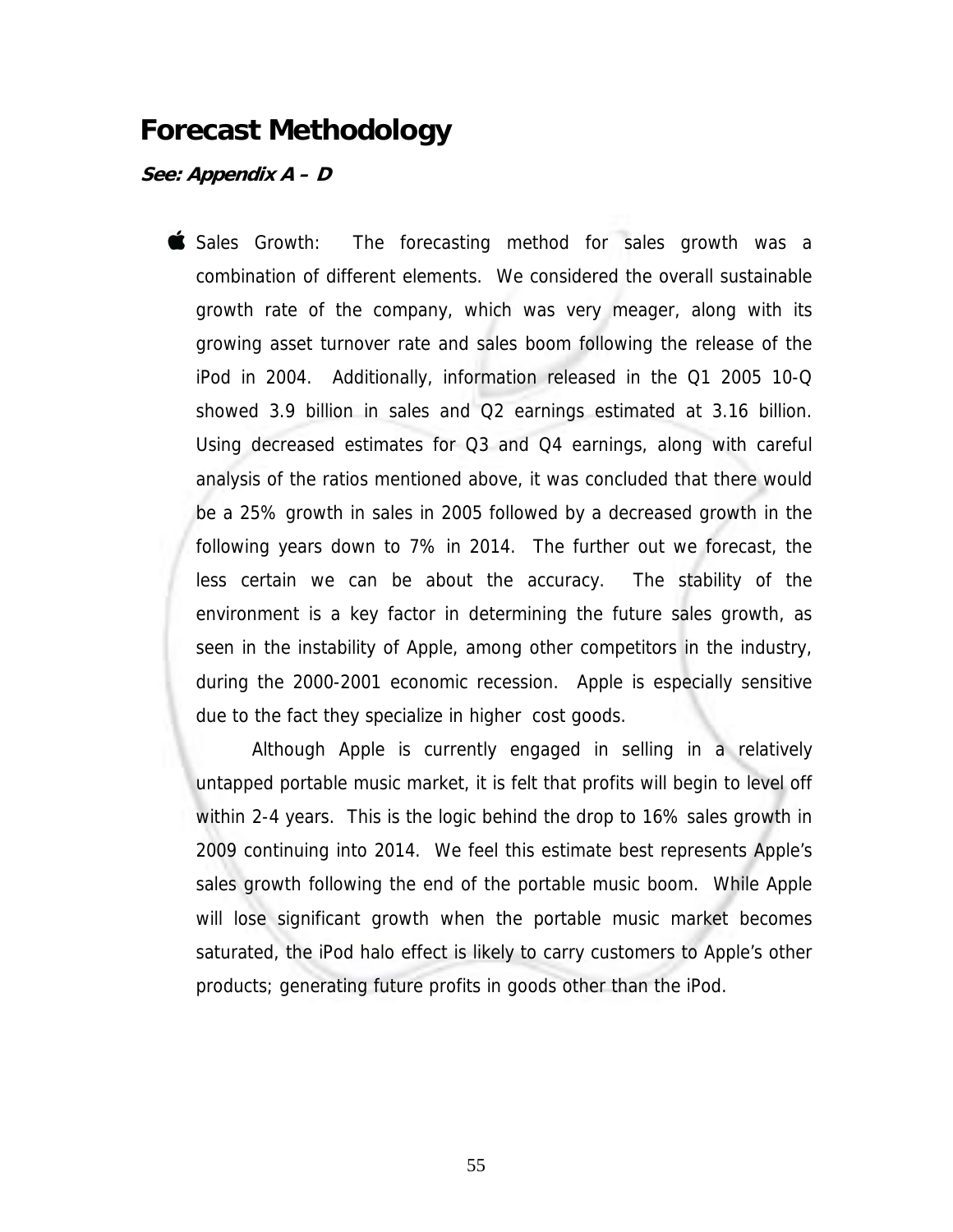## Forecast Methodology

***See: Appendix A – D***

- Sales Growth: The forecasting method for sales growth was a combination of different elements. We considered the overall sustainable growth rate of the company, which was very meager, along with its growing asset turnover rate and sales boom following the release of the iPod in 2004. Additionally, information released in the Q1 2005 10-Q showed 3.9 billion in sales and Q2 earnings estimated at 3.16 billion. Using decreased estimates for Q3 and Q4 earnings, along with careful analysis of the ratios mentioned above, it was concluded that there would be a 25% growth in sales in 2005 followed by a decreased growth in the following years down to 7% in 2014. The further out we forecast, the less certain we can be about the accuracy. The stability of the environment is a key factor in determining the future sales growth, as seen in the instability of Apple, among other competitors in the industry, during the 2000-2001 economic recession. Apple is especially sensitive due to the fact they specialize in higher cost goods.

  Although Apple is currently engaged in selling in a relatively untapped portable music market, it is felt that profits will begin to level off within 2-4 years. This is the logic behind the drop to 16% sales growth in 2009 continuing into 2014. We feel this estimate best represents Apple's sales growth following the end of the portable music boom. While Apple will lose significant growth when the portable music market becomes saturated, the iPod halo effect is likely to carry customers to Apple's other products; generating future profits in goods other than the iPod.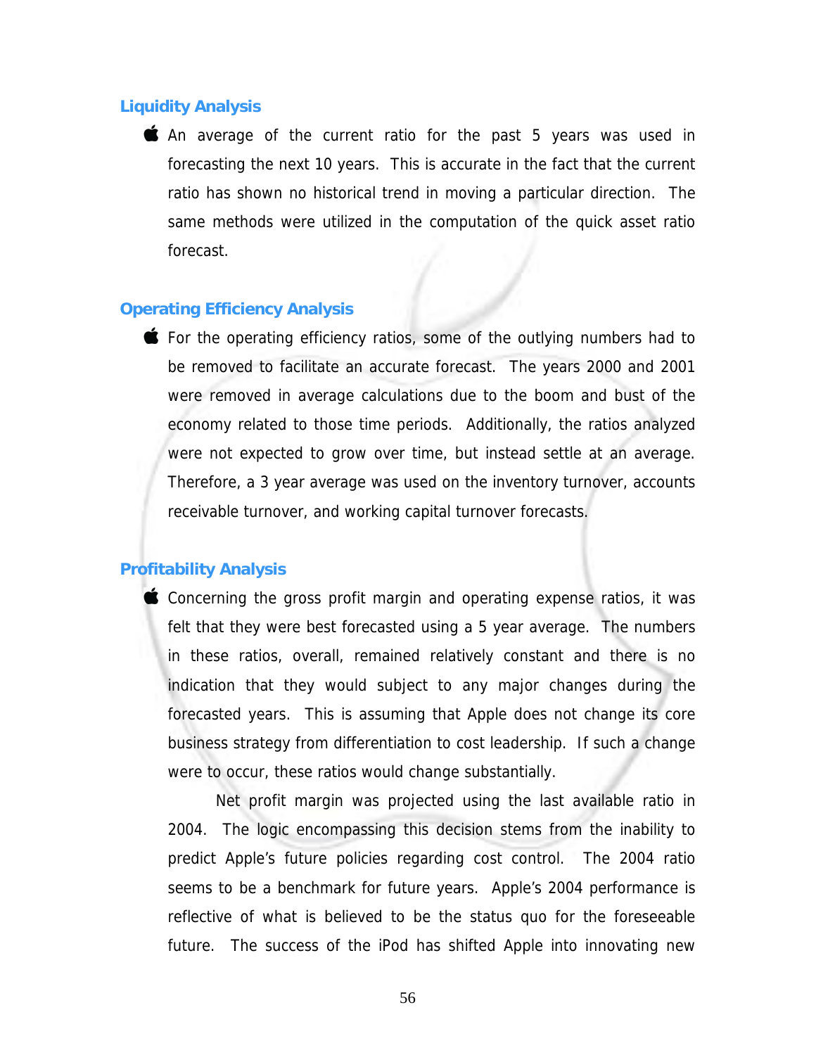### Liquidity Analysis

- An average of the current ratio for the past 5 years was used in forecasting the next 10 years. This is accurate in the fact that the current ratio has shown no historical trend in moving a particular direction. The same methods were utilized in the computation of the quick asset ratio forecast.

### Operating Efficiency Analysis

- For the operating efficiency ratios, some of the outlying numbers had to be removed to facilitate an accurate forecast. The years 2000 and 2001 were removed in average calculations due to the boom and bust of the economy related to those time periods. Additionally, the ratios analyzed were not expected to grow over time, but instead settle at an average. Therefore, a 3 year average was used on the inventory turnover, accounts receivable turnover, and working capital turnover forecasts.

### Profitability Analysis

- Concerning the gross profit margin and operating expense ratios, it was felt that they were best forecasted using a 5 year average. The numbers in these ratios, overall, remained relatively constant and there is no indication that they would subject to any major changes during the forecasted years. This is assuming that Apple does not change its core business strategy from differentiation to cost leadership. If such a change were to occur, these ratios would change substantially.

  Net profit margin was projected using the last available ratio in 2004. The logic encompassing this decision stems from the inability to predict Apple's future policies regarding cost control. The 2004 ratio seems to be a benchmark for future years. Apple's 2004 performance is reflective of what is believed to be the status quo for the foreseeable future. The success of the iPod has shifted Apple into innovating new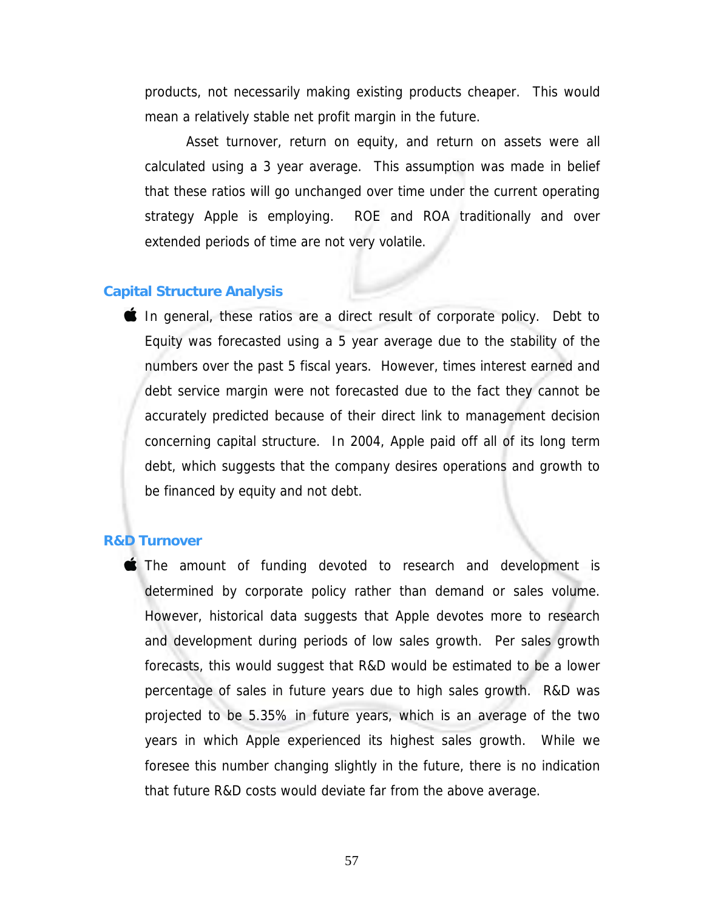products, not necessarily making existing products cheaper. This would mean a relatively stable net profit margin in the future.

Asset turnover, return on equity, and return on assets were all calculated using a 3 year average. This assumption was made in belief that these ratios will go unchanged over time under the current operating strategy Apple is employing. ROE and ROA traditionally and over extended periods of time are not very volatile.

## Capital Structure Analysis

- In general, these ratios are a direct result of corporate policy. Debt to Equity was forecasted using a 5 year average due to the stability of the numbers over the past 5 fiscal years. However, times interest earned and debt service margin were not forecasted due to the fact they cannot be accurately predicted because of their direct link to management decision concerning capital structure. In 2004, Apple paid off all of its long term debt, which suggests that the company desires operations and growth to be financed by equity and not debt.

## R&D Turnover

- The amount of funding devoted to research and development is determined by corporate policy rather than demand or sales volume. However, historical data suggests that Apple devotes more to research and development during periods of low sales growth. Per sales growth forecasts, this would suggest that R&D would be estimated to be a lower percentage of sales in future years due to high sales growth. R&D was projected to be 5.35% in future years, which is an average of the two years in which Apple experienced its highest sales growth. While we foresee this number changing slightly in the future, there is no indication that future R&D costs would deviate far from the above average.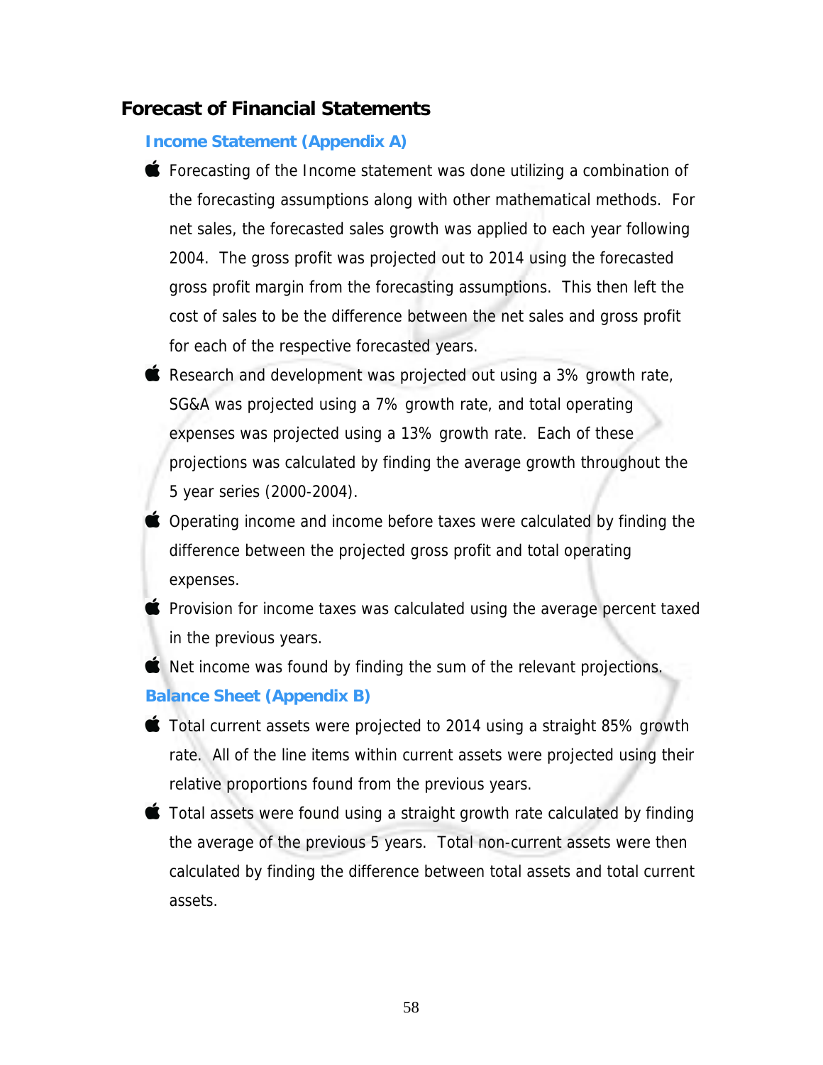## Forecast of Financial Statements

### Income Statement (Appendix A)

- Forecasting of the Income statement was done utilizing a combination of the forecasting assumptions along with other mathematical methods. For net sales, the forecasted sales growth was applied to each year following 2004. The gross profit was projected out to 2014 using the forecasted gross profit margin from the forecasting assumptions. This then left the cost of sales to be the difference between the net sales and gross profit for each of the respective forecasted years.
- Research and development was projected out using a 3% growth rate, SG&A was projected using a 7% growth rate, and total operating expenses was projected using a 13% growth rate. Each of these projections was calculated by finding the average growth throughout the 5 year series (2000-2004).
- Operating income and income before taxes were calculated by finding the difference between the projected gross profit and total operating expenses.
- Provision for income taxes was calculated using the average percent taxed in the previous years.
- Net income was found by finding the sum of the relevant projections.

### Balance Sheet (Appendix B)

- Total current assets were projected to 2014 using a straight 85% growth rate. All of the line items within current assets were projected using their relative proportions found from the previous years.
- Total assets were found using a straight growth rate calculated by finding the average of the previous 5 years. Total non-current assets were then calculated by finding the difference between total assets and total current assets.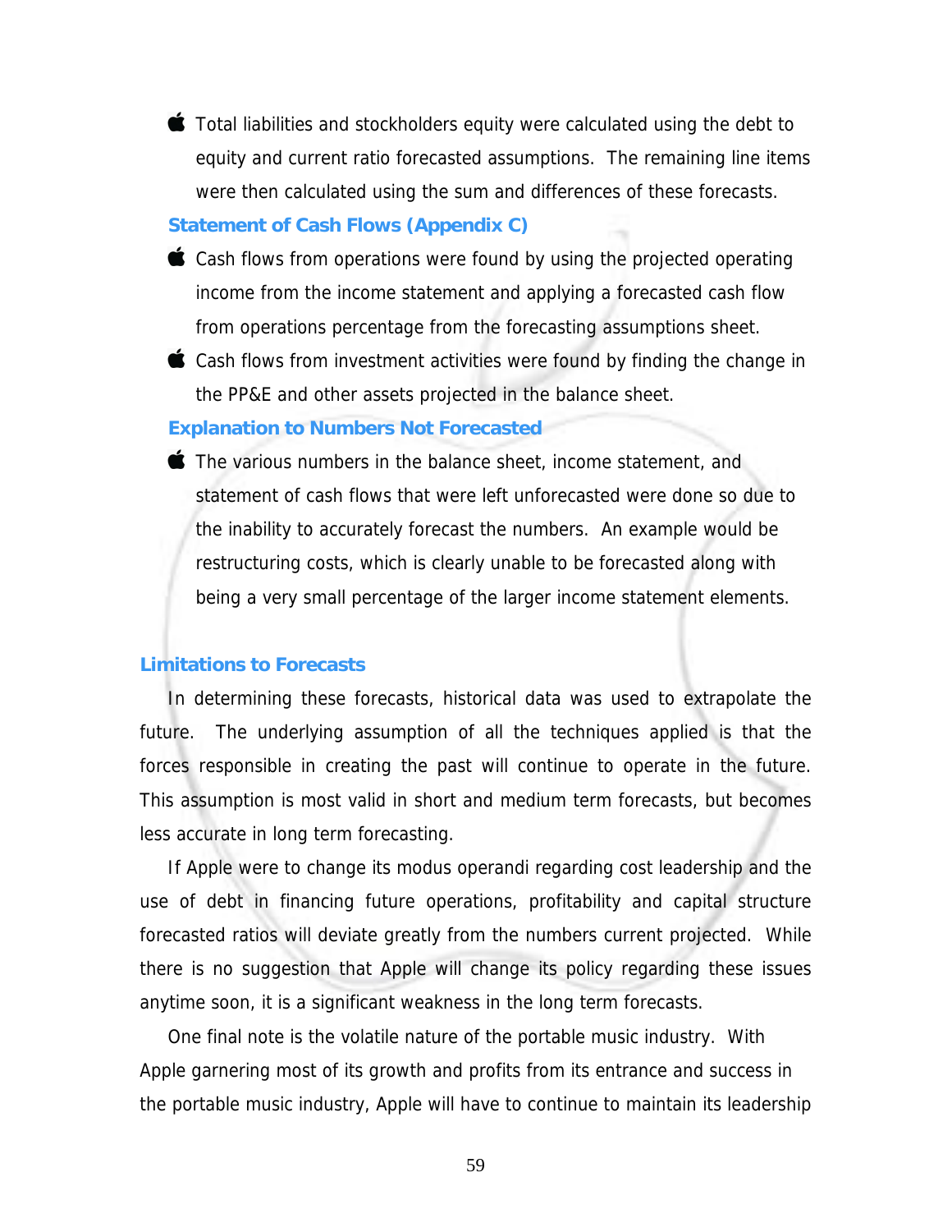- Total liabilities and stockholders equity were calculated using the debt to equity and current ratio forecasted assumptions. The remaining line items were then calculated using the sum and differences of these forecasts.

### Statement of Cash Flows (Appendix C)

- Cash flows from operations were found by using the projected operating income from the income statement and applying a forecasted cash flow from operations percentage from the forecasting assumptions sheet.
- Cash flows from investment activities were found by finding the change in the PP&E and other assets projected in the balance sheet.

### Explanation to Numbers Not Forecasted

- The various numbers in the balance sheet, income statement, and statement of cash flows that were left unforecasted were done so due to the inability to accurately forecast the numbers. An example would be restructuring costs, which is clearly unable to be forecasted along with being a very small percentage of the larger income statement elements.

## Limitations to Forecasts

In determining these forecasts, historical data was used to extrapolate the future. The underlying assumption of all the techniques applied is that the forces responsible in creating the past will continue to operate in the future. This assumption is most valid in short and medium term forecasts, but becomes less accurate in long term forecasting.

If Apple were to change its modus operandi regarding cost leadership and the use of debt in financing future operations, profitability and capital structure forecasted ratios will deviate greatly from the numbers current projected. While there is no suggestion that Apple will change its policy regarding these issues anytime soon, it is a significant weakness in the long term forecasts.

One final note is the volatile nature of the portable music industry. With Apple garnering most of its growth and profits from its entrance and success in the portable music industry, Apple will have to continue to maintain its leadership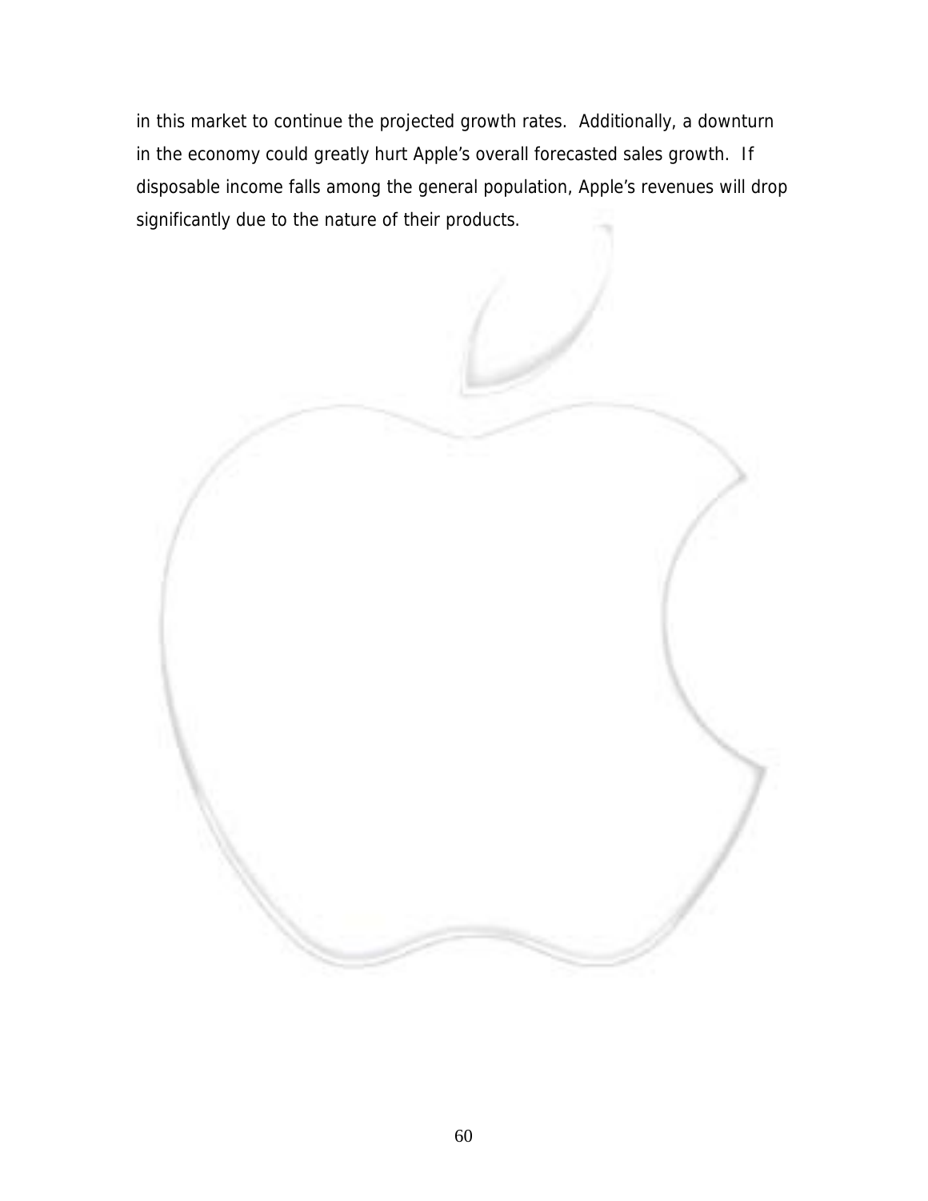in this market to continue the projected growth rates. Additionally, a downturn in the economy could greatly hurt Apple's overall forecasted sales growth. If disposable income falls among the general population, Apple's revenues will drop significantly due to the nature of their products.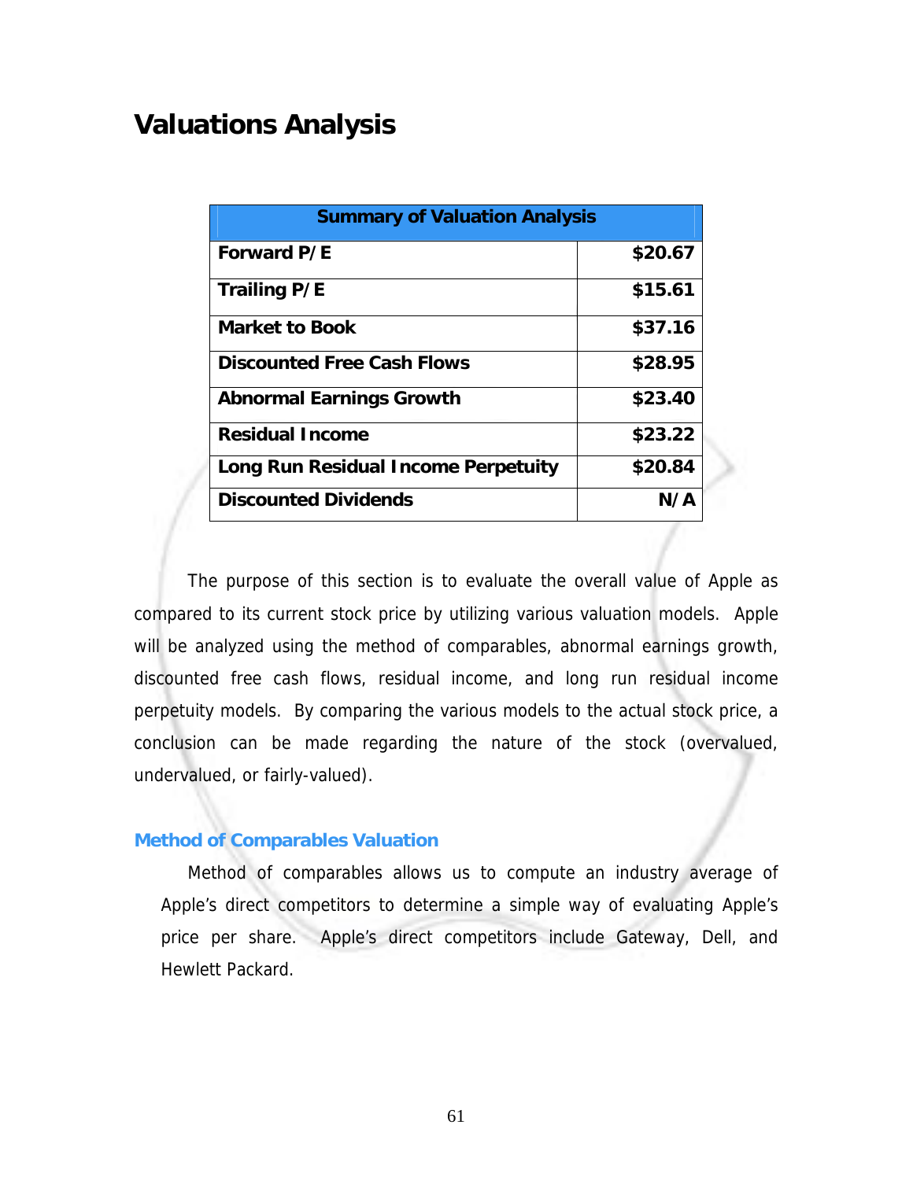## Valuations Analysis

| Summary of Valuation Analysis | |
|---|---|
| **Forward P/E** | **$20.67** |
| **Trailing P/E** | **$15.61** |
| **Market to Book** | **$37.16** |
| **Discounted Free Cash Flows** | **$28.95** |
| **Abnormal Earnings Growth** | **$23.40** |
| **Residual Income** | **$23.22** |
| **Long Run Residual Income Perpetuity** | **$20.84** |
| **Discounted Dividends** | **N/A** |

The purpose of this section is to evaluate the overall value of Apple as compared to its current stock price by utilizing various valuation models. Apple will be analyzed using the method of comparables, abnormal earnings growth, discounted free cash flows, residual income, and long run residual income perpetuity models. By comparing the various models to the actual stock price, a conclusion can be made regarding the nature of the stock (overvalued, undervalued, or fairly-valued).

### Method of Comparables Valuation

Method of comparables allows us to compute an industry average of Apple's direct competitors to determine a simple way of evaluating Apple's price per share. Apple's direct competitors include Gateway, Dell, and Hewlett Packard.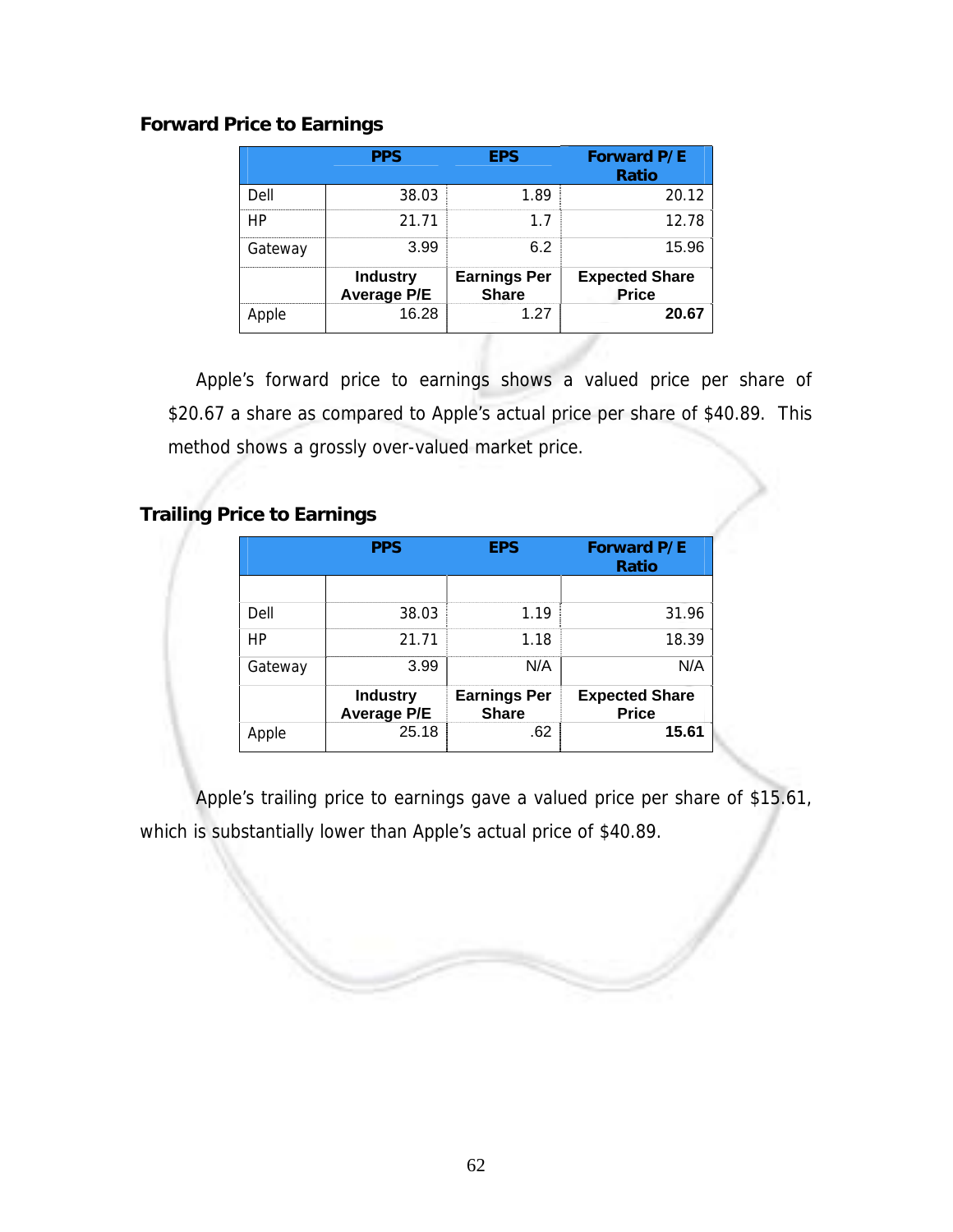### Forward Price to Earnings

| | PPS | EPS | Forward P/E Ratio |
|---|---|---|---|
| Dell | 38.03 | 1.89 | 20.12 |
| HP | 21.71 | 1.7 | 12.78 |
| Gateway | 3.99 | 6.2 | 15.96 |
| | **Industry Average P/E** | **Earnings Per Share** | **Expected Share Price** |
| Apple | 16.28 | 1.27 | **20.67** |

Apple's forward price to earnings shows a valued price per share of $20.67 a share as compared to Apple's actual price per share of $40.89. This method shows a grossly over-valued market price.

### Trailing Price to Earnings

| | PPS | EPS | Forward P/E Ratio |
|---|---|---|---|
| | | | |
| Dell | 38.03 | 1.19 | 31.96 |
| HP | 21.71 | 1.18 | 18.39 |
| Gateway | 3.99 | N/A | N/A |
| | **Industry Average P/E** | **Earnings Per Share** | **Expected Share Price** |
| Apple | 25.18 | .62 | **15.61** |

Apple's trailing price to earnings gave a valued price per share of $15.61, which is substantially lower than Apple's actual price of $40.89.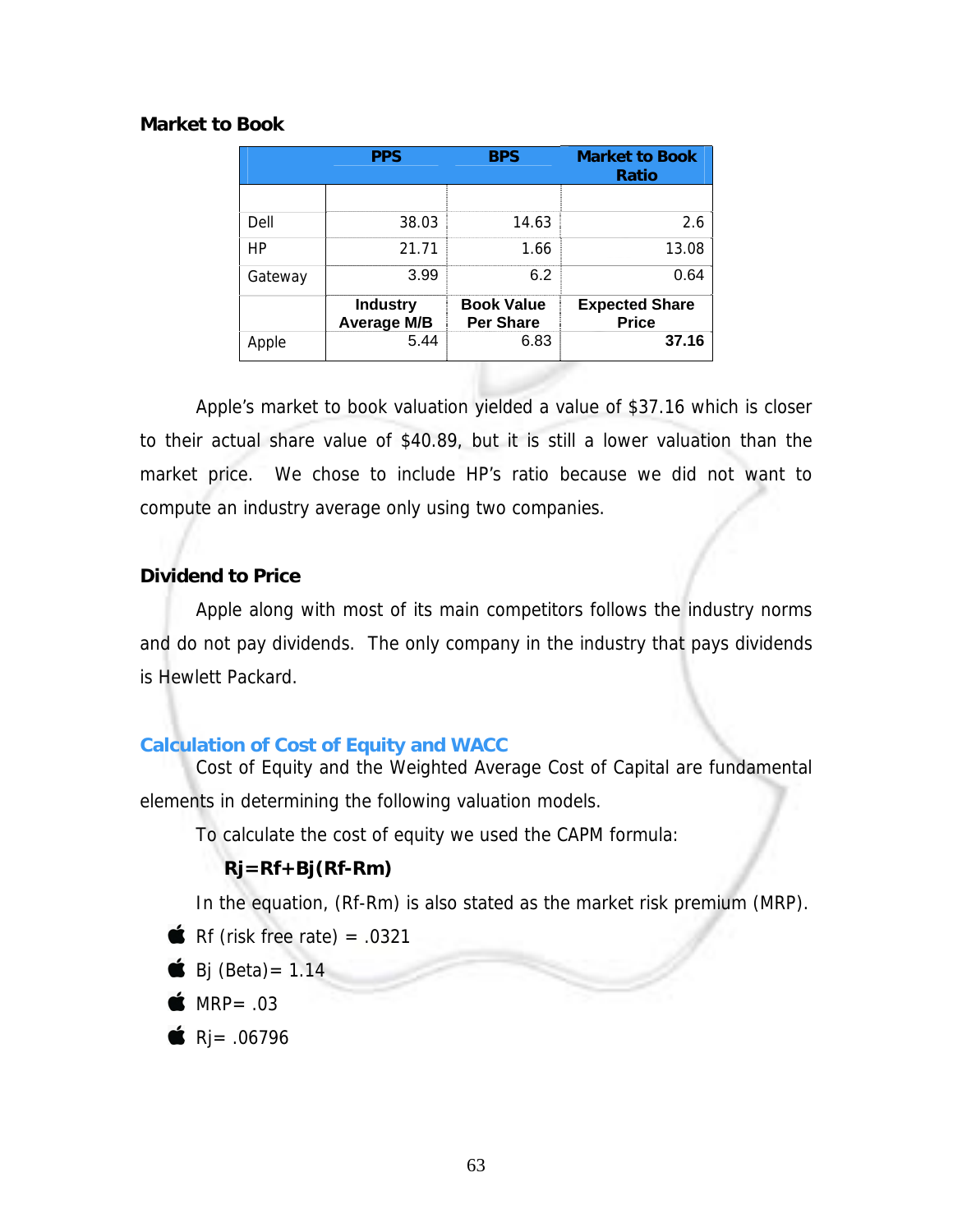### Market to Book

| | PPS | BPS | Market to Book Ratio |
|---|---|---|---|
| | | | |
| Dell | 38.03 | 14.63 | 2.6 |
| HP | 21.71 | 1.66 | 13.08 |
| Gateway | 3.99 | 6.2 | 0.64 |
| | **Industry Average M/B** | **Book Value Per Share** | **Expected Share Price** |
| Apple | 5.44 | 6.83 | **37.16** |

Apple's market to book valuation yielded a value of $37.16 which is closer to their actual share value of $40.89, but it is still a lower valuation than the market price. We chose to include HP's ratio because we did not want to compute an industry average only using two companies.

### Dividend to Price

Apple along with most of its main competitors follows the industry norms and do not pay dividends. The only company in the industry that pays dividends is Hewlett Packard.

## Calculation of Cost of Equity and WACC

Cost of Equity and the Weighted Average Cost of Capital are fundamental elements in determining the following valuation models.

To calculate the cost of equity we used the CAPM formula:

**$Rj=Rf+Bj(Rf-Rm)$**

In the equation, (Rf-Rm) is also stated as the market risk premium (MRP).

- Rf (risk free rate) = .0321
- Bj (Beta)= 1.14
- MRP= .03
- Rj= .06796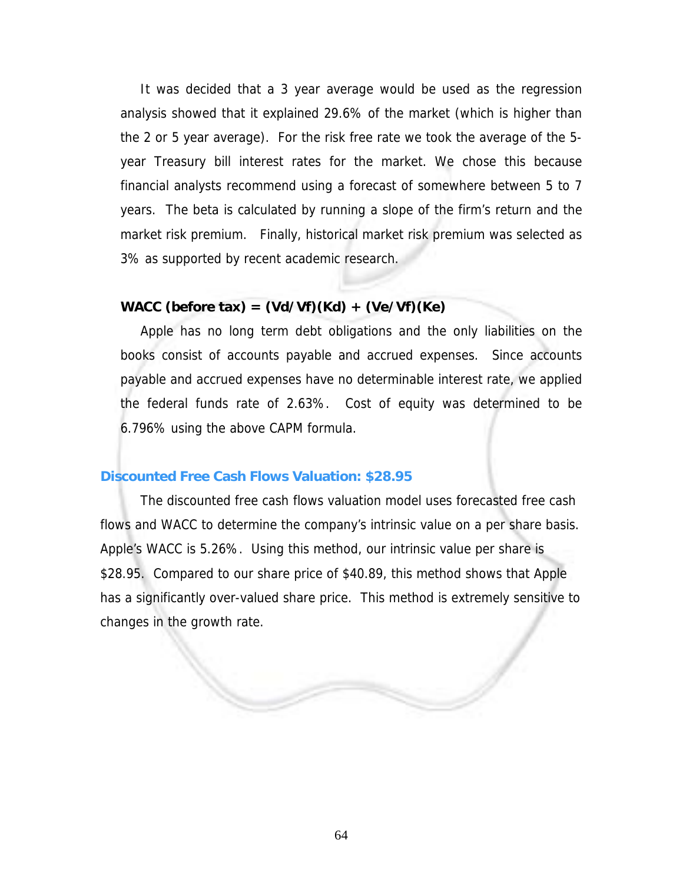It was decided that a 3 year average would be used as the regression analysis showed that it explained 29.6% of the market (which is higher than the 2 or 5 year average). For the risk free rate we took the average of the 5-year Treasury bill interest rates for the market. We chose this because financial analysts recommend using a forecast of somewhere between 5 to 7 years. The beta is calculated by running a slope of the firm's return and the market risk premium. Finally, historical market risk premium was selected as 3% as supported by recent academic research.

**WACC (before tax) = (Vd/Vf)(Kd) + (Ve/Vf)(Ke)**

Apple has no long term debt obligations and the only liabilities on the books consist of accounts payable and accrued expenses. Since accounts payable and accrued expenses have no determinable interest rate, we applied the federal funds rate of 2.63%. Cost of equity was determined to be 6.796% using the above CAPM formula.

### Discounted Free Cash Flows Valuation: $28.95

The discounted free cash flows valuation model uses forecasted free cash flows and WACC to determine the company's intrinsic value on a per share basis. Apple's WACC is 5.26%. Using this method, our intrinsic value per share is $28.95. Compared to our share price of $40.89, this method shows that Apple has a significantly over-valued share price. This method is extremely sensitive to changes in the growth rate.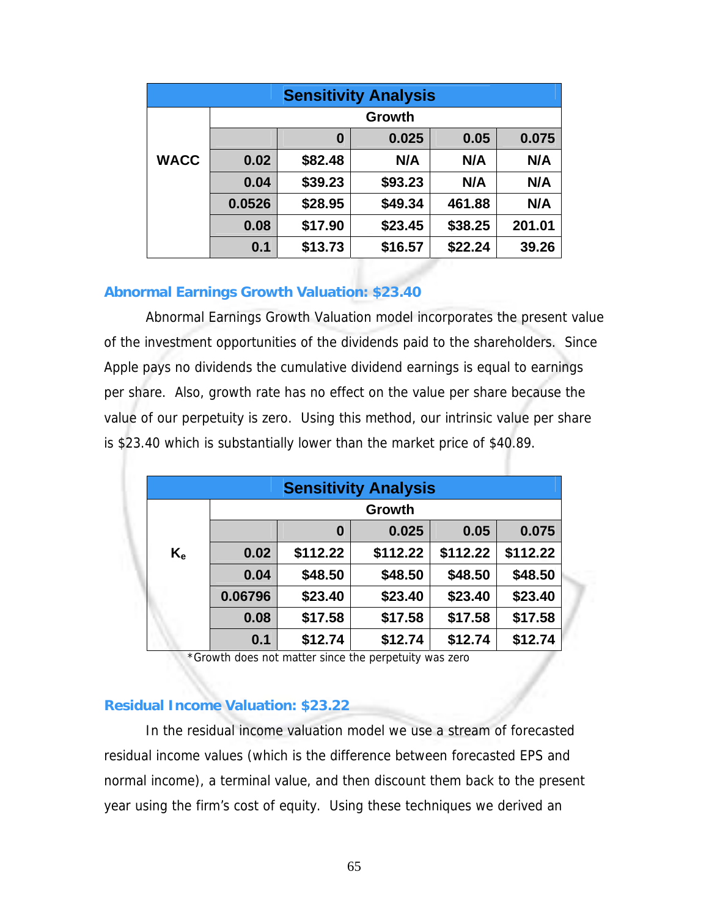| Sensitivity Analysis | | | | | |
|---|---|---|---|---|---|
| | | Growth | | | |
| | | 0 | 0.025 | 0.05 | 0.075 |
| WACC | 0.02 | $82.48 | N/A | N/A | N/A |
| | 0.04 | $39.23 | $93.23 | N/A | N/A |
| | 0.0526 | $28.95 | $49.34 | 461.88 | N/A |
| | 0.08 | $17.90 | $23.45 | $38.25 | 201.01 |
| | 0.1 | $13.73 | $16.57 | $22.24 | 39.26 |

### Abnormal Earnings Growth Valuation: $23.40

Abnormal Earnings Growth Valuation model incorporates the present value of the investment opportunities of the dividends paid to the shareholders. Since Apple pays no dividends the cumulative dividend earnings is equal to earnings per share. Also, growth rate has no effect on the value per share because the value of our perpetuity is zero. Using this method, our intrinsic value per share is $23.40 which is substantially lower than the market price of $40.89.

| Sensitivity Analysis | | | | | |
|---|---|---|---|---|---|
| | | Growth | | | |
| | | 0 | 0.025 | 0.05 | 0.075 |
| $K_e$ | 0.02 | $112.22 | $112.22 | $112.22 | $112.22 |
| | 0.04 | $48.50 | $48.50 | $48.50 | $48.50 |
| | 0.06796 | $23.40 | $23.40 | $23.40 | $23.40 |
| | 0.08 | $17.58 | $17.58 | $17.58 | $17.58 |
| | 0.1 | $12.74 | $12.74 | $12.74 | $12.74 |

*Growth does not matter since the perpetuity was zero

### Residual Income Valuation: $23.22

In the residual income valuation model we use a stream of forecasted residual income values (which is the difference between forecasted EPS and normal income), a terminal value, and then discount them back to the present year using the firm's cost of equity. Using these techniques we derived an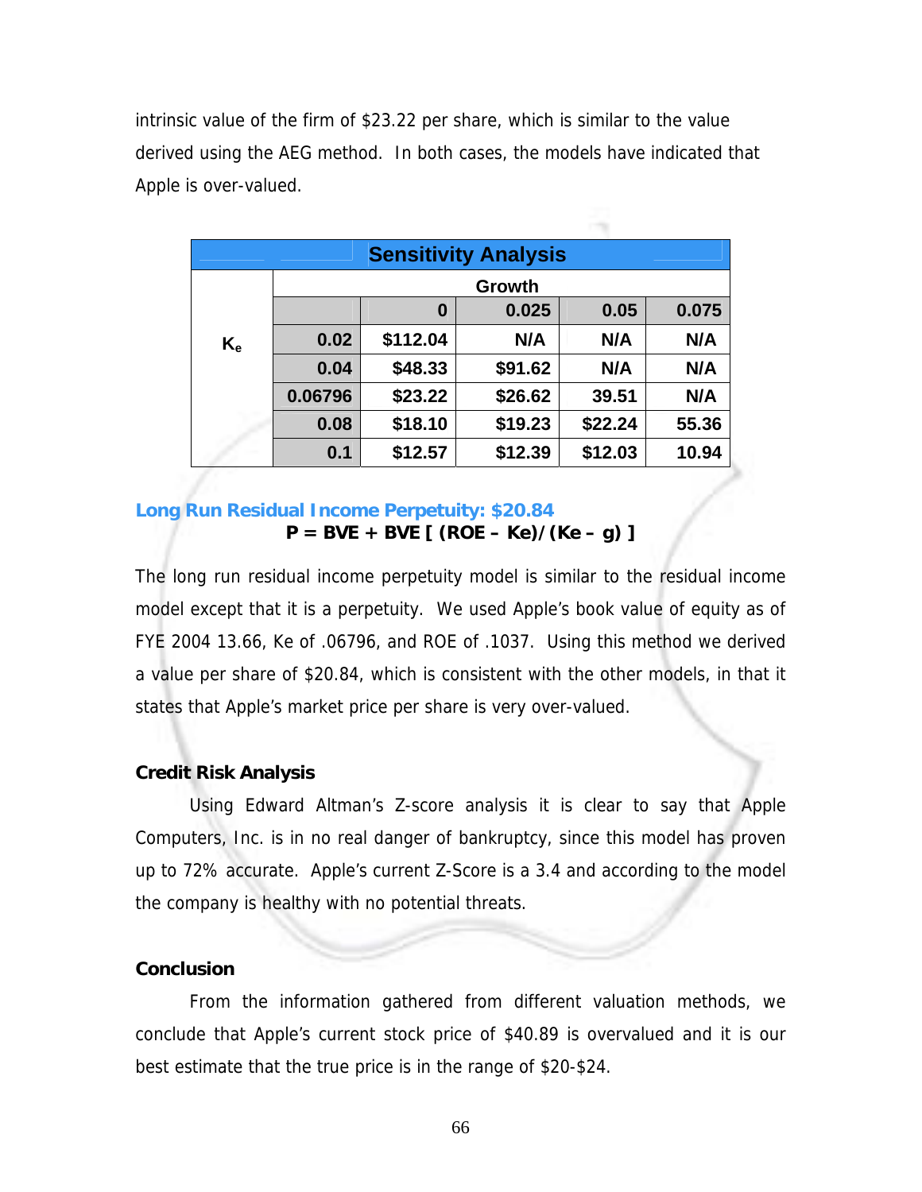intrinsic value of the firm of $23.22 per share, which is similar to the value derived using the AEG method. In both cases, the models have indicated that Apple is over-valued.

| Sensitivity Analysis | | | | | |
|---|---|---|---|---|---|
| | | Growth | | | |
| | | 0 | 0.025 | 0.05 | 0.075 |
| $K_e$ | 0.02 | $112.04 | N/A | N/A | N/A |
| | 0.04 | $48.33 | $91.62 | N/A | N/A |
| | 0.06796 | $23.22 | $26.62 | 39.51 | N/A |
| | 0.08 | $18.10 | $19.23 | $22.24 | 55.36 |
| | 0.1 | $12.57 | $12.39 | $12.03 | 10.94 |

### Long Run Residual Income Perpetuity: $20.84

$$P = BVE + BVE\ [\ (ROE - Ke)/(Ke - g)\ ]$$

The long run residual income perpetuity model is similar to the residual income model except that it is a perpetuity. We used Apple's book value of equity as of FYE 2004 13.66, Ke of .06796, and ROE of .1037. Using this method we derived a value per share of $20.84, which is consistent with the other models, in that it states that Apple's market price per share is very over-valued.

### Credit Risk Analysis

Using Edward Altman's Z-score analysis it is clear to say that Apple Computers, Inc. is in no real danger of bankruptcy, since this model has proven up to 72% accurate. Apple's current Z-Score is a 3.4 and according to the model the company is healthy with no potential threats.

### Conclusion

From the information gathered from different valuation methods, we conclude that Apple's current stock price of $40.89 is overvalued and it is our best estimate that the true price is in the range of $20-$24.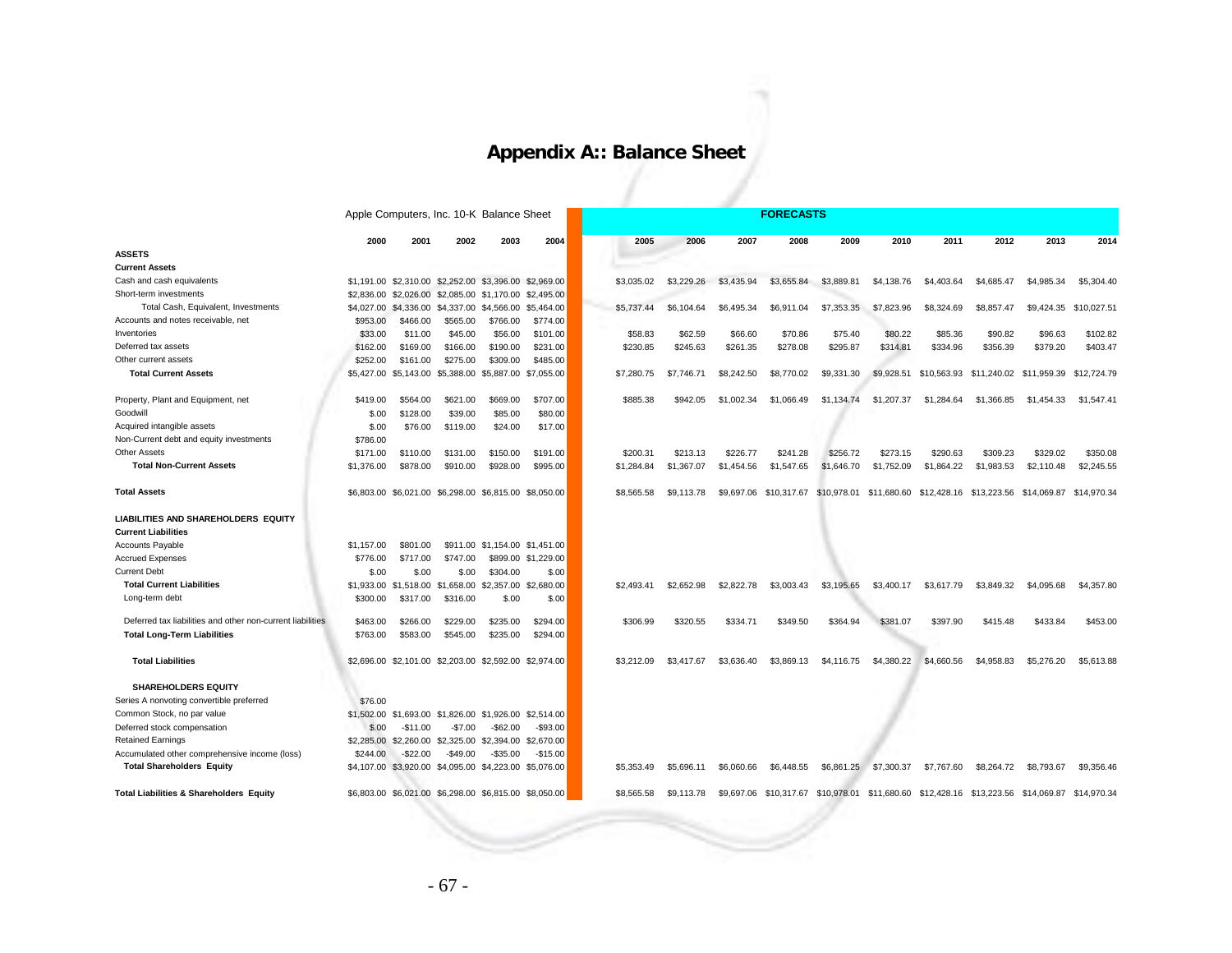# Appendix A:: Balance Sheet

| | Apple Computers, Inc. 10-K Balance Sheet | | | | | FORECASTS | | | | | | | | | |
|---|---|---|---|---|---|---|---|---|---|---|---|---|---|---|---|
| | 2000 | 2001 | 2002 | 2003 | 2004 | 2005 | 2006 | 2007 | 2008 | 2009 | 2010 | 2011 | 2012 | 2013 | 2014 |
| **ASSETS** | | | | | | | | | | | | | | | |
| **Current Assets** | | | | | | | | | | | | | | | |
| Cash and cash equivalents | $1,191.00 | $2,310.00 | $2,252.00 | $3,396.00 | $2,969.00 | $3,035.02 | $3,229.26 | $3,435.94 | $3,655.84 | $3,889.81 | $4,138.76 | $4,403.64 | $4,685.47 | $4,985.34 | $5,304.40 |
| Short-term investments | $2,836.00 | $2,026.00 | $2,085.00 | $1,170.00 | $2,495.00 | | | | | | | | | | |
| Total Cash, Equivalent, Investments | $4,027.00 | $4,336.00 | $4,337.00 | $4,566.00 | $5,464.00 | $5,737.44 | $6,104.64 | $6,495.34 | $6,911.04 | $7,353.35 | $7,823.96 | $8,324.69 | $8,857.47 | $9,424.35 | $10,027.51 |
| Accounts and notes receivable, net | $953.00 | $466.00 | $565.00 | $766.00 | $774.00 | | | | | | | | | | |
| Inventories | $33.00 | $11.00 | $45.00 | $56.00 | $101.00 | $58.83 | $62.59 | $66.60 | $70.86 | $75.40 | $80.22 | $85.36 | $90.82 | $96.63 | $102.82 |
| Deferred tax assets | $162.00 | $169.00 | $166.00 | $190.00 | $231.00 | $230.85 | $245.63 | $261.35 | $278.08 | $295.87 | $314.81 | $334.96 | $356.39 | $379.20 | $403.47 |
| Other current assets | $252.00 | $161.00 | $275.00 | $309.00 | $485.00 | | | | | | | | | | |
| **Total Current Assets** | $5,427.00 | $5,143.00 | $5,388.00 | $5,887.00 | $7,055.00 | $7,280.75 | $7,746.71 | $8,242.50 | $8,770.02 | $9,331.30 | $9,928.51 | $10,563.93 | $11,240.02 | $11,959.39 | $12,724.79 |
| Property, Plant and Equipment, net | $419.00 | $564.00 | $621.00 | $669.00 | $707.00 | $885.38 | $942.05 | $1,002.34 | $1,066.49 | $1,134.74 | $1,207.37 | $1,284.64 | $1,366.85 | $1,454.33 | $1,547.41 |
| Goodwill | $.00 | $128.00 | $39.00 | $85.00 | $80.00 | | | | | | | | | | |
| Acquired intangible assets | $.00 | $76.00 | $119.00 | $24.00 | $17.00 | | | | | | | | | | |
| Non-Current debt and equity investments | $786.00 | | | | | | | | | | | | | | |
| Other Assets | $171.00 | $110.00 | $131.00 | $150.00 | $191.00 | $200.31 | $213.13 | $226.77 | $241.28 | $256.72 | $273.15 | $290.63 | $309.23 | $329.02 | $350.08 |
| **Total Non-Current Assets** | $1,376.00 | $878.00 | $910.00 | $928.00 | $995.00 | $1,284.84 | $1,367.07 | $1,454.56 | $1,547.65 | $1,646.70 | $1,752.09 | $1,864.22 | $1,983.53 | $2,110.48 | $2,245.55 |
| **Total Assets** | $6,803.00 | $6,021.00 | $6,298.00 | $6,815.00 | $8,050.00 | $8,565.58 | $9,113.78 | $9,697.06 | $10,317.67 | $10,978.01 | $11,680.60 | $12,428.16 | $13,223.56 | $14,069.87 | $14,970.34 |
| **LIABILITIES AND SHAREHOLDERS EQUITY** | | | | | | | | | | | | | | | |
| **Current Liabilities** | | | | | | | | | | | | | | | |
| Accounts Payable | $1,157.00 | $801.00 | $911.00 | $1,154.00 | $1,451.00 | | | | | | | | | | |
| Accrued Expenses | $776.00 | $717.00 | $747.00 | $899.00 | $1,229.00 | | | | | | | | | | |
| Current Debt | $.00 | $.00 | $.00 | $304.00 | $.00 | | | | | | | | | | |
| **Total Current Liabilities** | $1,933.00 | $1,518.00 | $1,658.00 | $2,357.00 | $2,680.00 | $2,493.41 | $2,652.98 | $2,822.78 | $3,003.43 | $3,195.65 | $3,400.17 | $3,617.79 | $3,849.32 | $4,095.68 | $4,357.80 |
| Long-term debt | $300.00 | $317.00 | $316.00 | $.00 | $.00 | | | | | | | | | | |
| Deferred tax liabilities and other non-current liabilities | $463.00 | $266.00 | $229.00 | $235.00 | $294.00 | $306.99 | $320.55 | $334.71 | $349.50 | $364.94 | $381.07 | $397.90 | $415.48 | $433.84 | $453.00 |
| **Total Long-Term Liabilities** | $763.00 | $583.00 | $545.00 | $235.00 | $294.00 | | | | | | | | | | |
| **Total Liabilities** | $2,696.00 | $2,101.00 | $2,203.00 | $2,592.00 | $2,974.00 | $3,212.09 | $3,417.67 | $3,636.40 | $3,869.13 | $4,116.75 | $4,380.22 | $4,660.56 | $4,958.83 | $5,276.20 | $5,613.88 |
| **SHAREHOLDERS EQUITY** | | | | | | | | | | | | | | | |
| Series A nonvoting convertible preferred | $76.00 | | | | | | | | | | | | | | |
| Common Stock, no par value | $1,502.00 | $1,693.00 | $1,826.00 | $1,926.00 | $2,514.00 | | | | | | | | | | |
| Deferred stock compensation | $.00 | -$11.00 | -$7.00 | -$62.00 | -$93.00 | | | | | | | | | | |
| Retained Earnings | $2,285.00 | $2,260.00 | $2,325.00 | $2,394.00 | $2,670.00 | | | | | | | | | | |
| Accumulated other comprehensive income (loss) | $244.00 | -$22.00 | -$49.00 | -$35.00 | -$15.00 | | | | | | | | | | |
| **Total Shareholders Equity** | $4,107.00 | $3,920.00 | $4,095.00 | $4,223.00 | $5,076.00 | $5,353.49 | $5,696.11 | $6,060.66 | $6,448.55 | $6,861.25 | $7,300.37 | $7,767.60 | $8,264.72 | $8,793.67 | $9,356.46 |
| **Total Liabilities & Shareholders Equity** | $6,803.00 | $6,021.00 | $6,298.00 | $6,815.00 | $8,050.00 | $8,565.58 | $9,113.78 | $9,697.06 | $10,317.67 | $10,978.01 | $11,680.60 | $12,428.16 | $13,223.56 | $14,069.87 | $14,970.34 |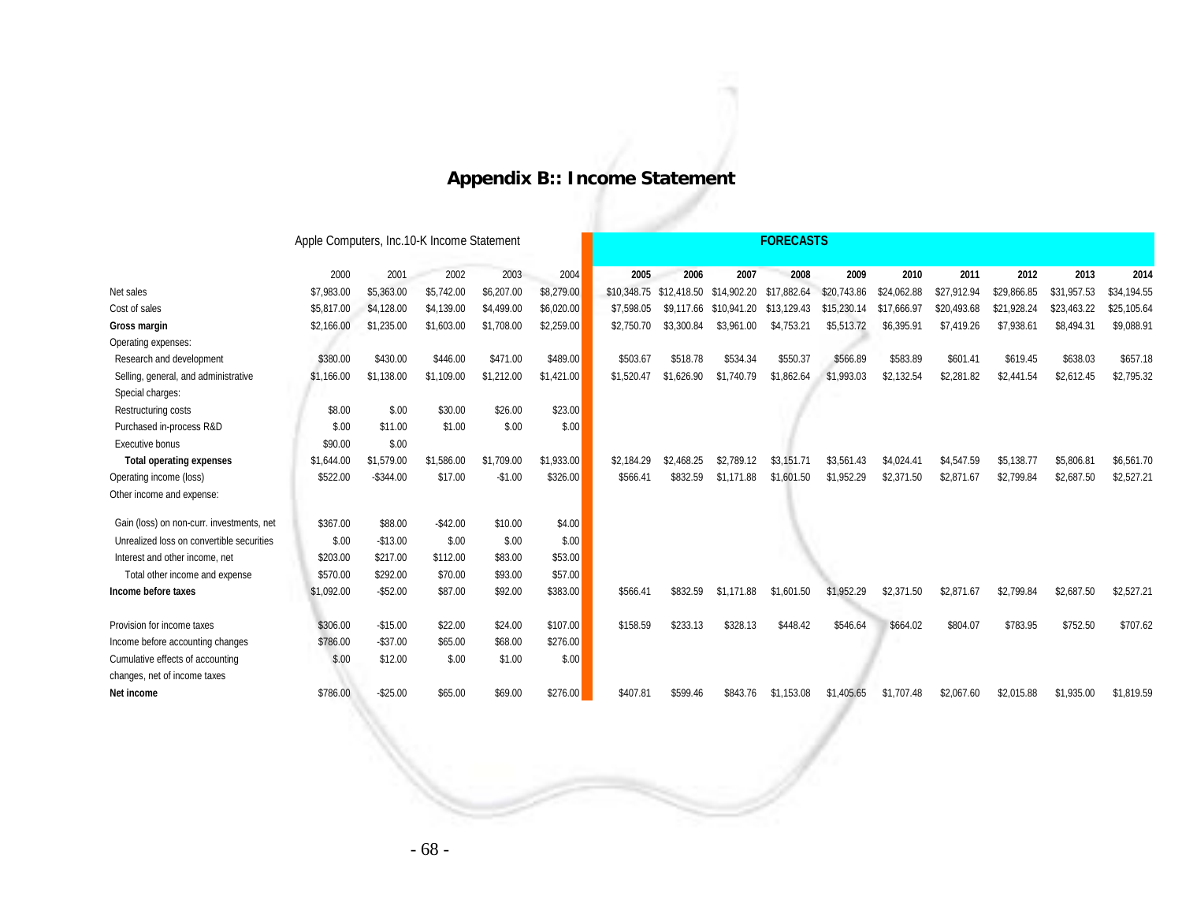# Appendix B:: Income Statement

| Apple Computers, Inc.10-K Income Statement | | | | | | FORECASTS | | | | | | | | | |
|---|---|---|---|---|---|---|---|---|---|---|---|---|---|---|---|
| | 2000 | 2001 | 2002 | 2003 | 2004 | 2005 | 2006 | 2007 | 2008 | 2009 | 2010 | 2011 | 2012 | 2013 | 2014 |
| Net sales | $7,983.00 | $5,363.00 | $5,742.00 | $6,207.00 | $8,279.00 | $10,348.75 | $12,418.50 | $14,902.20 | $17,882.64 | $20,743.86 | $24,062.88 | $27,912.94 | $29,866.85 | $31,957.53 | $34,194.55 |
| Cost of sales | $5,817.00 | $4,128.00 | $4,139.00 | $4,499.00 | $6,020.00 | $7,598.05 | $9,117.66 | $10,941.20 | $13,129.43 | $15,230.14 | $17,666.97 | $20,493.68 | $21,928.24 | $23,463.22 | $25,105.64 |
| **Gross margin** | $2,166.00 | $1,235.00 | $1,603.00 | $1,708.00 | $2,259.00 | $2,750.70 | $3,300.84 | $3,961.00 | $4,753.21 | $5,513.72 | $6,395.91 | $7,419.26 | $7,938.61 | $8,494.31 | $9,088.91 |
| Operating expenses: | | | | | | | | | | | | | | | |
| Research and development | $380.00 | $430.00 | $446.00 | $471.00 | $489.00 | $503.67 | $518.78 | $534.34 | $550.37 | $566.89 | $583.89 | $601.41 | $619.45 | $638.03 | $657.18 |
| Selling, general, and administrative | $1,166.00 | $1,138.00 | $1,109.00 | $1,212.00 | $1,421.00 | $1,520.47 | $1,626.90 | $1,740.79 | $1,862.64 | $1,993.03 | $2,132.54 | $2,281.82 | $2,441.54 | $2,612.45 | $2,795.32 |
| Special charges: | | | | | | | | | | | | | | | |
| Restructuring costs | $8.00 | $.00 | $30.00 | $26.00 | $23.00 | | | | | | | | | | |
| Purchased in-process R&D | $.00 | $11.00 | $1.00 | $.00 | $.00 | | | | | | | | | | |
| Executive bonus | $90.00 | $.00 | | | | | | | | | | | | | |
| **Total operating expenses** | $1,644.00 | $1,579.00 | $1,586.00 | $1,709.00 | $1,933.00 | $2,184.29 | $2,468.25 | $2,789.12 | $3,151.71 | $3,561.43 | $4,024.41 | $4,547.59 | $5,138.77 | $5,806.81 | $6,561.70 |
| Operating income (loss) | $522.00 | -$344.00 | $17.00 | -$1.00 | $326.00 | $566.41 | $832.59 | $1,171.88 | $1,601.50 | $1,952.29 | $2,371.50 | $2,871.67 | $2,799.84 | $2,687.50 | $2,527.21 |
| Other income and expense: | | | | | | | | | | | | | | | |
| Gain (loss) on non-curr. investments, net | $367.00 | $88.00 | -$42.00 | $10.00 | $4.00 | | | | | | | | | | |
| Unrealized loss on convertible securities | $.00 | -$13.00 | $.00 | $.00 | $.00 | | | | | | | | | | |
| Interest and other income, net | $203.00 | $217.00 | $112.00 | $83.00 | $53.00 | | | | | | | | | | |
| Total other income and expense | $570.00 | $292.00 | $70.00 | $93.00 | $57.00 | | | | | | | | | | |
| **Income before taxes** | $1,092.00 | -$52.00 | $87.00 | $92.00 | $383.00 | $566.41 | $832.59 | $1,171.88 | $1,601.50 | $1,952.29 | $2,371.50 | $2,871.67 | $2,799.84 | $2,687.50 | $2,527.21 |
| Provision for income taxes | $306.00 | -$15.00 | $22.00 | $24.00 | $107.00 | $158.59 | $233.13 | $328.13 | $448.42 | $546.64 | $664.02 | $804.07 | $783.95 | $752.50 | $707.62 |
| Income before accounting changes | $786.00 | -$37.00 | $65.00 | $68.00 | $276.00 | | | | | | | | | | |
| Cumulative effects of accounting changes, net of income taxes | $.00 | $12.00 | $.00 | $1.00 | $.00 | | | | | | | | | | |
| **Net income** | $786.00 | -$25.00 | $65.00 | $69.00 | $276.00 | $407.81 | $599.46 | $843.76 | $1,153.08 | $1,405.65 | $1,707.48 | $2,067.60 | $2,015.88 | $1,935.00 | $1,819.59 |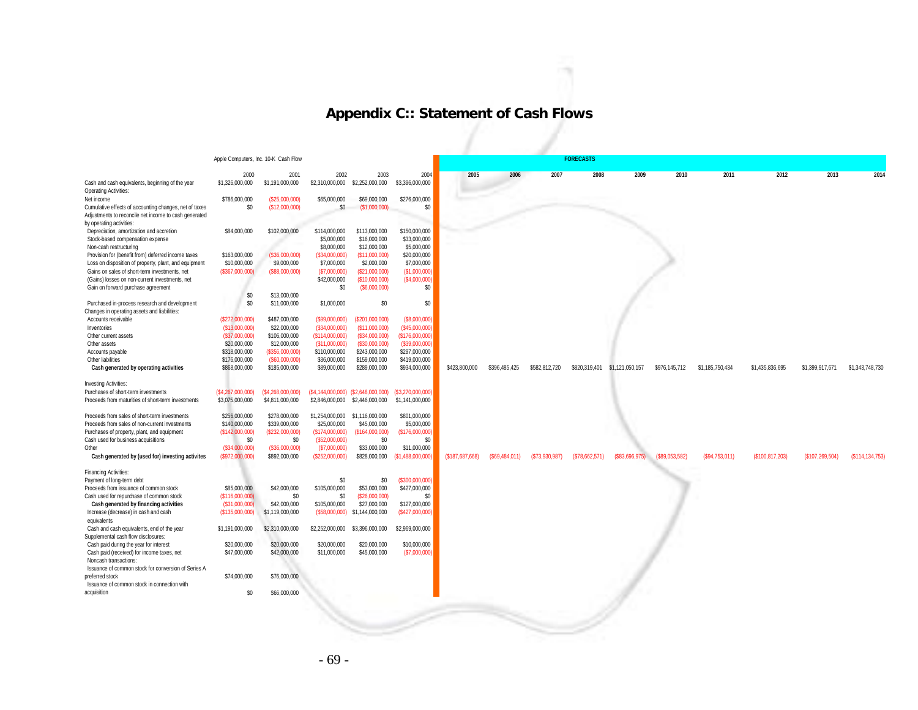# Appendix C:: Statement of Cash Flows

| Apple Computers, Inc. 10-K Cash Flow | 2000 | 2001 | 2002 | 2003 | 2004 | 2005 | 2006 | 2007 | 2008 | 2009 | 2010 | 2011 | 2012 | 2013 | 2014 |
|---|---|---|---|---|---|---|---|---|---|---|---|---|---|---|---|
| | | | | | | FORECASTS | | | | | | | | | |
| Cash and cash equivalents, beginning of the year | $1,326,000,000 | $1,191,000,000 | $2,310,000,000 | $2,252,000,000 | $3,396,000,000 | | | | | | | | | | |
| Operating Activities: | | | | | | | | | | | | | | | |
| Net income | $786,000,000 | ($25,000,000) | $65,000,000 | $69,000,000 | $276,000,000 | | | | | | | | | | |
| Cumulative effects of accounting changes, net of taxes | $0 | ($12,000,000) | $0 | ($1,000,000) | $0 | | | | | | | | | | |
| Adjustments to reconcile net income to cash generated by operating activities: | | | | | | | | | | | | | | | |
| Depreciation, amortization and accretion | $84,000,000 | $102,000,000 | $114,000,000 | $113,000,000 | $150,000,000 | | | | | | | | | | |
| Stock-based compensation expense | | | $5,000,000 | $16,000,000 | $33,000,000 | | | | | | | | | | |
| Non-cash restructuring | | | $8,000,000 | $12,000,000 | $5,000,000 | | | | | | | | | | |
| Provision for (benefit from) deferred income taxes | $163,000,000 | ($36,000,000) | ($34,000,000) | ($11,000,000) | $20,000,000 | | | | | | | | | | |
| Loss on disposition of property, plant, and equipment | $10,000,000 | $9,000,000 | $7,000,000 | $2,000,000 | $7,000,000 | | | | | | | | | | |
| Gains on sales of short-term investments, net | ($367,000,000) | ($88,000,000) | ($7,000,000) | ($21,000,000) | ($1,000,000) | | | | | | | | | | |
| (Gains) losses on non-current investments, net | | | $42,000,000 | ($10,000,000) | ($4,000,000) | | | | | | | | | | |
| Gain on forward purchase agreement | | | $0 | ($6,000,000) | $0 | | | | | | | | | | |
| | $0 | $13,000,000 | | | | | | | | | | | | | |
| Purchased in-process research and development | $0 | $11,000,000 | $1,000,000 | $0 | $0 | | | | | | | | | | |
| Changes in operating assets and liabilities: | | | | | | | | | | | | | | | |
| Accounts receivable | ($272,000,000) | $487,000,000 | ($99,000,000) | ($201,000,000) | ($8,000,000) | | | | | | | | | | |
| Inventories | ($13,000,000) | $22,000,000 | ($34,000,000) | ($11,000,000) | ($45,000,000) | | | | | | | | | | |
| Other current assets | ($37,000,000) | $106,000,000 | ($114,000,000) | ($34,000,000) | ($176,000,000) | | | | | | | | | | |
| Other assets | $20,000,000 | $12,000,000 | ($11,000,000) | ($30,000,000) | ($39,000,000) | | | | | | | | | | |
| Accounts payable | $318,000,000 | ($356,000,000) | $110,000,000 | $243,000,000 | $297,000,000 | | | | | | | | | | |
| Other liabilities | $176,000,000 | ($60,000,000) | $36,000,000 | $159,000,000 | $419,000,000 | | | | | | | | | | |
| **Cash generated by operating activities** | $868,000,000 | $185,000,000 | $89,000,000 | $289,000,000 | $934,000,000 | $423,800,000 | $396,485,425 | $582,812,720 | $820,319,401 | $1,121,050,157 | $976,145,712 | $1,185,750,434 | $1,435,836,695 | $1,399,917,671 | $1,343,748,730 |
| Investing Activities: | | | | | | | | | | | | | | | |
| Purchases of short-term investments | ($4,267,000,000) | ($4,268,000,000) | ($4,144,000,000) | ($2,648,000,000) | ($3,270,000,000) | | | | | | | | | | |
| Proceeds from maturities of short-term investments | $3,075,000,000 | $4,811,000,000 | $2,846,000,000 | $2,446,000,000 | $1,141,000,000 | | | | | | | | | | |
| Proceeds from sales of short-term investments | $256,000,000 | $278,000,000 | $1,254,000,000 | $1,116,000,000 | $801,000,000 | | | | | | | | | | |
| Proceeds from sales of non-current investments | $140,000,000 | $339,000,000 | $25,000,000 | $45,000,000 | $5,000,000 | | | | | | | | | | |
| Purchases of property, plant, and equipment | ($142,000,000) | ($232,000,000) | ($174,000,000) | ($164,000,000) | ($176,000,000) | | | | | | | | | | |
| Cash used for business acquisitions | $0 | $0 | ($52,000,000) | $0 | $0 | | | | | | | | | | |
| Other | ($34,000,000) | ($36,000,000) | ($7,000,000) | $33,000,000 | $11,000,000 | | | | | | | | | | |
| **Cash generated by (used for) investing activites** | ($972,000,000) | $892,000,000 | ($252,000,000) | $828,000,000 | ($1,488,000,000) | ($187,687,668) | ($69,484,011) | ($73,930,987) | ($78,662,571) | ($83,696,975) | ($89,053,582) | ($94,753,011) | ($100,817,203) | ($107,269,504) | ($114,134,753) |
| Financing Activities: | | | | | | | | | | | | | | | |
| Payment of long-term debt | | | $0 | $0 | ($300,000,000) | | | | | | | | | | |
| Proceeds from issuance of common stock | $85,000,000 | $42,000,000 | $105,000,000 | $53,000,000 | $427,000,000 | | | | | | | | | | |
| Cash used for repurchase of common stock | ($116,000,000) | $0 | $0 | ($26,000,000) | $0 | | | | | | | | | | |
| **Cash generated by financing activities** | ($31,000,000) | $42,000,000 | $105,000,000 | $27,000,000 | $127,000,000 | | | | | | | | | | |
| Increase (decrease) in cash and cash equivalents | ($135,000,000) | $1,119,000,000 | ($58,000,000) | $1,144,000,000 | ($427,000,000) | | | | | | | | | | |
| Cash and cash equivalents, end of the year | $1,191,000,000 | $2,310,000,000 | $2,252,000,000 | $3,396,000,000 | $2,969,000,000 | | | | | | | | | | |
| Supplemental cash flow disclosures: | | | | | | | | | | | | | | | |
| Cash paid during the year for interest | $20,000,000 | $20,000,000 | $20,000,000 | $20,000,000 | $10,000,000 | | | | | | | | | | |
| Cash paid (received) for income taxes, net | $47,000,000 | $42,000,000 | $11,000,000 | $45,000,000 | ($7,000,000) | | | | | | | | | | |
| Noncash transactions: | | | | | | | | | | | | | | | |
| Issuance of common stock for conversion of Series A preferred stock | $74,000,000 | $76,000,000 | | | | | | | | | | | | | |
| Issuance of common stock in connection with acquisition | $0 | $66,000,000 | | | | | | | | | | | | | |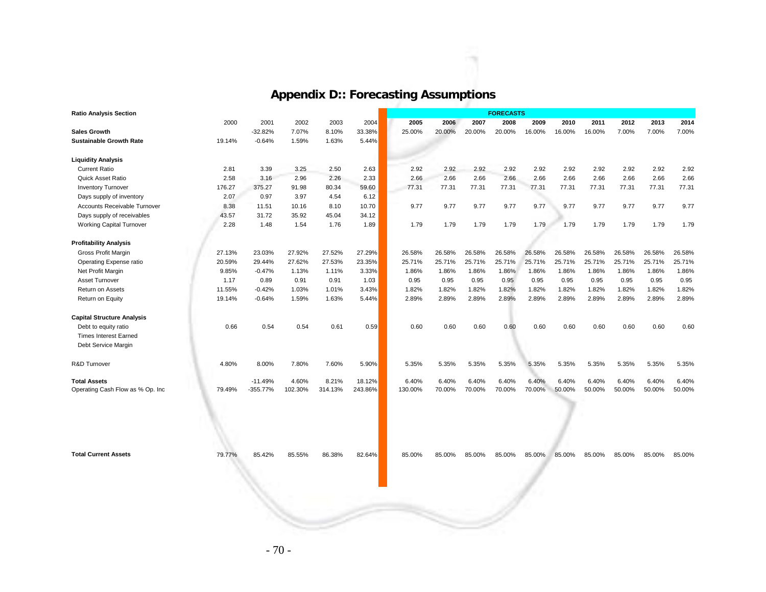# Appendix D:: Forecasting Assumptions

| Ratio Analysis Section | | | | | | FORECASTS | | | | | | | | | |
|---|---|---|---|---|---|---|---|---|---|---|---|---|---|---|---|
| | 2000 | 2001 | 2002 | 2003 | 2004 | 2005 | 2006 | 2007 | 2008 | 2009 | 2010 | 2011 | 2012 | 2013 | 2014 |
| **Sales Growth** | | -32.82% | 7.07% | 8.10% | 33.38% | 25.00% | 20.00% | 20.00% | 20.00% | 16.00% | 16.00% | 16.00% | 7.00% | 7.00% | 7.00% |
| **Sustainable Growth Rate** | 19.14% | -0.64% | 1.59% | 1.63% | 5.44% | | | | | | | | | | |
| | | | | | | | | | | | | | | | |
| **Liquidity Analysis** | | | | | | | | | | | | | | | |
| Current Ratio | 2.81 | 3.39 | 3.25 | 2.50 | 2.63 | 2.92 | 2.92 | 2.92 | 2.92 | 2.92 | 2.92 | 2.92 | 2.92 | 2.92 | 2.92 |
| Quick Asset Ratio | 2.58 | 3.16 | 2.96 | 2.26 | 2.33 | 2.66 | 2.66 | 2.66 | 2.66 | 2.66 | 2.66 | 2.66 | 2.66 | 2.66 | 2.66 |
| Inventory Turnover | 176.27 | 375.27 | 91.98 | 80.34 | 59.60 | 77.31 | 77.31 | 77.31 | 77.31 | 77.31 | 77.31 | 77.31 | 77.31 | 77.31 | 77.31 |
| Days supply of inventory | 2.07 | 0.97 | 3.97 | 4.54 | 6.12 | | | | | | | | | | |
| Accounts Receivable Turnover | 8.38 | 11.51 | 10.16 | 8.10 | 10.70 | 9.77 | 9.77 | 9.77 | 9.77 | 9.77 | 9.77 | 9.77 | 9.77 | 9.77 | 9.77 |
| Days supply of receivables | 43.57 | 31.72 | 35.92 | 45.04 | 34.12 | | | | | | | | | | |
| Working Capital Turnover | 2.28 | 1.48 | 1.54 | 1.76 | 1.89 | 1.79 | 1.79 | 1.79 | 1.79 | 1.79 | 1.79 | 1.79 | 1.79 | 1.79 | 1.79 |
| | | | | | | | | | | | | | | | |
| **Profitability Analysis** | | | | | | | | | | | | | | | |
| Gross Profit Margin | 27.13% | 23.03% | 27.92% | 27.52% | 27.29% | 26.58% | 26.58% | 26.58% | 26.58% | 26.58% | 26.58% | 26.58% | 26.58% | 26.58% | 26.58% |
| Operating Expense ratio | 20.59% | 29.44% | 27.62% | 27.53% | 23.35% | 25.71% | 25.71% | 25.71% | 25.71% | 25.71% | 25.71% | 25.71% | 25.71% | 25.71% | 25.71% |
| Net Profit Margin | 9.85% | -0.47% | 1.13% | 1.11% | 3.33% | 1.86% | 1.86% | 1.86% | 1.86% | 1.86% | 1.86% | 1.86% | 1.86% | 1.86% | 1.86% |
| Asset Turnover | 1.17 | 0.89 | 0.91 | 0.91 | 1.03 | 0.95 | 0.95 | 0.95 | 0.95 | 0.95 | 0.95 | 0.95 | 0.95 | 0.95 | 0.95 |
| Return on Assets | 11.55% | -0.42% | 1.03% | 1.01% | 3.43% | 1.82% | 1.82% | 1.82% | 1.82% | 1.82% | 1.82% | 1.82% | 1.82% | 1.82% | 1.82% |
| Return on Equity | 19.14% | -0.64% | 1.59% | 1.63% | 5.44% | 2.89% | 2.89% | 2.89% | 2.89% | 2.89% | 2.89% | 2.89% | 2.89% | 2.89% | 2.89% |
| | | | | | | | | | | | | | | | |
| **Capital Structure Analysis** | | | | | | | | | | | | | | | |
| Debt to equity ratio | 0.66 | 0.54 | 0.54 | 0.61 | 0.59 | 0.60 | 0.60 | 0.60 | 0.60 | 0.60 | 0.60 | 0.60 | 0.60 | 0.60 | 0.60 |
| Times Interest Earned | | | | | | | | | | | | | | | |
| Debt Service Margin | | | | | | | | | | | | | | | |
| | | | | | | | | | | | | | | | |
| R&D Turnover | 4.80% | 8.00% | 7.80% | 7.60% | 5.90% | 5.35% | 5.35% | 5.35% | 5.35% | 5.35% | 5.35% | 5.35% | 5.35% | 5.35% | 5.35% |
| | | | | | | | | | | | | | | | |
| **Total Assets** | | -11.49% | 4.60% | 8.21% | 18.12% | 6.40% | 6.40% | 6.40% | 6.40% | 6.40% | 6.40% | 6.40% | 6.40% | 6.40% | 6.40% |
| Operating Cash Flow as % Op. Inc | 79.49% | -355.77% | 102.30% | 314.13% | 243.86% | 130.00% | 70.00% | 70.00% | 70.00% | 70.00% | 50.00% | 50.00% | 50.00% | 50.00% | 50.00% |
| | | | | | | | | | | | | | | | |
| **Total Current Assets** | 79.77% | 85.42% | 85.55% | 86.38% | 82.64% | 85.00% | 85.00% | 85.00% | 85.00% | 85.00% | 85.00% | 85.00% | 85.00% | 85.00% | 85.00% |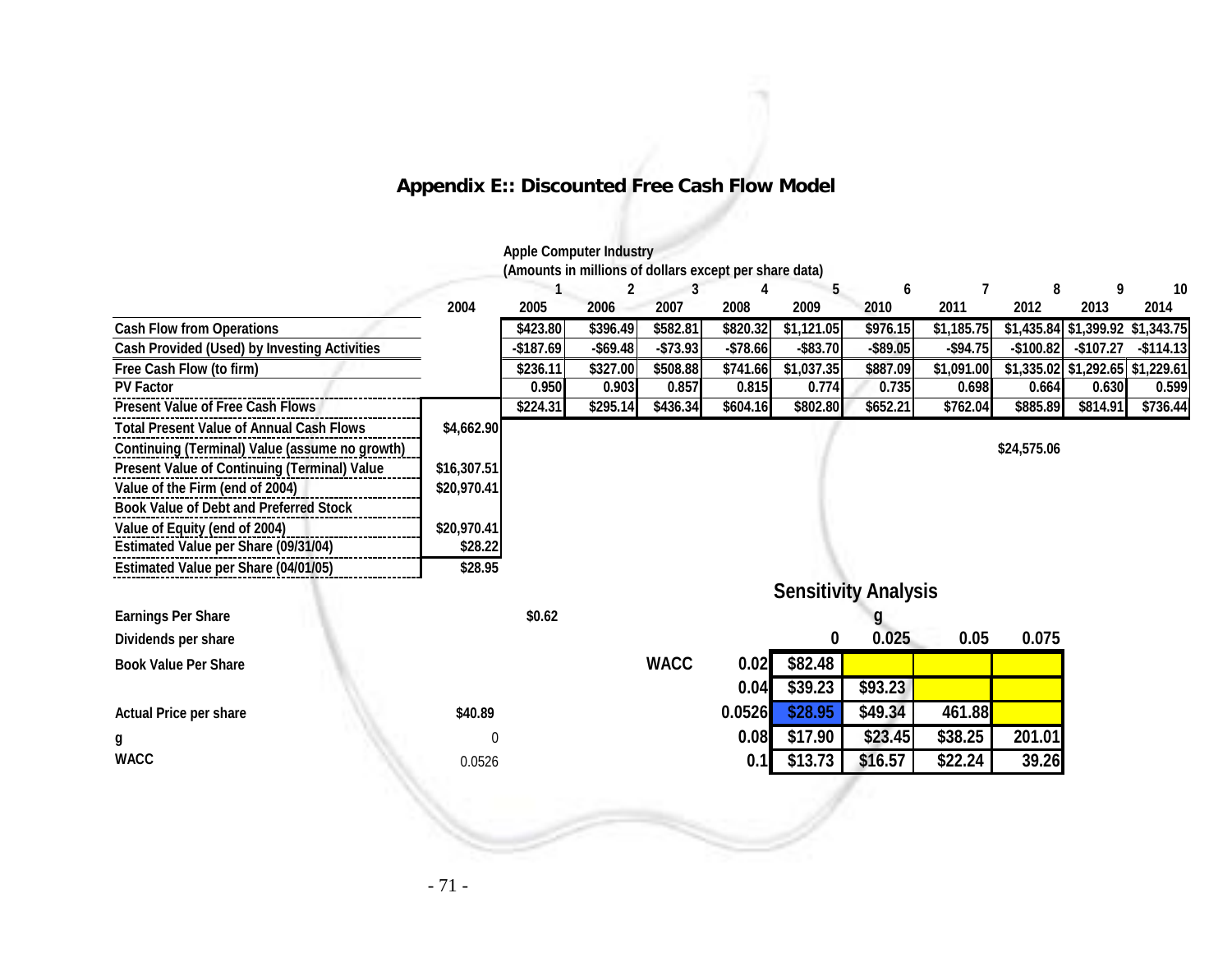# Appendix E:: Discounted Free Cash Flow Model

Apple Computer Industry
(Amounts in millions of dollars except per share data)

| | | 1 | 2 | 3 | 4 | 5 | 6 | 7 | 8 | 9 | 10 |
|---|---|---|---|---|---|---|---|---|---|---|---|
| | 2004 | 2005 | 2006 | 2007 | 2008 | 2009 | 2010 | 2011 | 2012 | 2013 | 2014 |
| Cash Flow from Operations | | $423.80 | $396.49 | $582.81 | $820.32 | $1,121.05 | $976.15 | $1,185.75 | $1,435.84 | $1,399.92 | $1,343.75 |
| Cash Provided (Used) by Investing Activities | | -$187.69 | -$69.48 | -$73.93 | -$78.66 | -$83.70 | -$89.05 | -$94.75 | -$100.82 | -$107.27 | -$114.13 |
| Free Cash Flow (to firm) | | $236.11 | $327.00 | $508.88 | $741.66 | $1,037.35 | $887.09 | $1,091.00 | $1,335.02 | $1,292.65 | $1,229.61 |
| PV Factor | | 0.950 | 0.903 | 0.857 | 0.815 | 0.774 | 0.735 | 0.698 | 0.664 | 0.630 | 0.599 |
| Present Value of Free Cash Flows | | $224.31 | $295.14 | $436.34 | $604.16 | $802.80 | $652.21 | $762.04 | $885.89 | $814.91 | $736.44 |
| Total Present Value of Annual Cash Flows | $4,662.90 | | | | | | | | | | |
| Continuing (Terminal) Value (assume no growth) | | | | | | | | | $24,575.06 | | |
| Present Value of Continuing (Terminal) Value | $16,307.51 | | | | | | | | | | |
| Value of the Firm (end of 2004) | $20,970.41 | | | | | | | | | | |
| Book Value of Debt and Preferred Stock | | | | | | | | | | | |
| Value of Equity (end of 2004) | $20,970.41 | | | | | | | | | | |
| Estimated Value per Share (09/31/04) | $28.22 | | | | | | | | | | |
| Estimated Value per Share (04/01/05) | $28.95 | | | | | | | | | | |

| | | |
|---|---|---|
| Earnings Per Share | | $0.62 |
| Dividends per share | | |
| Book Value Per Share | | |
| Actual Price per share | $40.89 | |
| g | 0 | |
| WACC | 0.0526 | |

## Sensitivity Analysis

| | | g | | | |
|---|---|---|---|---|---|
| | | 0 | 0.025 | 0.05 | 0.075 |
| WACC | 0.02 | $82.48 | | | |
| | 0.04 | $39.23 | $93.23 | | |
| | 0.0526 | $28.95 | $49.34 | 461.88 | |
| | 0.08 | $17.90 | $23.45 | $38.25 | 201.01 |
| | 0.1 | $13.73 | $16.57 | $22.24 | 39.26 |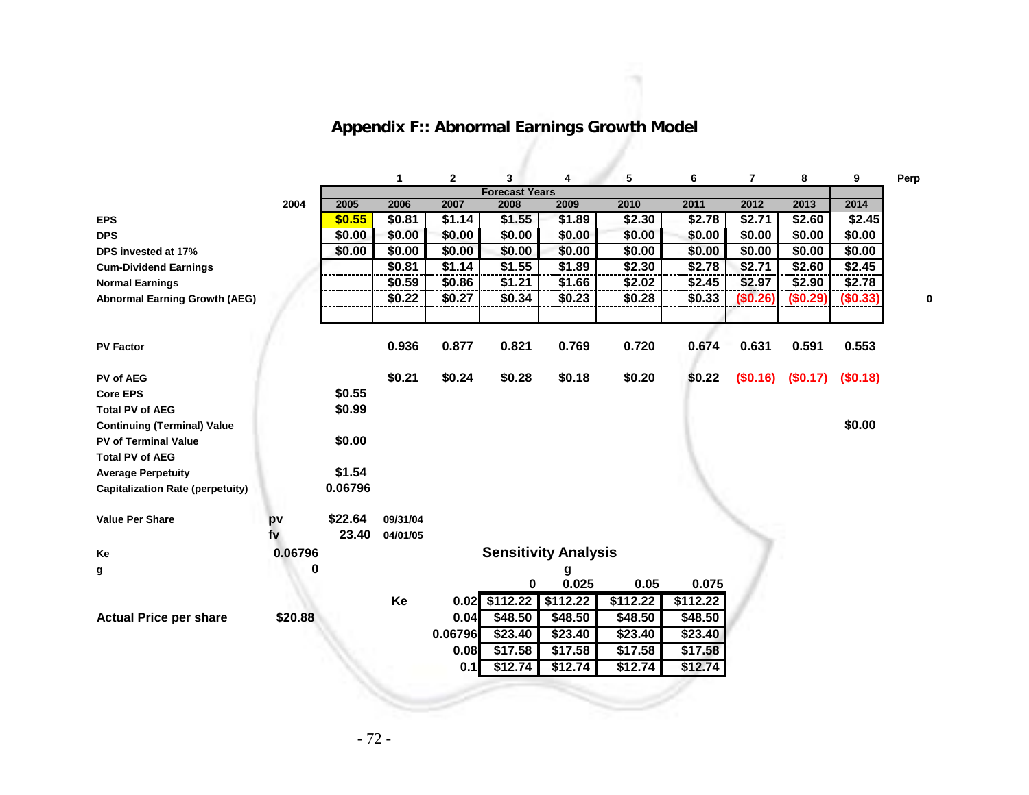## Appendix F:: Abnormal Earnings Growth Model

| | 2004 | 2005 | 2006 | 2007 | 2008 | 2009 | 2010 | 2011 | 2012 | 2013 | 2014 | Perp |
|---|---|---|---|---|---|---|---|---|---|---|---|---|
| | | | 1 | 2 | 3 | 4 | 5 | 6 | 7 | 8 | 9 | |
| | | Forecast Years | | | | | | | | | | |
| EPS | | $0.55 | $0.81 | $1.14 | $1.55 | $1.89 | $2.30 | $2.78 | $2.71 | $2.60 | $2.45 | |
| DPS | | $0.00 | $0.00 | $0.00 | $0.00 | $0.00 | $0.00 | $0.00 | $0.00 | $0.00 | $0.00 | |
| DPS invested at 17% | | $0.00 | $0.00 | $0.00 | $0.00 | $0.00 | $0.00 | $0.00 | $0.00 | $0.00 | $0.00 | |
| Cum-Dividend Earnings | | | $0.81 | $1.14 | $1.55 | $1.89 | $2.30 | $2.78 | $2.71 | $2.60 | $2.45 | |
| Normal Earnings | | | $0.59 | $0.86 | $1.21 | $1.66 | $2.02 | $2.45 | $2.97 | $2.90 | $2.78 | |
| Abnormal Earning Growth (AEG) | | | $0.22 | $0.27 | $0.34 | $0.23 | $0.28 | $0.33 | ($0.26) | ($0.29) | ($0.33) | 0 |
| PV Factor | | | 0.936 | 0.877 | 0.821 | 0.769 | 0.720 | 0.674 | 0.631 | 0.591 | 0.553 | |
| PV of AEG | | | $0.21 | $0.24 | $0.28 | $0.18 | $0.20 | $0.22 | ($0.16) | ($0.17) | ($0.18) | |
| Core EPS | | $0.55 | | | | | | | | | | |
| Total PV of AEG | | $0.99 | | | | | | | | | | |
| Continuing (Terminal) Value | | | | | | | | | | | $0.00 | |
| PV of Terminal Value | | $0.00 | | | | | | | | | | |
| Total PV of AEG | | | | | | | | | | | | |
| Average Perpetuity | | $1.54 | | | | | | | | | | |
| Capitalization Rate (perpetuity) | | 0.06796 | | | | | | | | | | |
| Value Per Share | pv | $22.64 | 09/31/04 | | | | | | | | | |
| | fv | 23.40 | 04/01/05 | | | | | | | | | |

| | |
|---|---|
| Ke | 0.06796 |
| g | 0 |
| Actual Price per share | $20.88 |

### Sensitivity Analysis

| | | g | | | |
|---|---|---|---|---|---|
| | | 0 | 0.025 | 0.05 | 0.075 |
| Ke | 0.02 | $112.22 | $112.22 | $112.22 | $112.22 |
| | 0.04 | $48.50 | $48.50 | $48.50 | $48.50 |
| | 0.06796 | $23.40 | $23.40 | $23.40 | $23.40 |
| | 0.08 | $17.58 | $17.58 | $17.58 | $17.58 |
| | 0.1 | $12.74 | $12.74 | $12.74 | $12.74 |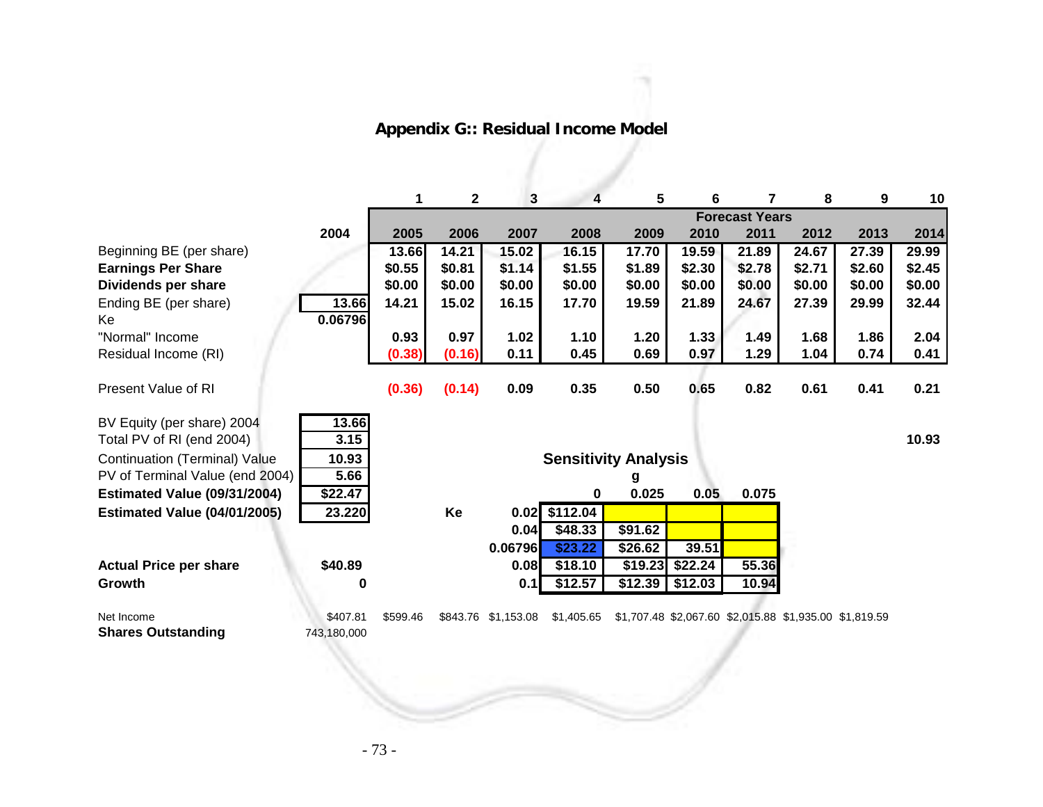# Appendix G:: Residual Income Model

| | 2004 | 2005 | 2006 | 2007 | 2008 | 2009 | 2010 | 2011 | 2012 | 2013 | 2014 |
|---|---|---|---|---|---|---|---|---|---|---|---|
| | | 1 | 2 | 3 | 4 | 5 | 6 | 7 | 8 | 9 | 10 |
| | | Forecast Years | | | | | | | | | |
| Beginning BE (per share) | | 13.66 | 14.21 | 15.02 | 16.15 | 17.70 | 19.59 | 21.89 | 24.67 | 27.39 | 29.99 |
| **Earnings Per Share** | | $0.55 | $0.81 | $1.14 | $1.55 | $1.89 | $2.30 | $2.78 | $2.71 | $2.60 | $2.45 |
| **Dividends per share** | | $0.00 | $0.00 | $0.00 | $0.00 | $0.00 | $0.00 | $0.00 | $0.00 | $0.00 | $0.00 |
| Ending BE (per share) | 13.66 | 14.21 | 15.02 | 16.15 | 17.70 | 19.59 | 21.89 | 24.67 | 27.39 | 29.99 | 32.44 |
| Ke | 0.06796 | | | | | | | | | | |
| "Normal" Income | | 0.93 | 0.97 | 1.02 | 1.10 | 1.20 | 1.33 | 1.49 | 1.68 | 1.86 | 2.04 |
| Residual Income (RI) | | (0.38) | (0.16) | 0.11 | 0.45 | 0.69 | 0.97 | 1.29 | 1.04 | 0.74 | 0.41 |
| | | | | | | | | | | | |
| Present Value of RI | | (0.36) | (0.14) | 0.09 | 0.35 | 0.50 | 0.65 | 0.82 | 0.61 | 0.41 | 0.21 |

| | |
|---|---|
| BV Equity (per share) 2004 | 13.66 |
| Total PV of RI (end 2004) | 3.15 |
| Continuation (Terminal) Value | 10.93 |
| PV of Terminal Value (end 2004) | 5.66 |
| **Estimated Value (09/31/2004)** | $22.47 |
| **Estimated Value (04/01/2005)** | 23.220 |
| | |
| **Actual Price per share** | $40.89 |
| **Growth** | 0 |

2014 Continuation value: 10.93

## Sensitivity Analysis

| Ke \ g | 0 | 0.025 | 0.05 | 0.075 |
|---|---|---|---|---|
| 0.02 | $112.04 | | | |
| 0.04 | $48.33 | $91.62 | | |
| 0.06796 | $23.22 | $26.62 | 39.51 | |
| 0.08 | $18.10 | $19.23 | $22.24 | 55.36 |
| 0.1 | $12.57 | $12.39 | $12.03 | 10.94 |

| | 2004 | 2005 | 2006 | 2007 | 2008 | 2009 | 2010 | 2011 | 2012 | 2013 |
|---|---|---|---|---|---|---|---|---|---|---|
| Net Income | $407.81 | $599.46 | $843.76 | $1,153.08 | $1,405.65 | $1,707.48 | $2,067.60 | $2,015.88 | $1,935.00 | $1,819.59 |
| **Shares Outstanding** | 743,180,000 | | | | | | | | | |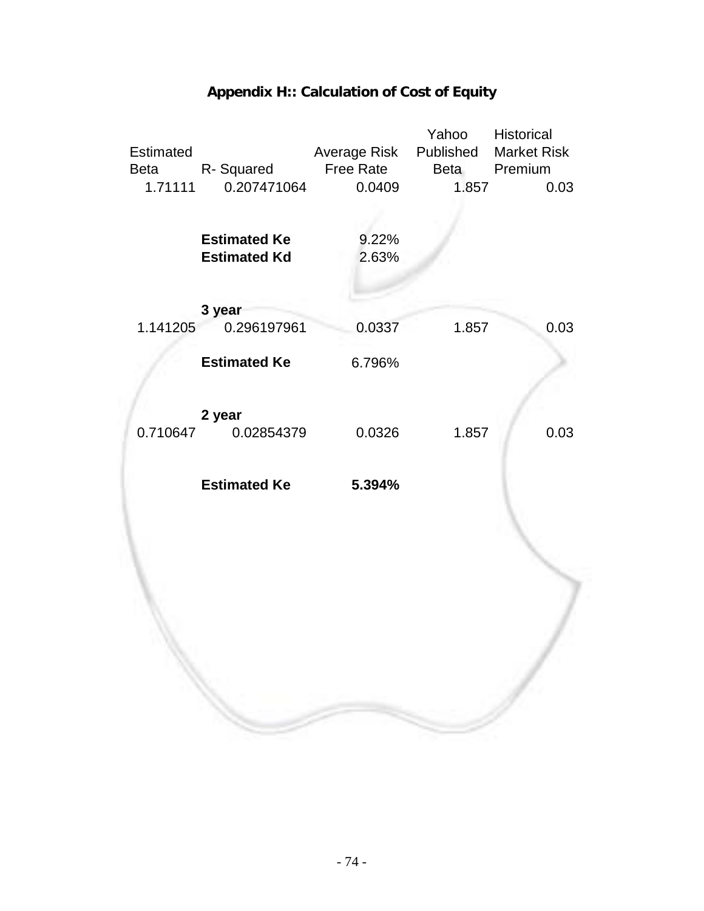## Appendix H:: Calculation of Cost of Equity

| Estimated Beta | R- Squared | Average Risk Free Rate | Yahoo Published Beta | Historical Market Risk Premium |
|---|---|---|---|---|
| 1.71111 | 0.207471064 | 0.0409 | 1.857 | 0.03 |
| | **Estimated Ke** | 9.22% | | |
| | **Estimated Kd** | 2.63% | | |
| | **3 year** | | | |
| 1.141205 | 0.296197961 | 0.0337 | 1.857 | 0.03 |
| | **Estimated Ke** | 6.796% | | |
| | **2 year** | | | |
| 0.710647 | 0.02854379 | 0.0326 | 1.857 | 0.03 |
| | **Estimated Ke** | **5.394%** | | |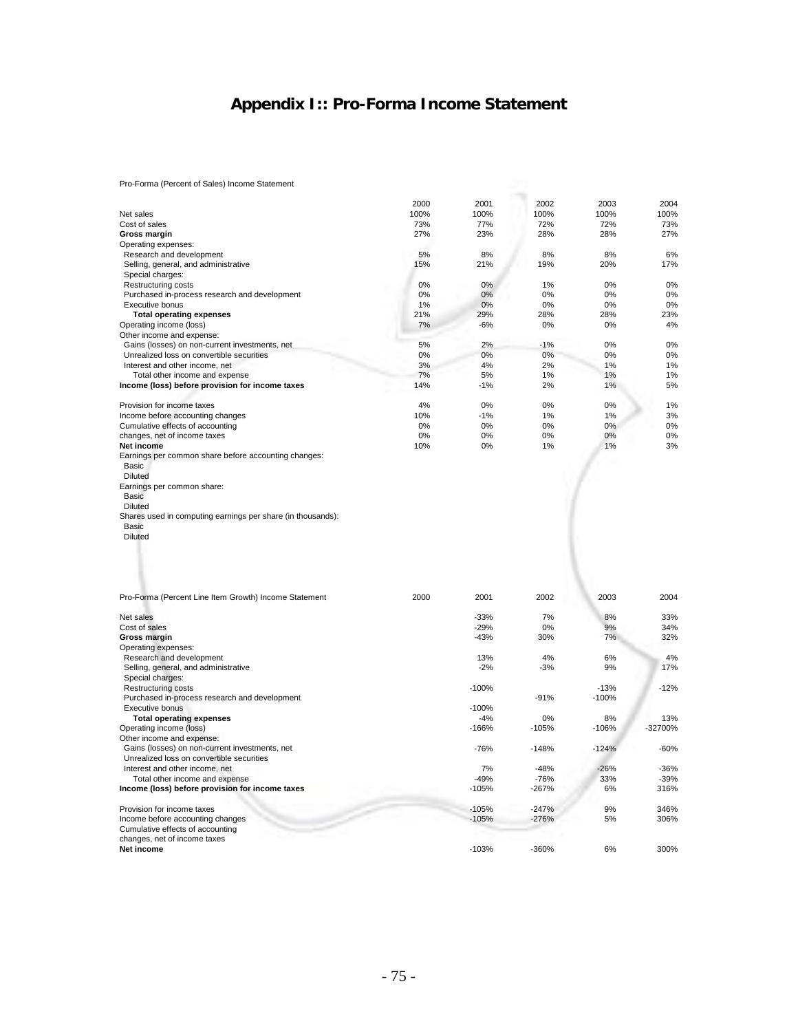# Appendix I :: Pro-Forma Income Statement

Pro-Forma (Percent of Sales) Income Statement

| | 2000 | 2001 | 2002 | 2003 | 2004 |
|---|---|---|---|---|---|
| Net sales | 100% | 100% | 100% | 100% | 100% |
| Cost of sales | 73% | 77% | 72% | 72% | 73% |
| **Gross margin** | 27% | 23% | 28% | 28% | 27% |
| Operating expenses: | | | | | |
| Research and development | 5% | 8% | 8% | 8% | 6% |
| Selling, general, and administrative | 15% | 21% | 19% | 20% | 17% |
| Special charges: | | | | | |
| Restructuring costs | 0% | 0% | 1% | 0% | 0% |
| Purchased in-process research and development | 0% | 0% | 0% | 0% | 0% |
| Executive bonus | 1% | 0% | 0% | 0% | 0% |
| **Total operating expenses** | 21% | 29% | 28% | 28% | 23% |
| Operating income (loss) | 7% | -6% | 0% | 0% | 4% |
| Other income and expense: | | | | | |
| Gains (losses) on non-current investments, net | 5% | 2% | -1% | 0% | 0% |
| Unrealized loss on convertible securities | 0% | 0% | 0% | 0% | 0% |
| Interest and other income, net | 3% | 4% | 2% | 1% | 1% |
| Total other income and expense | 7% | 5% | 1% | 1% | 1% |
| **Income (loss) before provision for income taxes** | 14% | -1% | 2% | 1% | 5% |
| | | | | | |
| Provision for income taxes | 4% | 0% | 0% | 0% | 1% |
| Income before accounting changes | 10% | -1% | 1% | 1% | 3% |
| Cumulative effects of accounting | 0% | 0% | 0% | 0% | 0% |
| changes, net of income taxes | 0% | 0% | 0% | 0% | 0% |
| **Net income** | 10% | 0% | 1% | 1% | 3% |
| Earnings per common share before accounting changes: | | | | | |
| Basic | | | | | |
| Diluted | | | | | |
| Earnings per common share: | | | | | |
| Basic | | | | | |
| Diluted | | | | | |
| Shares used in computing earnings per share (in thousands): | | | | | |
| Basic | | | | | |
| Diluted | | | | | |

| Pro-Forma (Percent Line Item Growth) Income Statement | 2000 | 2001 | 2002 | 2003 | 2004 |
|---|---|---|---|---|---|
| Net sales | | -33% | 7% | 8% | 33% |
| Cost of sales | | -29% | 0% | 9% | 34% |
| **Gross margin** | | -43% | 30% | 7% | 32% |
| Operating expenses: | | | | | |
| Research and development | | 13% | 4% | 6% | 4% |
| Selling, general, and administrative | | -2% | -3% | 9% | 17% |
| Special charges: | | | | | |
| Restructuring costs | | -100% | | -13% | -12% |
| Purchased in-process research and development | | | -91% | -100% | |
| Executive bonus | | -100% | | | |
| **Total operating expenses** | | -4% | 0% | 8% | 13% |
| Operating income (loss) | | -166% | -105% | -106% | -32700% |
| Other income and expense: | | | | | |
| Gains (losses) on non-current investments, net | | -76% | -148% | -124% | -60% |
| Unrealized loss on convertible securities | | | | | |
| Interest and other income, net | | 7% | -48% | -26% | -36% |
| Total other income and expense | | -49% | -76% | 33% | -39% |
| **Income (loss) before provision for income taxes** | | -105% | -267% | 6% | 316% |
| | | | | | |
| Provision for income taxes | | -105% | -247% | 9% | 346% |
| Income before accounting changes | | -105% | -276% | 5% | 306% |
| Cumulative effects of accounting | | | | | |
| changes, net of income taxes | | | | | |
| **Net income** | | -103% | -360% | 6% | 300% |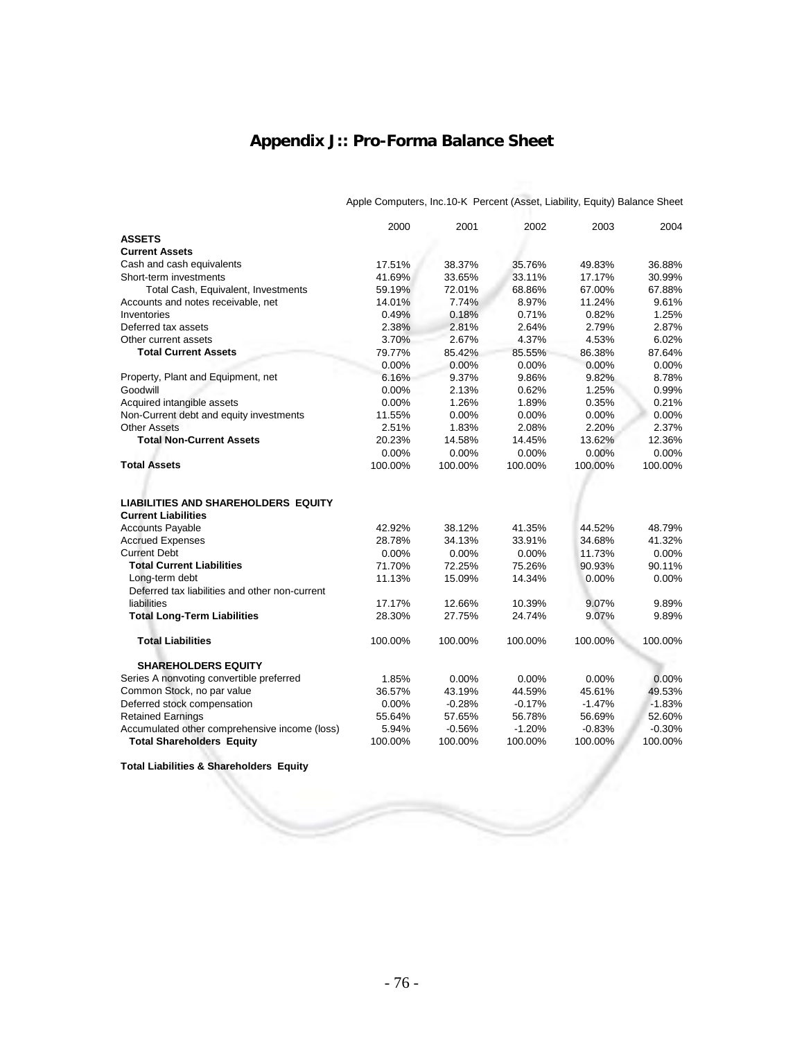# Appendix J:: Pro-Forma Balance Sheet

Apple Computers, Inc.10-K Percent (Asset, Liability, Equity) Balance Sheet

| | 2000 | 2001 | 2002 | 2003 | 2004 |
|---|---|---|---|---|---|
| **ASSETS** | | | | | |
| **Current Assets** | | | | | |
| Cash and cash equivalents | 17.51% | 38.37% | 35.76% | 49.83% | 36.88% |
| Short-term investments | 41.69% | 33.65% | 33.11% | 17.17% | 30.99% |
| Total Cash, Equivalent, Investments | 59.19% | 72.01% | 68.86% | 67.00% | 67.88% |
| Accounts and notes receivable, net | 14.01% | 7.74% | 8.97% | 11.24% | 9.61% |
| Inventories | 0.49% | 0.18% | 0.71% | 0.82% | 1.25% |
| Deferred tax assets | 2.38% | 2.81% | 2.64% | 2.79% | 2.87% |
| Other current assets | 3.70% | 2.67% | 4.37% | 4.53% | 6.02% |
| **Total Current Assets** | 79.77% | 85.42% | 85.55% | 86.38% | 87.64% |
| | 0.00% | 0.00% | 0.00% | 0.00% | 0.00% |
| Property, Plant and Equipment, net | 6.16% | 9.37% | 9.86% | 9.82% | 8.78% |
| Goodwill | 0.00% | 2.13% | 0.62% | 1.25% | 0.99% |
| Acquired intangible assets | 0.00% | 1.26% | 1.89% | 0.35% | 0.21% |
| Non-Current debt and equity investments | 11.55% | 0.00% | 0.00% | 0.00% | 0.00% |
| Other Assets | 2.51% | 1.83% | 2.08% | 2.20% | 2.37% |
| **Total Non-Current Assets** | 20.23% | 14.58% | 14.45% | 13.62% | 12.36% |
| | 0.00% | 0.00% | 0.00% | 0.00% | 0.00% |
| **Total Assets** | 100.00% | 100.00% | 100.00% | 100.00% | 100.00% |
| | | | | | |
| **LIABILITIES AND SHAREHOLDERS EQUITY** | | | | | |
| **Current Liabilities** | | | | | |
| Accounts Payable | 42.92% | 38.12% | 41.35% | 44.52% | 48.79% |
| Accrued Expenses | 28.78% | 34.13% | 33.91% | 34.68% | 41.32% |
| Current Debt | 0.00% | 0.00% | 0.00% | 11.73% | 0.00% |
| **Total Current Liabilities** | 71.70% | 72.25% | 75.26% | 90.93% | 90.11% |
| Long-term debt | 11.13% | 15.09% | 14.34% | 0.00% | 0.00% |
| Deferred tax liabilities and other non-current liabilities | 17.17% | 12.66% | 10.39% | 9.07% | 9.89% |
| **Total Long-Term Liabilities** | 28.30% | 27.75% | 24.74% | 9.07% | 9.89% |
| | | | | | |
| **Total Liabilities** | 100.00% | 100.00% | 100.00% | 100.00% | 100.00% |
| | | | | | |
| **SHAREHOLDERS EQUITY** | | | | | |
| Series A nonvoting convertible preferred | 1.85% | 0.00% | 0.00% | 0.00% | 0.00% |
| Common Stock, no par value | 36.57% | 43.19% | 44.59% | 45.61% | 49.53% |
| Deferred stock compensation | 0.00% | -0.28% | -0.17% | -1.47% | -1.83% |
| Retained Earnings | 55.64% | 57.65% | 56.78% | 56.69% | 52.60% |
| Accumulated other comprehensive income (loss) | 5.94% | -0.56% | -1.20% | -0.83% | -0.30% |
| **Total Shareholders Equity** | 100.00% | 100.00% | 100.00% | 100.00% | 100.00% |
| | | | | | |
| **Total Liabilities & Shareholders Equity** | | | | | |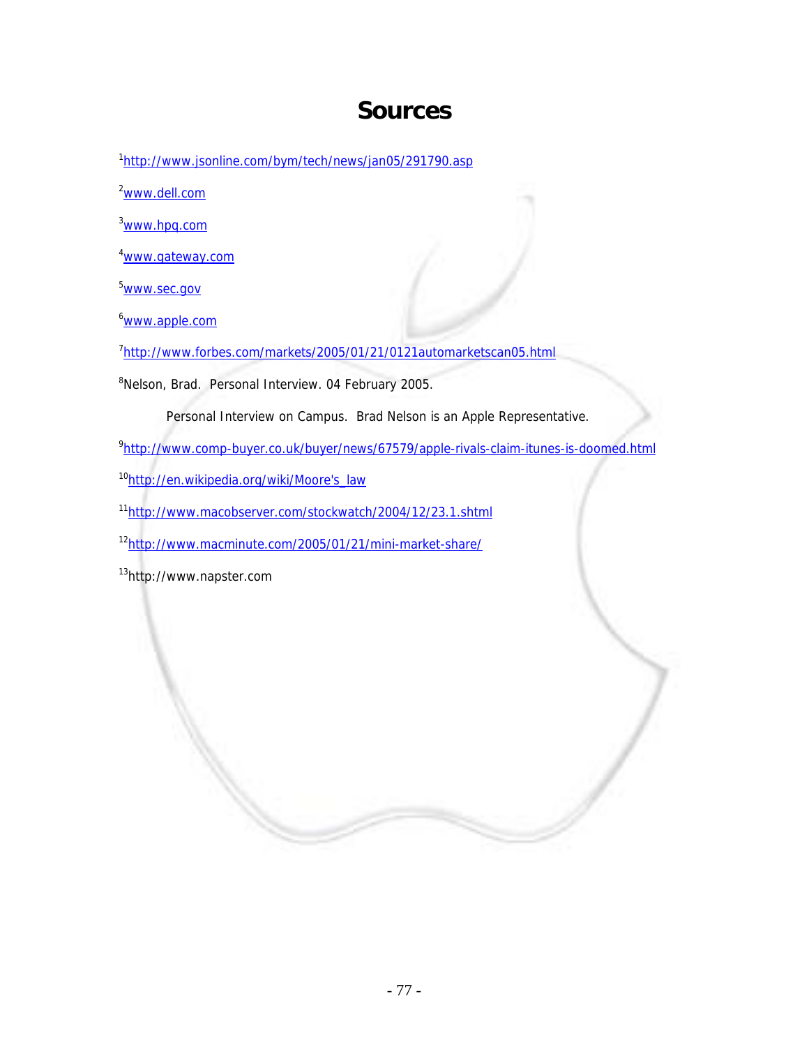# Sources

[1]http://www.jsonline.com/bym/tech/news/jan05/291790.asp

[2]www.dell.com

[3]www.hpq.com

[4]www.gateway.com

[5]www.sec.gov

[6]www.apple.com

[7]http://www.forbes.com/markets/2005/01/21/0121automarketscan05.html

[8]Nelson, Brad. Personal Interview. 04 February 2005.

Personal Interview on Campus. Brad Nelson is an Apple Representative.

[9]http://www.comp-buyer.co.uk/buyer/news/67579/apple-rivals-claim-itunes-is-doomed.html

[10]http://en.wikipedia.org/wiki/Moore's_law

[11]http://www.macobserver.com/stockwatch/2004/12/23.1.shtml

[12]http://www.macminute.com/2005/01/21/mini-market-share/

[13]http://www.napster.com